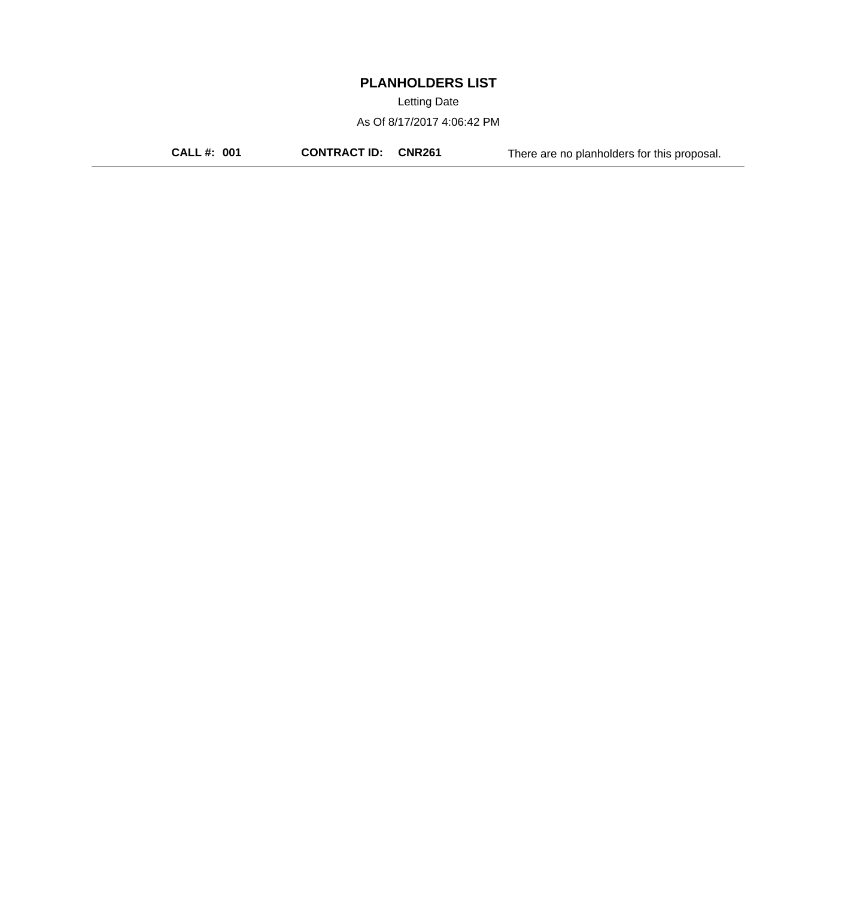# PLANHOLDERS LIST

Letting Date

As Of 8/17/2017 4:06:42 PM

**CALL #: 001** **CONTRACT ID: CNR261** There are no planholders for this proposal.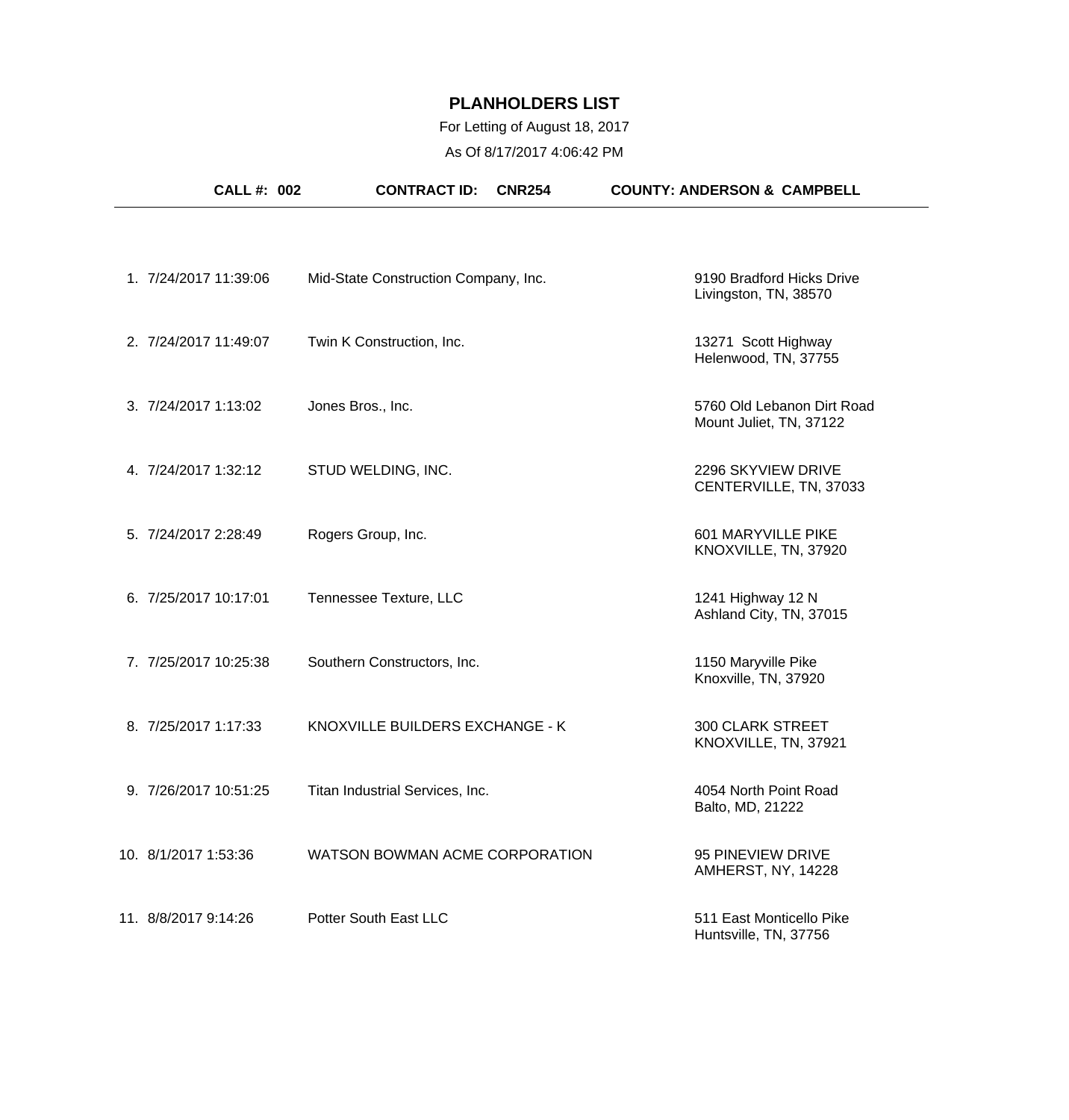# PLANHOLDERS LIST

For Letting of August 18, 2017

As Of 8/17/2017 4:06:42 PM

**CALL #: 002** **CONTRACT ID: CNR254** **COUNTY: ANDERSON & CAMPBELL**

| # | Date/Time | Name | Address |
|---|---|---|---|
| 1. | 7/24/2017 11:39:06 | Mid-State Construction Company, Inc. | 9190 Bradford Hicks Drive<br>Livingston, TN, 38570 |
| 2. | 7/24/2017 11:49:07 | Twin K Construction, Inc. | 13271 Scott Highway<br>Helenwood, TN, 37755 |
| 3. | 7/24/2017 1:13:02 | Jones Bros., Inc. | 5760 Old Lebanon Dirt Road<br>Mount Juliet, TN, 37122 |
| 4. | 7/24/2017 1:32:12 | STUD WELDING, INC. | 2296 SKYVIEW DRIVE<br>CENTERVILLE, TN, 37033 |
| 5. | 7/24/2017 2:28:49 | Rogers Group, Inc. | 601 MARYVILLE PIKE<br>KNOXVILLE, TN, 37920 |
| 6. | 7/25/2017 10:17:01 | Tennessee Texture, LLC | 1241 Highway 12 N<br>Ashland City, TN, 37015 |
| 7. | 7/25/2017 10:25:38 | Southern Constructors, Inc. | 1150 Maryville Pike<br>Knoxville, TN, 37920 |
| 8. | 7/25/2017 1:17:33 | KNOXVILLE BUILDERS EXCHANGE - K | 300 CLARK STREET<br>KNOXVILLE, TN, 37921 |
| 9. | 7/26/2017 10:51:25 | Titan Industrial Services, Inc. | 4054 North Point Road<br>Balto, MD, 21222 |
| 10. | 8/1/2017 1:53:36 | WATSON BOWMAN ACME CORPORATION | 95 PINEVIEW DRIVE<br>AMHERST, NY, 14228 |
| 11. | 8/8/2017 9:14:26 | Potter South East LLC | 511 East Monticello Pike<br>Huntsville, TN, 37756 |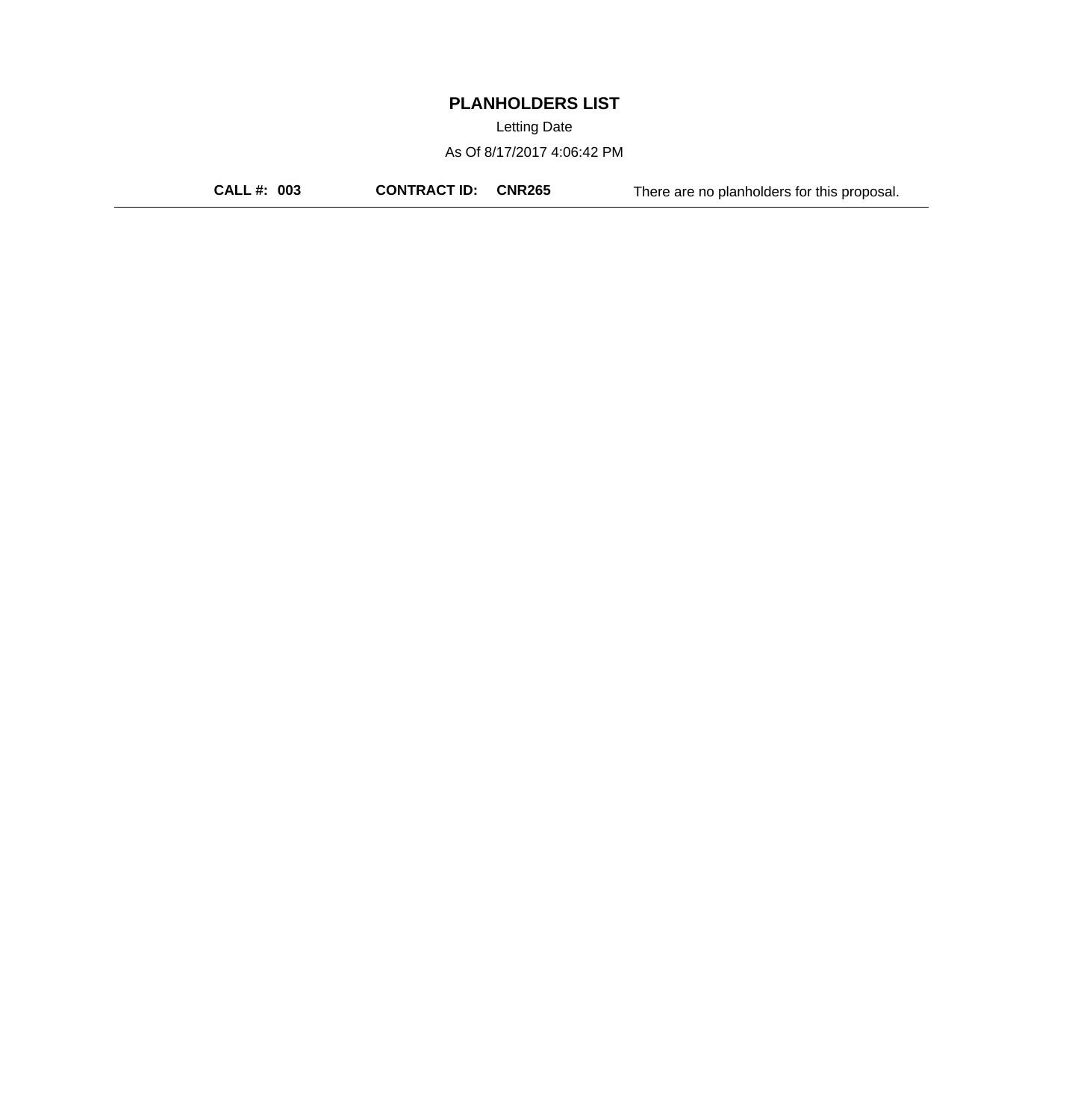# PLANHOLDERS LIST

Letting Date

As Of 8/17/2017 4:06:42 PM

**CALL #: 003** **CONTRACT ID: CNR265** There are no planholders for this proposal.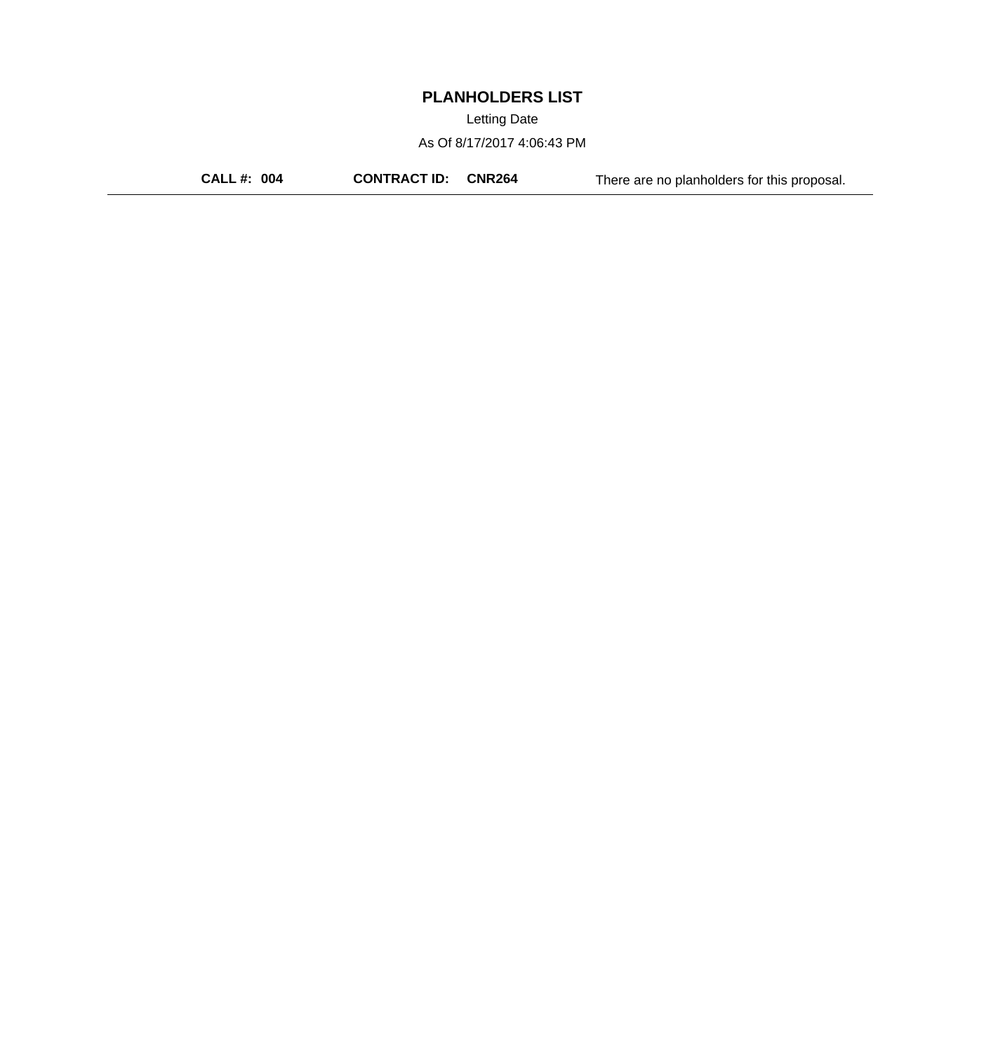# PLANHOLDERS LIST

Letting Date

As Of 8/17/2017 4:06:43 PM

**CALL #: 004** **CONTRACT ID: CNR264** There are no planholders for this proposal.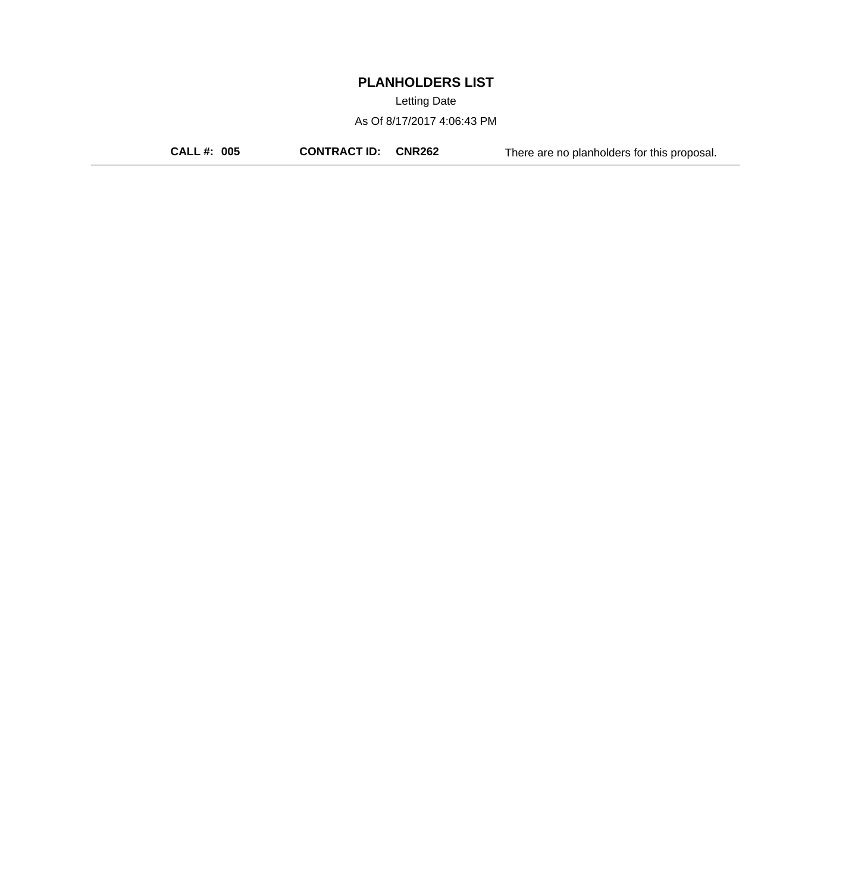# PLANHOLDERS LIST

Letting Date

As Of 8/17/2017 4:06:43 PM

**CALL #: 005** **CONTRACT ID: CNR262** There are no planholders for this proposal.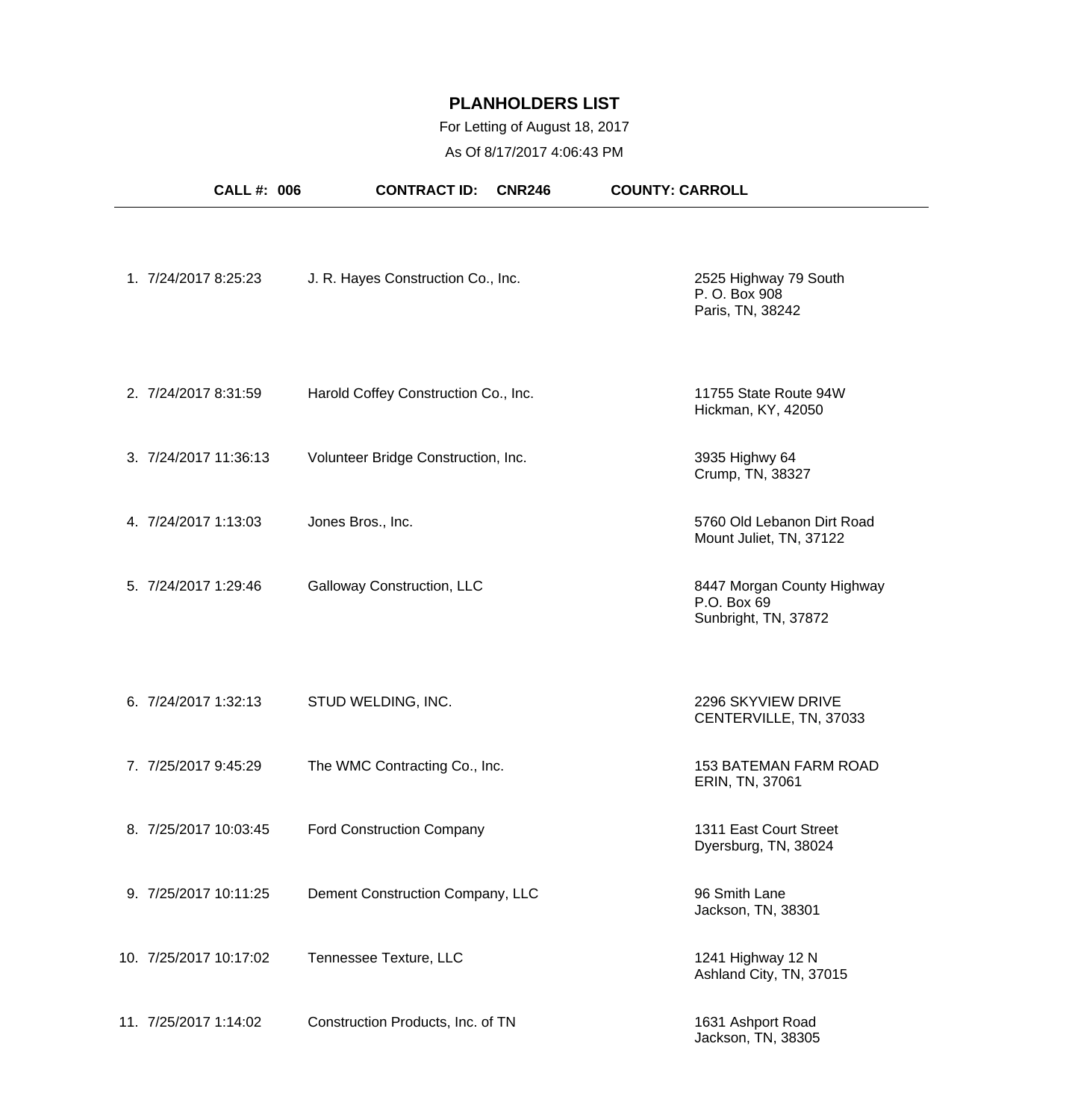# PLANHOLDERS LIST

For Letting of August 18, 2017

As Of 8/17/2017 4:06:43 PM

**CALL #: 006** **CONTRACT ID: CNR246** **COUNTY: CARROLL**

| # | Date/Time | Company | Address |
|---|---|---|---|
| 1. | 7/24/2017 8:25:23 | J. R. Hayes Construction Co., Inc. | 2525 Highway 79 South<br>P. O. Box 908<br>Paris, TN, 38242 |
| 2. | 7/24/2017 8:31:59 | Harold Coffey Construction Co., Inc. | 11755 State Route 94W<br>Hickman, KY, 42050 |
| 3. | 7/24/2017 11:36:13 | Volunteer Bridge Construction, Inc. | 3935 Highwy 64<br>Crump, TN, 38327 |
| 4. | 7/24/2017 1:13:03 | Jones Bros., Inc. | 5760 Old Lebanon Dirt Road<br>Mount Juliet, TN, 37122 |
| 5. | 7/24/2017 1:29:46 | Galloway Construction, LLC | 8447 Morgan County Highway<br>P.O. Box 69<br>Sunbright, TN, 37872 |
| 6. | 7/24/2017 1:32:13 | STUD WELDING, INC. | 2296 SKYVIEW DRIVE<br>CENTERVILLE, TN, 37033 |
| 7. | 7/25/2017 9:45:29 | The WMC Contracting Co., Inc. | 153 BATEMAN FARM ROAD<br>ERIN, TN, 37061 |
| 8. | 7/25/2017 10:03:45 | Ford Construction Company | 1311 East Court Street<br>Dyersburg, TN, 38024 |
| 9. | 7/25/2017 10:11:25 | Dement Construction Company, LLC | 96 Smith Lane<br>Jackson, TN, 38301 |
| 10. | 7/25/2017 10:17:02 | Tennessee Texture, LLC | 1241 Highway 12 N<br>Ashland City, TN, 37015 |
| 11. | 7/25/2017 1:14:02 | Construction Products, Inc. of TN | 1631 Ashport Road<br>Jackson, TN, 38305 |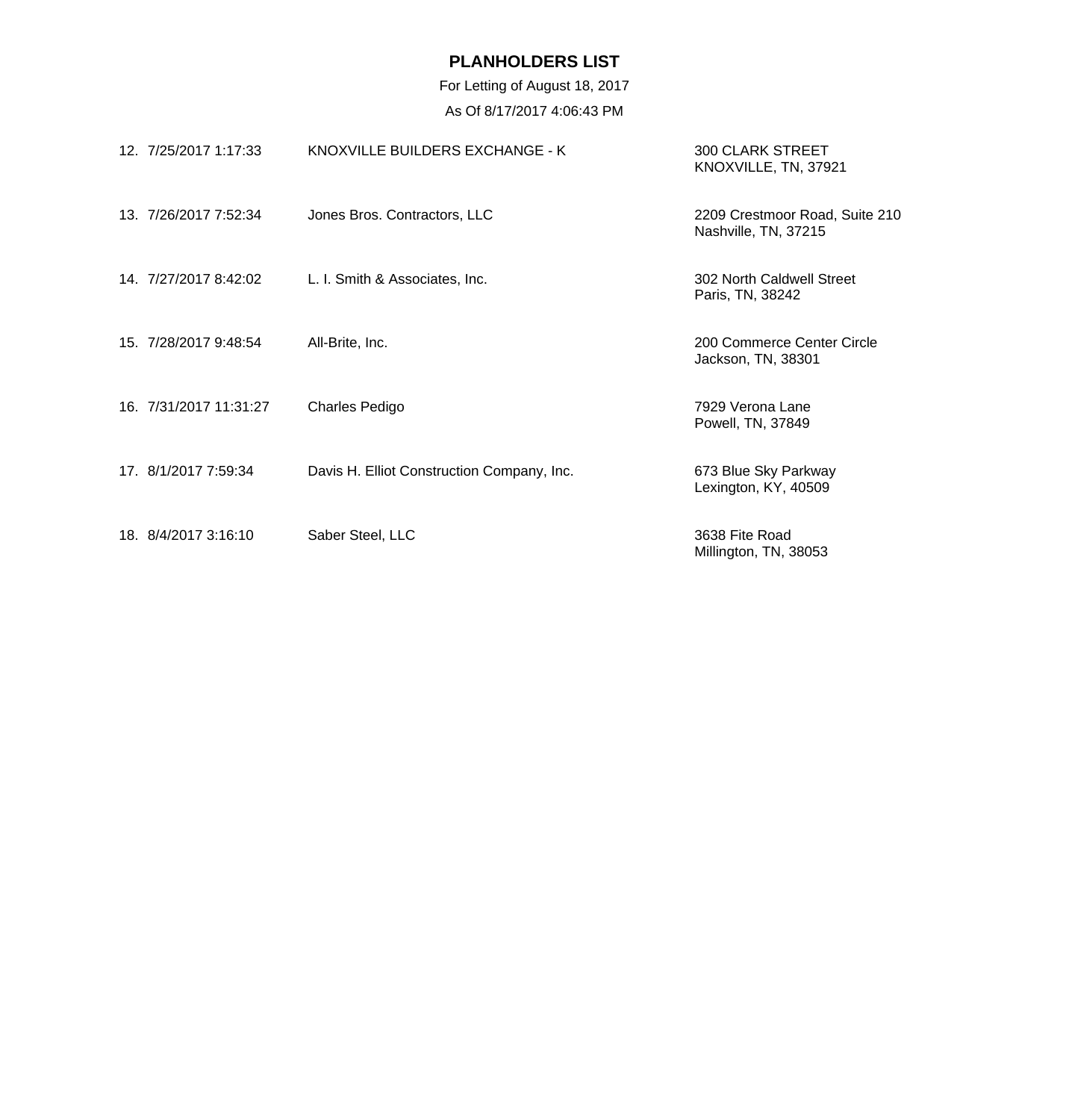**PLANHOLDERS LIST**

For Letting of August 18, 2017

As Of 8/17/2017 4:06:43 PM

| No. | Date/Time | Name | Address |
|---|---|---|---|
| 12. | 7/25/2017 1:17:33 | KNOXVILLE BUILDERS EXCHANGE - K | 300 CLARK STREET<br>KNOXVILLE, TN, 37921 |
| 13. | 7/26/2017 7:52:34 | Jones Bros. Contractors, LLC | 2209 Crestmoor Road, Suite 210<br>Nashville, TN, 37215 |
| 14. | 7/27/2017 8:42:02 | L. I. Smith & Associates, Inc. | 302 North Caldwell Street<br>Paris, TN, 38242 |
| 15. | 7/28/2017 9:48:54 | All-Brite, Inc. | 200 Commerce Center Circle<br>Jackson, TN, 38301 |
| 16. | 7/31/2017 11:31:27 | Charles Pedigo | 7929 Verona Lane<br>Powell, TN, 37849 |
| 17. | 8/1/2017 7:59:34 | Davis H. Elliot Construction Company, Inc. | 673 Blue Sky Parkway<br>Lexington, KY, 40509 |
| 18. | 8/4/2017 3:16:10 | Saber Steel, LLC | 3638 Fite Road<br>Millington, TN, 38053 |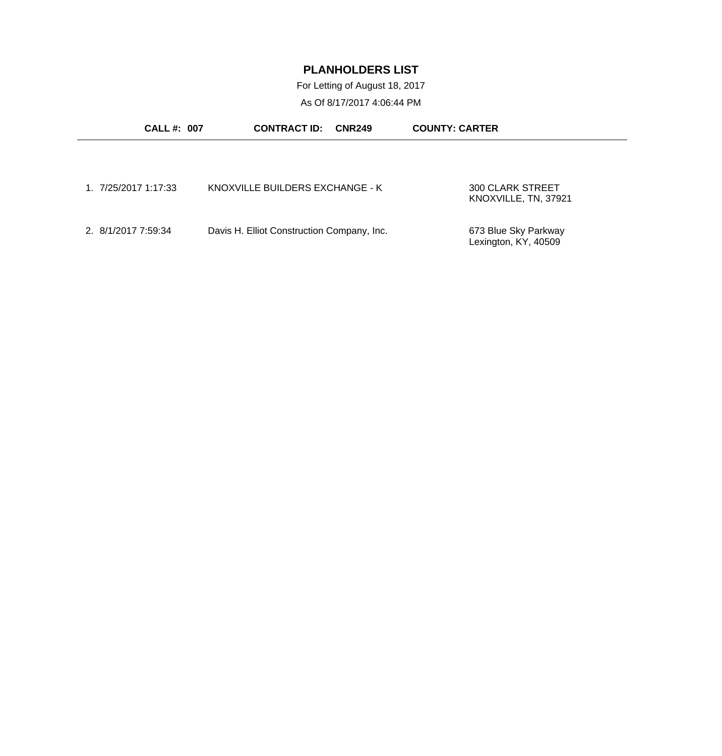# PLANHOLDERS LIST

For Letting of August 18, 2017

As Of 8/17/2017 4:06:44 PM

**CALL #: 007** **CONTRACT ID: CNR249** **COUNTY: CARTER**

---

| # | Date/Time | Name | Address |
|---|---|---|---|
| 1. | 7/25/2017 1:17:33 | KNOXVILLE BUILDERS EXCHANGE - K | 300 CLARK STREET<br>KNOXVILLE, TN, 37921 |
| 2. | 8/1/2017 7:59:34 | Davis H. Elliot Construction Company, Inc. | 673 Blue Sky Parkway<br>Lexington, KY, 40509 |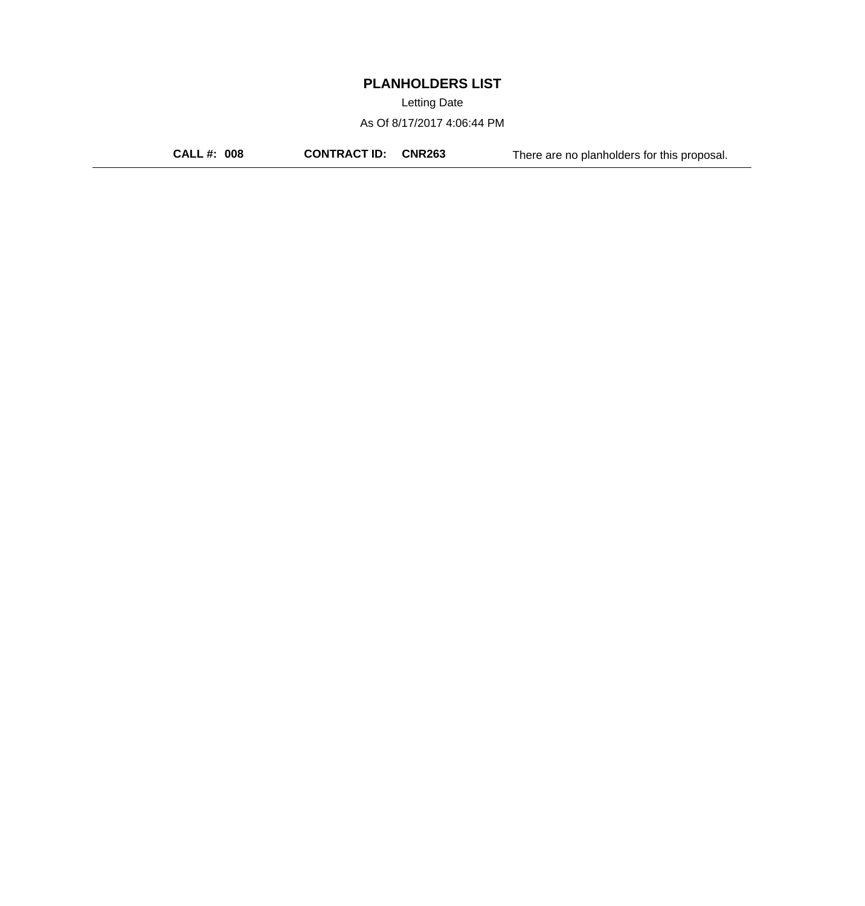# PLANHOLDERS LIST

Letting Date

As Of 8/17/2017 4:06:44 PM

**CALL #: 008** **CONTRACT ID: CNR263** There are no planholders for this proposal.

---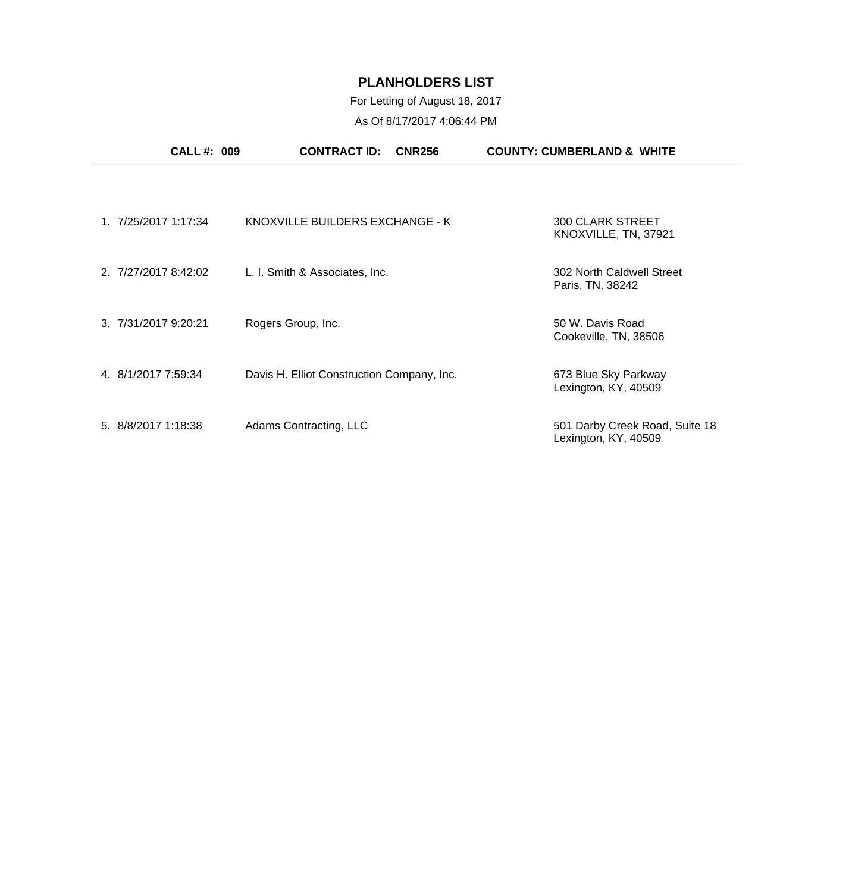# PLANHOLDERS LIST

For Letting of August 18, 2017

As Of 8/17/2017 4:06:44 PM

**CALL #: 009** **CONTRACT ID: CNR256** **COUNTY: CUMBERLAND & WHITE**

| # | Date/Time | Name | Address |
|---|---|---|---|
| 1. | 7/25/2017 1:17:34 | KNOXVILLE BUILDERS EXCHANGE - K | 300 CLARK STREET<br>KNOXVILLE, TN, 37921 |
| 2. | 7/27/2017 8:42:02 | L. I. Smith & Associates, Inc. | 302 North Caldwell Street<br>Paris, TN, 38242 |
| 3. | 7/31/2017 9:20:21 | Rogers Group, Inc. | 50 W. Davis Road<br>Cookeville, TN, 38506 |
| 4. | 8/1/2017 7:59:34 | Davis H. Elliot Construction Company, Inc. | 673 Blue Sky Parkway<br>Lexington, KY, 40509 |
| 5. | 8/8/2017 1:18:38 | Adams Contracting, LLC | 501 Darby Creek Road, Suite 18<br>Lexington, KY, 40509 |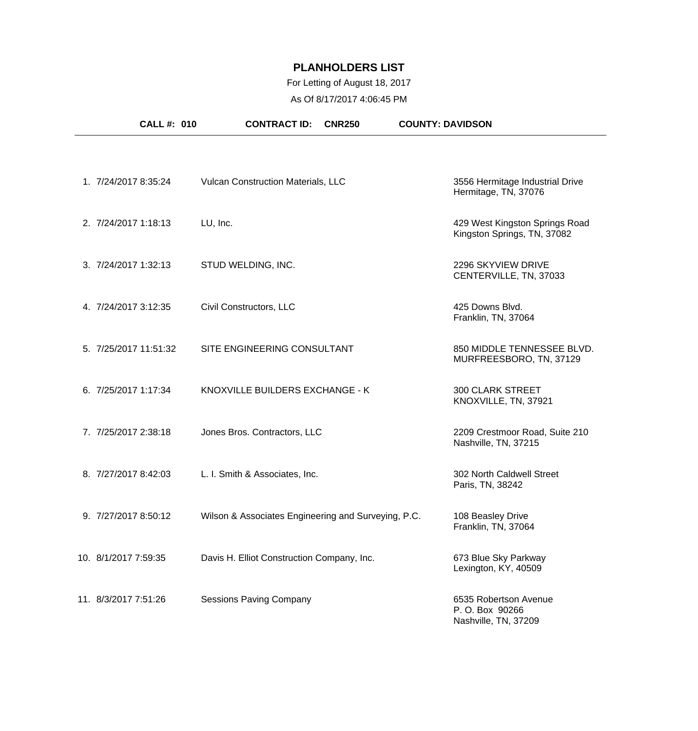# PLANHOLDERS LIST

For Letting of August 18, 2017

As Of 8/17/2017 4:06:45 PM

**CALL #: 010** **CONTRACT ID: CNR250** **COUNTY: DAVIDSON**

| # | Date/Time | Name | Address |
|---|---|---|---|
| 1. | 7/24/2017 8:35:24 | Vulcan Construction Materials, LLC | 3556 Hermitage Industrial Drive<br>Hermitage, TN, 37076 |
| 2. | 7/24/2017 1:18:13 | LU, Inc. | 429 West Kingston Springs Road<br>Kingston Springs, TN, 37082 |
| 3. | 7/24/2017 1:32:13 | STUD WELDING, INC. | 2296 SKYVIEW DRIVE<br>CENTERVILLE, TN, 37033 |
| 4. | 7/24/2017 3:12:35 | Civil Constructors, LLC | 425 Downs Blvd.<br>Franklin, TN, 37064 |
| 5. | 7/25/2017 11:51:32 | SITE ENGINEERING CONSULTANT | 850 MIDDLE TENNESSEE BLVD.<br>MURFREESBORO, TN, 37129 |
| 6. | 7/25/2017 1:17:34 | KNOXVILLE BUILDERS EXCHANGE - K | 300 CLARK STREET<br>KNOXVILLE, TN, 37921 |
| 7. | 7/25/2017 2:38:18 | Jones Bros. Contractors, LLC | 2209 Crestmoor Road, Suite 210<br>Nashville, TN, 37215 |
| 8. | 7/27/2017 8:42:03 | L. I. Smith & Associates, Inc. | 302 North Caldwell Street<br>Paris, TN, 38242 |
| 9. | 7/27/2017 8:50:12 | Wilson & Associates Engineering and Surveying, P.C. | 108 Beasley Drive<br>Franklin, TN, 37064 |
| 10. | 8/1/2017 7:59:35 | Davis H. Elliot Construction Company, Inc. | 673 Blue Sky Parkway<br>Lexington, KY, 40509 |
| 11. | 8/3/2017 7:51:26 | Sessions Paving Company | 6535 Robertson Avenue<br>P. O. Box 90266<br>Nashville, TN, 37209 |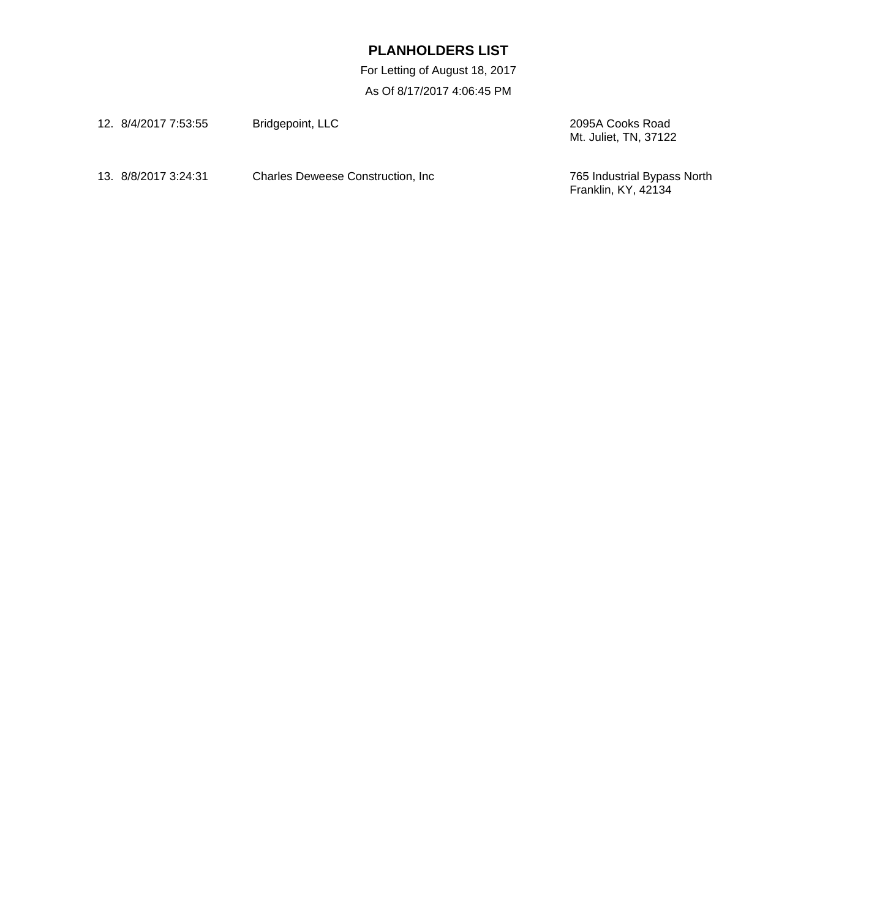# PLANHOLDERS LIST

For Letting of August 18, 2017

As Of 8/17/2017 4:06:45 PM

| No. | Date/Time | Name | Address |
|---|---|---|---|
| 12. | 8/4/2017 7:53:55 | Bridgepoint, LLC | 2095A Cooks Road<br>Mt. Juliet, TN, 37122 |
| 13. | 8/8/2017 3:24:31 | Charles Deweese Construction, Inc | 765 Industrial Bypass North<br>Franklin, KY, 42134 |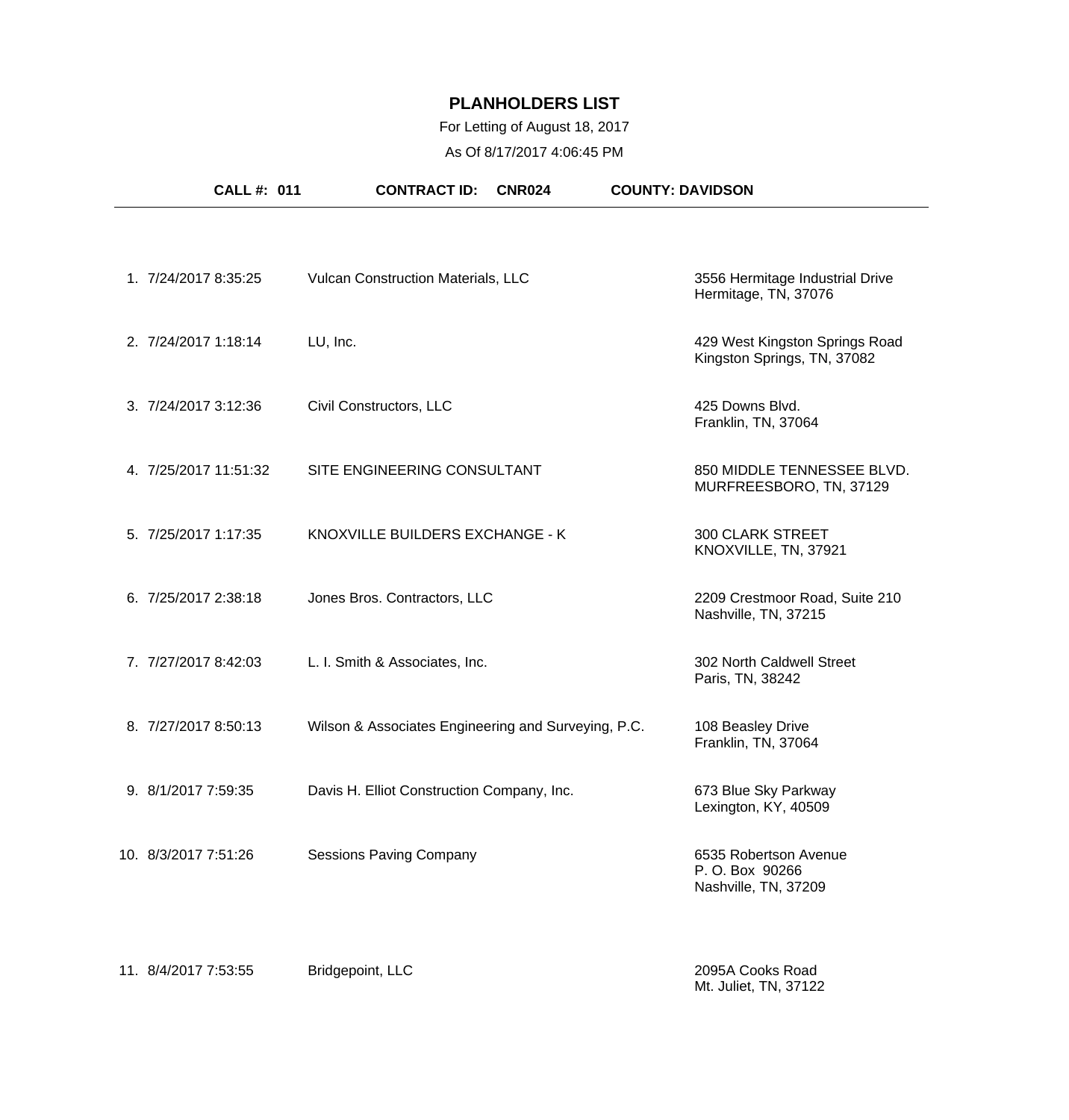# PLANHOLDERS LIST

For Letting of August 18, 2017

As Of 8/17/2017 4:06:45 PM

**CALL #: 011** **CONTRACT ID: CNR024** **COUNTY: DAVIDSON**

| # | Date/Time | Name | Address |
|---|---|---|---|
| 1. | 7/24/2017 8:35:25 | Vulcan Construction Materials, LLC | 3556 Hermitage Industrial Drive<br>Hermitage, TN, 37076 |
| 2. | 7/24/2017 1:18:14 | LU, Inc. | 429 West Kingston Springs Road<br>Kingston Springs, TN, 37082 |
| 3. | 7/24/2017 3:12:36 | Civil Constructors, LLC | 425 Downs Blvd.<br>Franklin, TN, 37064 |
| 4. | 7/25/2017 11:51:32 | SITE ENGINEERING CONSULTANT | 850 MIDDLE TENNESSEE BLVD.<br>MURFREESBORO, TN, 37129 |
| 5. | 7/25/2017 1:17:35 | KNOXVILLE BUILDERS EXCHANGE - K | 300 CLARK STREET<br>KNOXVILLE, TN, 37921 |
| 6. | 7/25/2017 2:38:18 | Jones Bros. Contractors, LLC | 2209 Crestmoor Road, Suite 210<br>Nashville, TN, 37215 |
| 7. | 7/27/2017 8:42:03 | L. I. Smith & Associates, Inc. | 302 North Caldwell Street<br>Paris, TN, 38242 |
| 8. | 7/27/2017 8:50:13 | Wilson & Associates Engineering and Surveying, P.C. | 108 Beasley Drive<br>Franklin, TN, 37064 |
| 9. | 8/1/2017 7:59:35 | Davis H. Elliot Construction Company, Inc. | 673 Blue Sky Parkway<br>Lexington, KY, 40509 |
| 10. | 8/3/2017 7:51:26 | Sessions Paving Company | 6535 Robertson Avenue<br>P. O. Box 90266<br>Nashville, TN, 37209 |
| 11. | 8/4/2017 7:53:55 | Bridgepoint, LLC | 2095A Cooks Road<br>Mt. Juliet, TN, 37122 |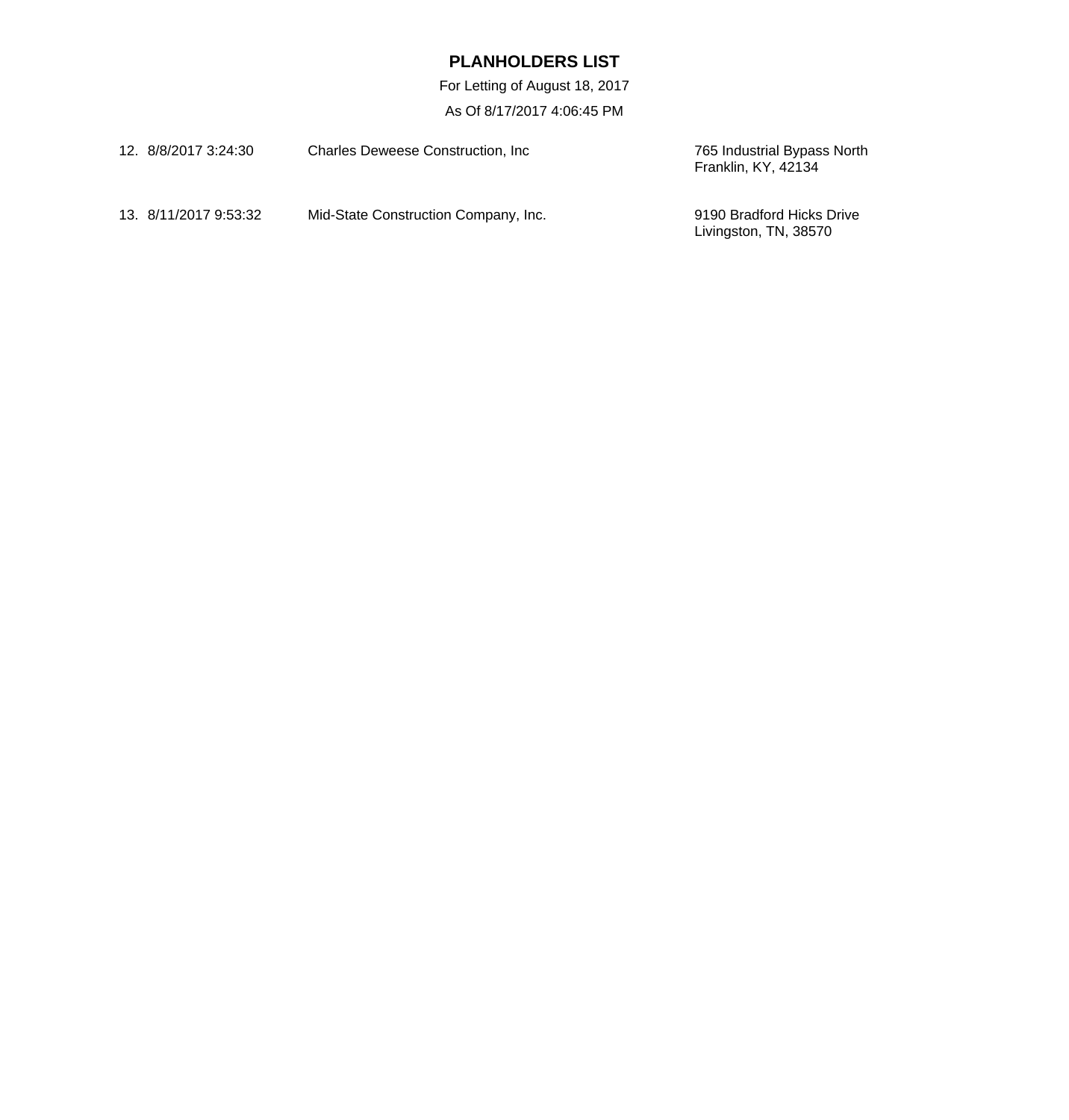# PLANHOLDERS LIST

For Letting of August 18, 2017

As Of 8/17/2017 4:06:45 PM

| | | | |
|---|---|---|---|
| 12. | 8/8/2017 3:24:30 | Charles Deweese Construction, Inc | 765 Industrial Bypass North<br>Franklin, KY, 42134 |
| 13. | 8/11/2017 9:53:32 | Mid-State Construction Company, Inc. | 9190 Bradford Hicks Drive<br>Livingston, TN, 38570 |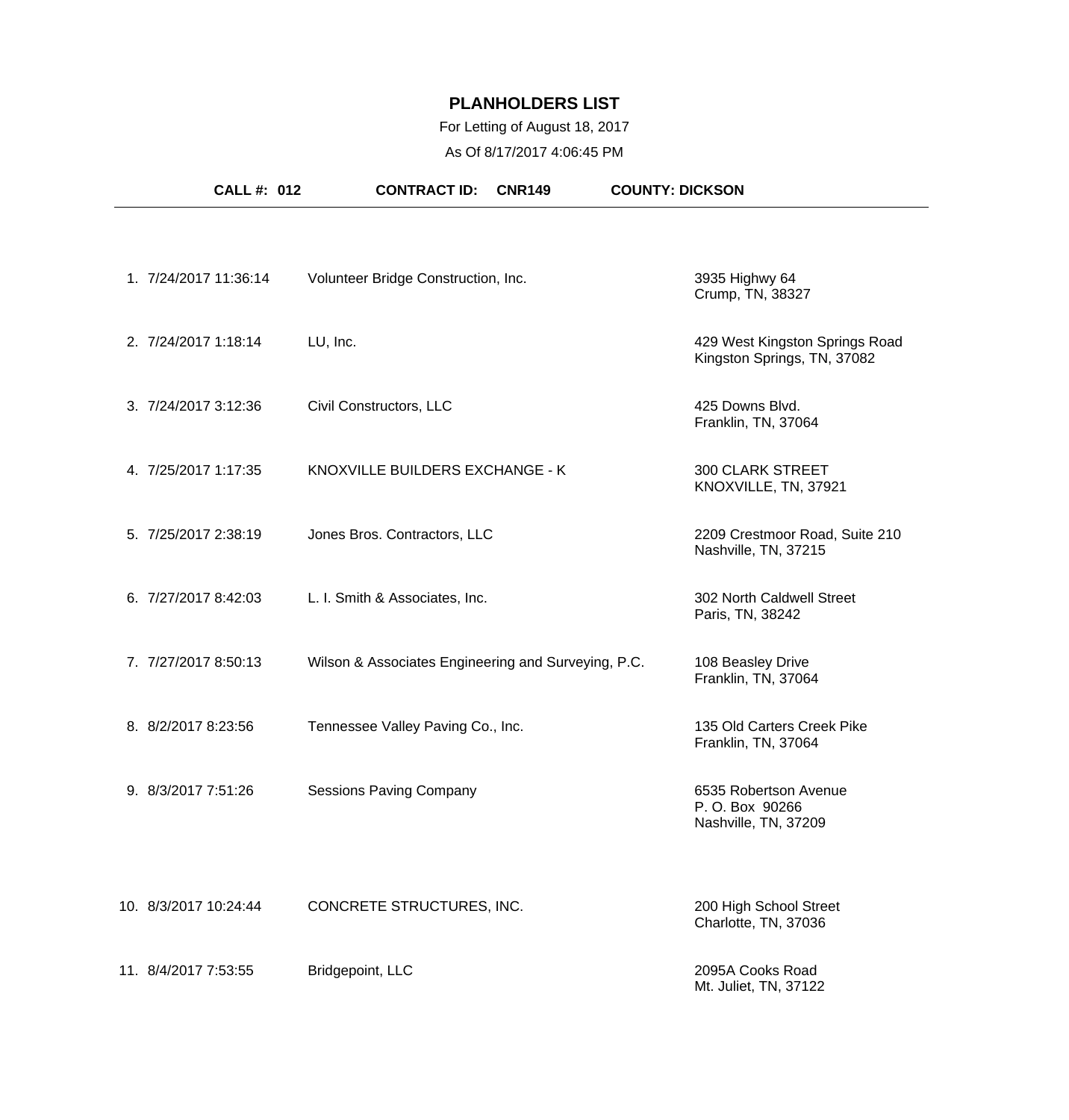# PLANHOLDERS LIST

For Letting of August 18, 2017

As Of 8/17/2017 4:06:45 PM

**CALL #: 012** **CONTRACT ID: CNR149** **COUNTY: DICKSON**

| # | Date/Time | Name | Address |
|---|---|---|---|
| 1. | 7/24/2017 11:36:14 | Volunteer Bridge Construction, Inc. | 3935 Highwy 64<br>Crump, TN, 38327 |
| 2. | 7/24/2017 1:18:14 | LU, Inc. | 429 West Kingston Springs Road<br>Kingston Springs, TN, 37082 |
| 3. | 7/24/2017 3:12:36 | Civil Constructors, LLC | 425 Downs Blvd.<br>Franklin, TN, 37064 |
| 4. | 7/25/2017 1:17:35 | KNOXVILLE BUILDERS EXCHANGE - K | 300 CLARK STREET<br>KNOXVILLE, TN, 37921 |
| 5. | 7/25/2017 2:38:19 | Jones Bros. Contractors, LLC | 2209 Crestmoor Road, Suite 210<br>Nashville, TN, 37215 |
| 6. | 7/27/2017 8:42:03 | L. I. Smith & Associates, Inc. | 302 North Caldwell Street<br>Paris, TN, 38242 |
| 7. | 7/27/2017 8:50:13 | Wilson & Associates Engineering and Surveying, P.C. | 108 Beasley Drive<br>Franklin, TN, 37064 |
| 8. | 8/2/2017 8:23:56 | Tennessee Valley Paving Co., Inc. | 135 Old Carters Creek Pike<br>Franklin, TN, 37064 |
| 9. | 8/3/2017 7:51:26 | Sessions Paving Company | 6535 Robertson Avenue<br>P. O. Box 90266<br>Nashville, TN, 37209 |
| 10. | 8/3/2017 10:24:44 | CONCRETE STRUCTURES, INC. | 200 High School Street<br>Charlotte, TN, 37036 |
| 11. | 8/4/2017 7:53:55 | Bridgepoint, LLC | 2095A Cooks Road<br>Mt. Juliet, TN, 37122 |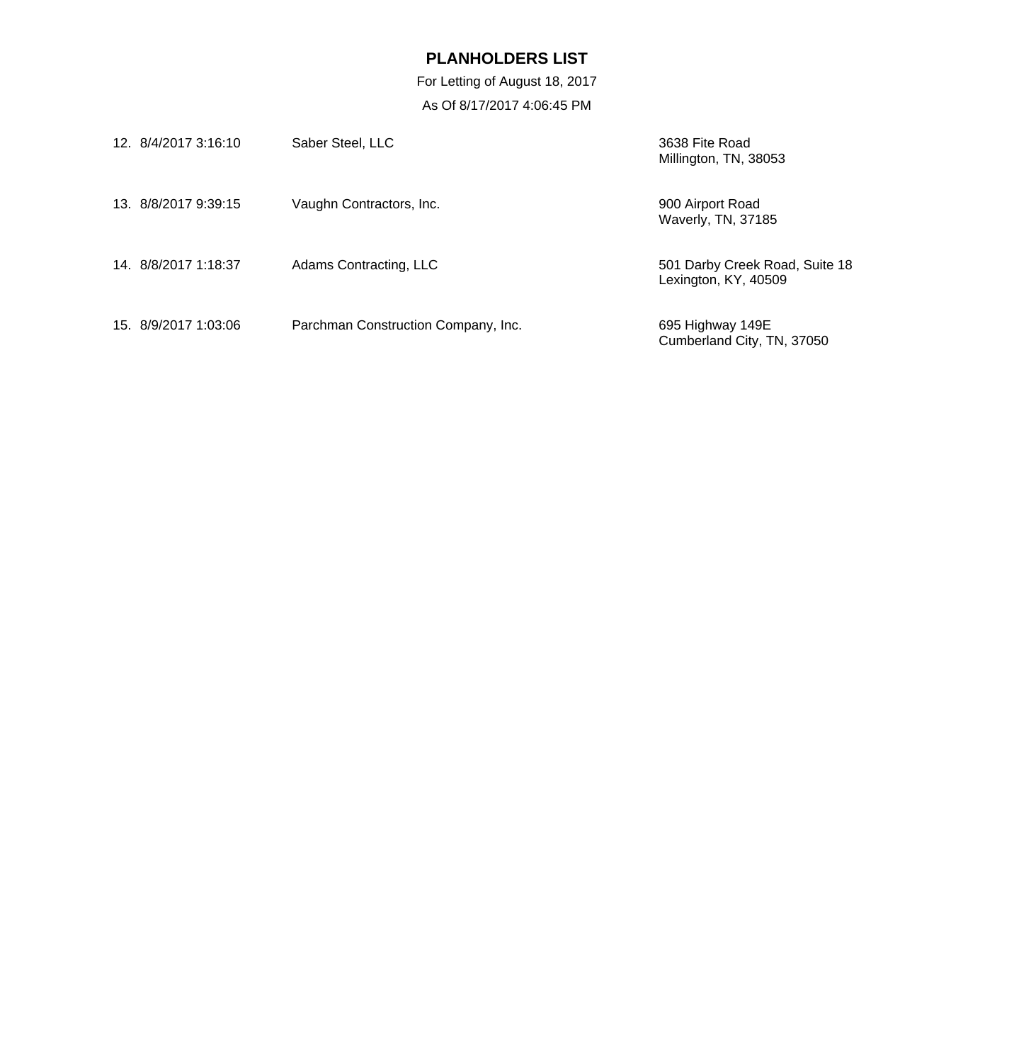# PLANHOLDERS LIST

For Letting of August 18, 2017

As Of 8/17/2017 4:06:45 PM

| | Date/Time | Company | Address |
|---|---|---|---|
| 12. | 8/4/2017 3:16:10 | Saber Steel, LLC | 3638 Fite Road<br>Millington, TN, 38053 |
| 13. | 8/8/2017 9:39:15 | Vaughn Contractors, Inc. | 900 Airport Road<br>Waverly, TN, 37185 |
| 14. | 8/8/2017 1:18:37 | Adams Contracting, LLC | 501 Darby Creek Road, Suite 18<br>Lexington, KY, 40509 |
| 15. | 8/9/2017 1:03:06 | Parchman Construction Company, Inc. | 695 Highway 149E<br>Cumberland City, TN, 37050 |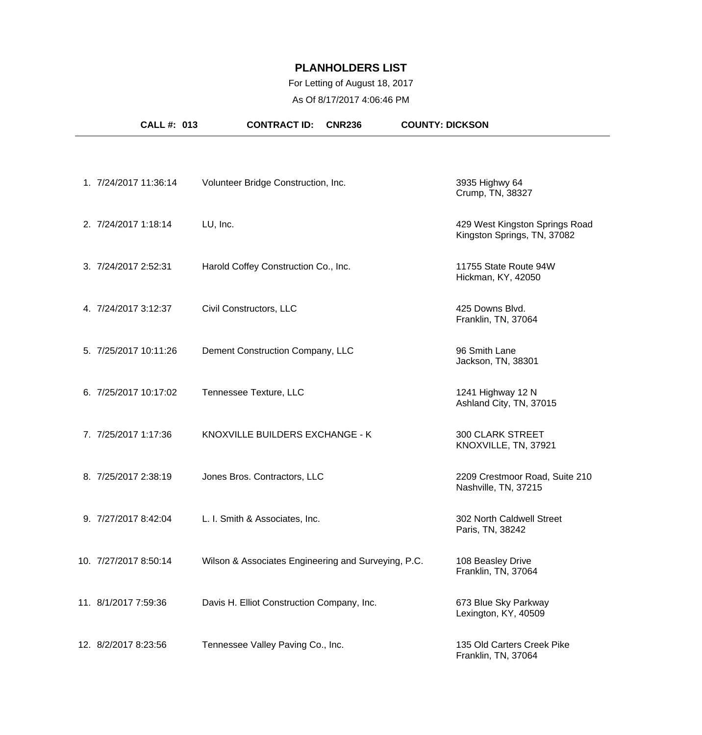# PLANHOLDERS LIST

For Letting of August 18, 2017

As Of 8/17/2017 4:06:46 PM

**CALL #: 013** **CONTRACT ID: CNR236** **COUNTY: DICKSON**

| # | Date/Time | Company | Address |
|---|---|---|---|
| 1. | 7/24/2017 11:36:14 | Volunteer Bridge Construction, Inc. | 3935 Highwy 64<br>Crump, TN, 38327 |
| 2. | 7/24/2017 1:18:14 | LU, Inc. | 429 West Kingston Springs Road<br>Kingston Springs, TN, 37082 |
| 3. | 7/24/2017 2:52:31 | Harold Coffey Construction Co., Inc. | 11755 State Route 94W<br>Hickman, KY, 42050 |
| 4. | 7/24/2017 3:12:37 | Civil Constructors, LLC | 425 Downs Blvd.<br>Franklin, TN, 37064 |
| 5. | 7/25/2017 10:11:26 | Dement Construction Company, LLC | 96 Smith Lane<br>Jackson, TN, 38301 |
| 6. | 7/25/2017 10:17:02 | Tennessee Texture, LLC | 1241 Highway 12 N<br>Ashland City, TN, 37015 |
| 7. | 7/25/2017 1:17:36 | KNOXVILLE BUILDERS EXCHANGE - K | 300 CLARK STREET<br>KNOXVILLE, TN, 37921 |
| 8. | 7/25/2017 2:38:19 | Jones Bros. Contractors, LLC | 2209 Crestmoor Road, Suite 210<br>Nashville, TN, 37215 |
| 9. | 7/27/2017 8:42:04 | L. I. Smith & Associates, Inc. | 302 North Caldwell Street<br>Paris, TN, 38242 |
| 10. | 7/27/2017 8:50:14 | Wilson & Associates Engineering and Surveying, P.C. | 108 Beasley Drive<br>Franklin, TN, 37064 |
| 11. | 8/1/2017 7:59:36 | Davis H. Elliot Construction Company, Inc. | 673 Blue Sky Parkway<br>Lexington, KY, 40509 |
| 12. | 8/2/2017 8:23:56 | Tennessee Valley Paving Co., Inc. | 135 Old Carters Creek Pike<br>Franklin, TN, 37064 |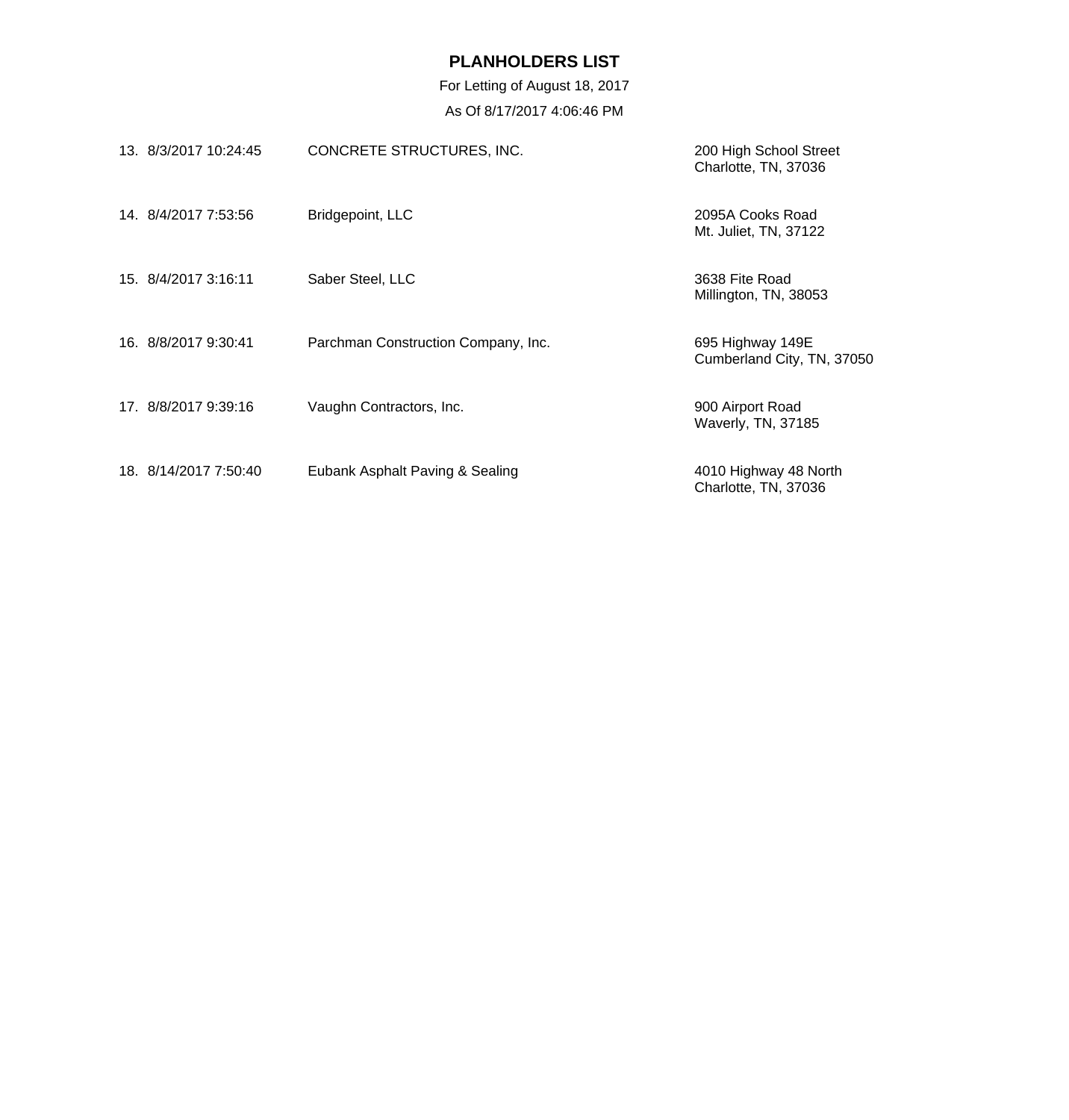# PLANHOLDERS LIST

For Letting of August 18, 2017

As Of 8/17/2017 4:06:46 PM

| # | Date/Time | Name | Address |
|---|---|---|---|
| 13. | 8/3/2017 10:24:45 | CONCRETE STRUCTURES, INC. | 200 High School Street<br>Charlotte, TN, 37036 |
| 14. | 8/4/2017 7:53:56 | Bridgepoint, LLC | 2095A Cooks Road<br>Mt. Juliet, TN, 37122 |
| 15. | 8/4/2017 3:16:11 | Saber Steel, LLC | 3638 Fite Road<br>Millington, TN, 38053 |
| 16. | 8/8/2017 9:30:41 | Parchman Construction Company, Inc. | 695 Highway 149E<br>Cumberland City, TN, 37050 |
| 17. | 8/8/2017 9:39:16 | Vaughn Contractors, Inc. | 900 Airport Road<br>Waverly, TN, 37185 |
| 18. | 8/14/2017 7:50:40 | Eubank Asphalt Paving & Sealing | 4010 Highway 48 North<br>Charlotte, TN, 37036 |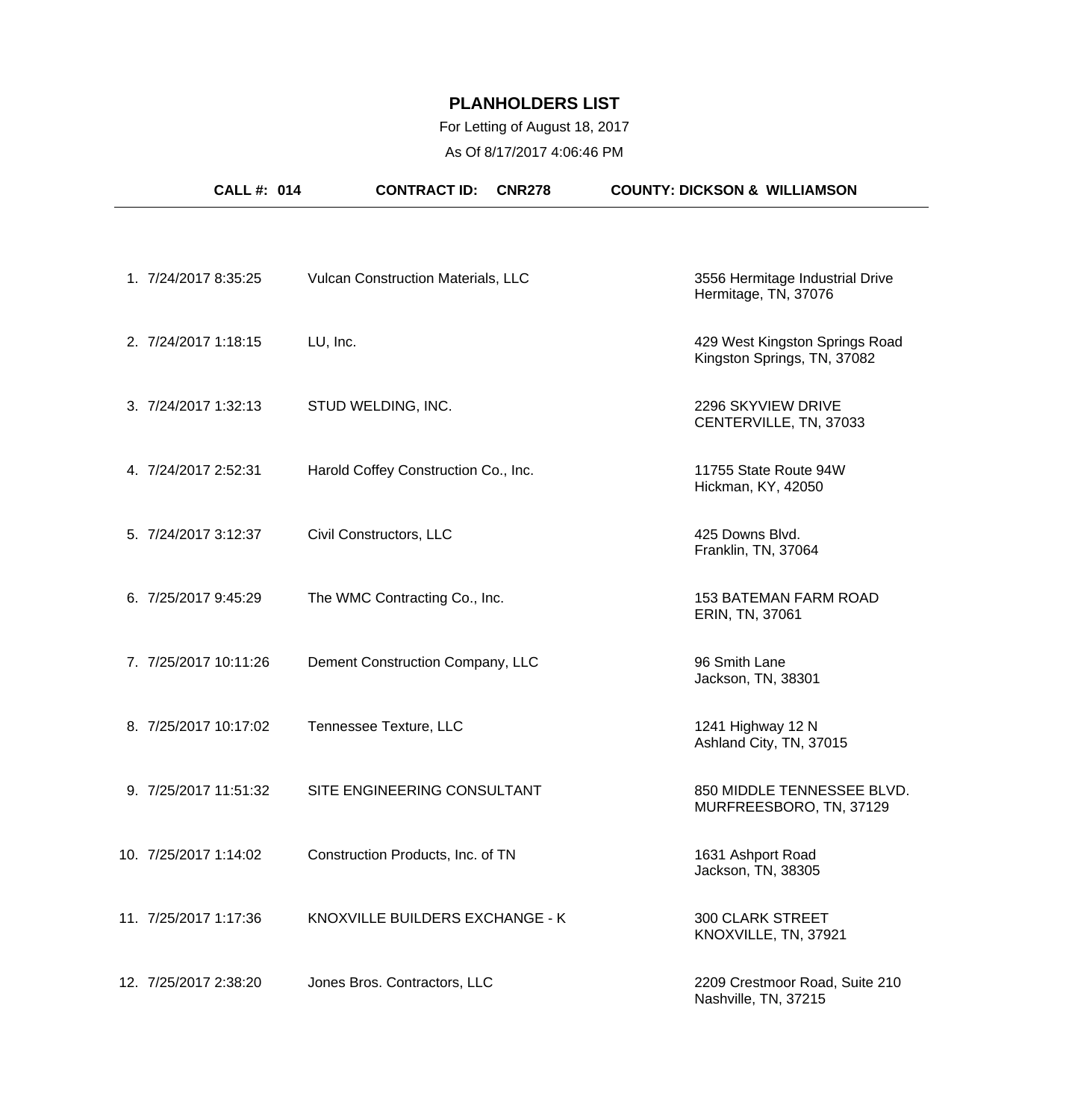# PLANHOLDERS LIST

For Letting of August 18, 2017

As Of 8/17/2017 4:06:46 PM

**CALL #: 014** **CONTRACT ID: CNR278** **COUNTY: DICKSON & WILLIAMSON**

| # | Date/Time | Name | Address |
|---|---|---|---|
| 1. | 7/24/2017 8:35:25 | Vulcan Construction Materials, LLC | 3556 Hermitage Industrial Drive<br>Hermitage, TN, 37076 |
| 2. | 7/24/2017 1:18:15 | LU, Inc. | 429 West Kingston Springs Road<br>Kingston Springs, TN, 37082 |
| 3. | 7/24/2017 1:32:13 | STUD WELDING, INC. | 2296 SKYVIEW DRIVE<br>CENTERVILLE, TN, 37033 |
| 4. | 7/24/2017 2:52:31 | Harold Coffey Construction Co., Inc. | 11755 State Route 94W<br>Hickman, KY, 42050 |
| 5. | 7/24/2017 3:12:37 | Civil Constructors, LLC | 425 Downs Blvd.<br>Franklin, TN, 37064 |
| 6. | 7/25/2017 9:45:29 | The WMC Contracting Co., Inc. | 153 BATEMAN FARM ROAD<br>ERIN, TN, 37061 |
| 7. | 7/25/2017 10:11:26 | Dement Construction Company, LLC | 96 Smith Lane<br>Jackson, TN, 38301 |
| 8. | 7/25/2017 10:17:02 | Tennessee Texture, LLC | 1241 Highway 12 N<br>Ashland City, TN, 37015 |
| 9. | 7/25/2017 11:51:32 | SITE ENGINEERING CONSULTANT | 850 MIDDLE TENNESSEE BLVD.<br>MURFREESBORO, TN, 37129 |
| 10. | 7/25/2017 1:14:02 | Construction Products, Inc. of TN | 1631 Ashport Road<br>Jackson, TN, 38305 |
| 11. | 7/25/2017 1:17:36 | KNOXVILLE BUILDERS EXCHANGE - K | 300 CLARK STREET<br>KNOXVILLE, TN, 37921 |
| 12. | 7/25/2017 2:38:20 | Jones Bros. Contractors, LLC | 2209 Crestmoor Road, Suite 210<br>Nashville, TN, 37215 |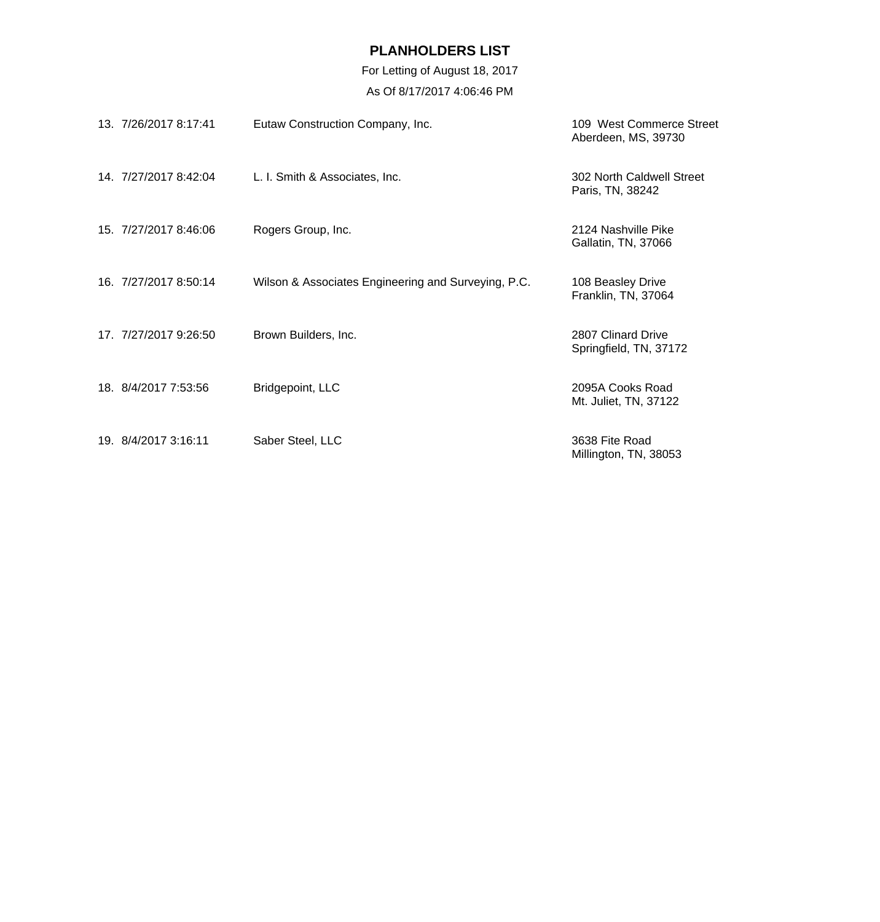# PLANHOLDERS LIST

For Letting of August 18, 2017

As Of 8/17/2017 4:06:46 PM

| No. | Date/Time | Name | Address |
|---|---|---|---|
| 13. | 7/26/2017 8:17:41 | Eutaw Construction Company, Inc. | 109 West Commerce Street<br>Aberdeen, MS, 39730 |
| 14. | 7/27/2017 8:42:04 | L. I. Smith & Associates, Inc. | 302 North Caldwell Street<br>Paris, TN, 38242 |
| 15. | 7/27/2017 8:46:06 | Rogers Group, Inc. | 2124 Nashville Pike<br>Gallatin, TN, 37066 |
| 16. | 7/27/2017 8:50:14 | Wilson & Associates Engineering and Surveying, P.C. | 108 Beasley Drive<br>Franklin, TN, 37064 |
| 17. | 7/27/2017 9:26:50 | Brown Builders, Inc. | 2807 Clinard Drive<br>Springfield, TN, 37172 |
| 18. | 8/4/2017 7:53:56 | Bridgepoint, LLC | 2095A Cooks Road<br>Mt. Juliet, TN, 37122 |
| 19. | 8/4/2017 3:16:11 | Saber Steel, LLC | 3638 Fite Road<br>Millington, TN, 38053 |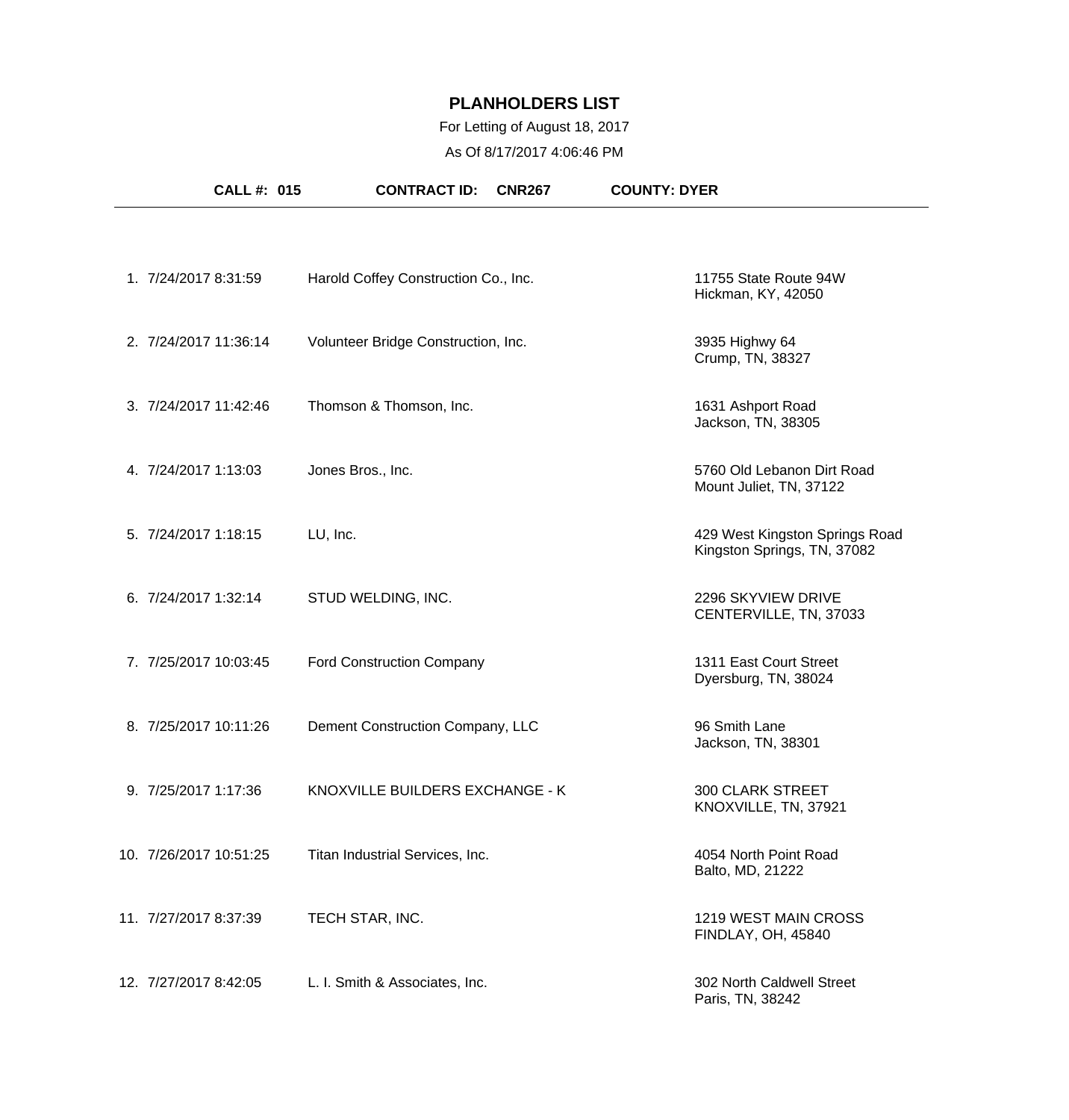# PLANHOLDERS LIST

For Letting of August 18, 2017

As Of 8/17/2017 4:06:46 PM

**CALL #: 015** **CONTRACT ID: CNR267** **COUNTY: DYER**

| # | Date/Time | Company | Address |
|---|---|---|---|
| 1. | 7/24/2017 8:31:59 | Harold Coffey Construction Co., Inc. | 11755 State Route 94W<br>Hickman, KY, 42050 |
| 2. | 7/24/2017 11:36:14 | Volunteer Bridge Construction, Inc. | 3935 Highwy 64<br>Crump, TN, 38327 |
| 3. | 7/24/2017 11:42:46 | Thomson & Thomson, Inc. | 1631 Ashport Road<br>Jackson, TN, 38305 |
| 4. | 7/24/2017 1:13:03 | Jones Bros., Inc. | 5760 Old Lebanon Dirt Road<br>Mount Juliet, TN, 37122 |
| 5. | 7/24/2017 1:18:15 | LU, Inc. | 429 West Kingston Springs Road<br>Kingston Springs, TN, 37082 |
| 6. | 7/24/2017 1:32:14 | STUD WELDING, INC. | 2296 SKYVIEW DRIVE<br>CENTERVILLE, TN, 37033 |
| 7. | 7/25/2017 10:03:45 | Ford Construction Company | 1311 East Court Street<br>Dyersburg, TN, 38024 |
| 8. | 7/25/2017 10:11:26 | Dement Construction Company, LLC | 96 Smith Lane<br>Jackson, TN, 38301 |
| 9. | 7/25/2017 1:17:36 | KNOXVILLE BUILDERS EXCHANGE - K | 300 CLARK STREET<br>KNOXVILLE, TN, 37921 |
| 10. | 7/26/2017 10:51:25 | Titan Industrial Services, Inc. | 4054 North Point Road<br>Balto, MD, 21222 |
| 11. | 7/27/2017 8:37:39 | TECH STAR, INC. | 1219 WEST MAIN CROSS<br>FINDLAY, OH, 45840 |
| 12. | 7/27/2017 8:42:05 | L. I. Smith & Associates, Inc. | 302 North Caldwell Street<br>Paris, TN, 38242 |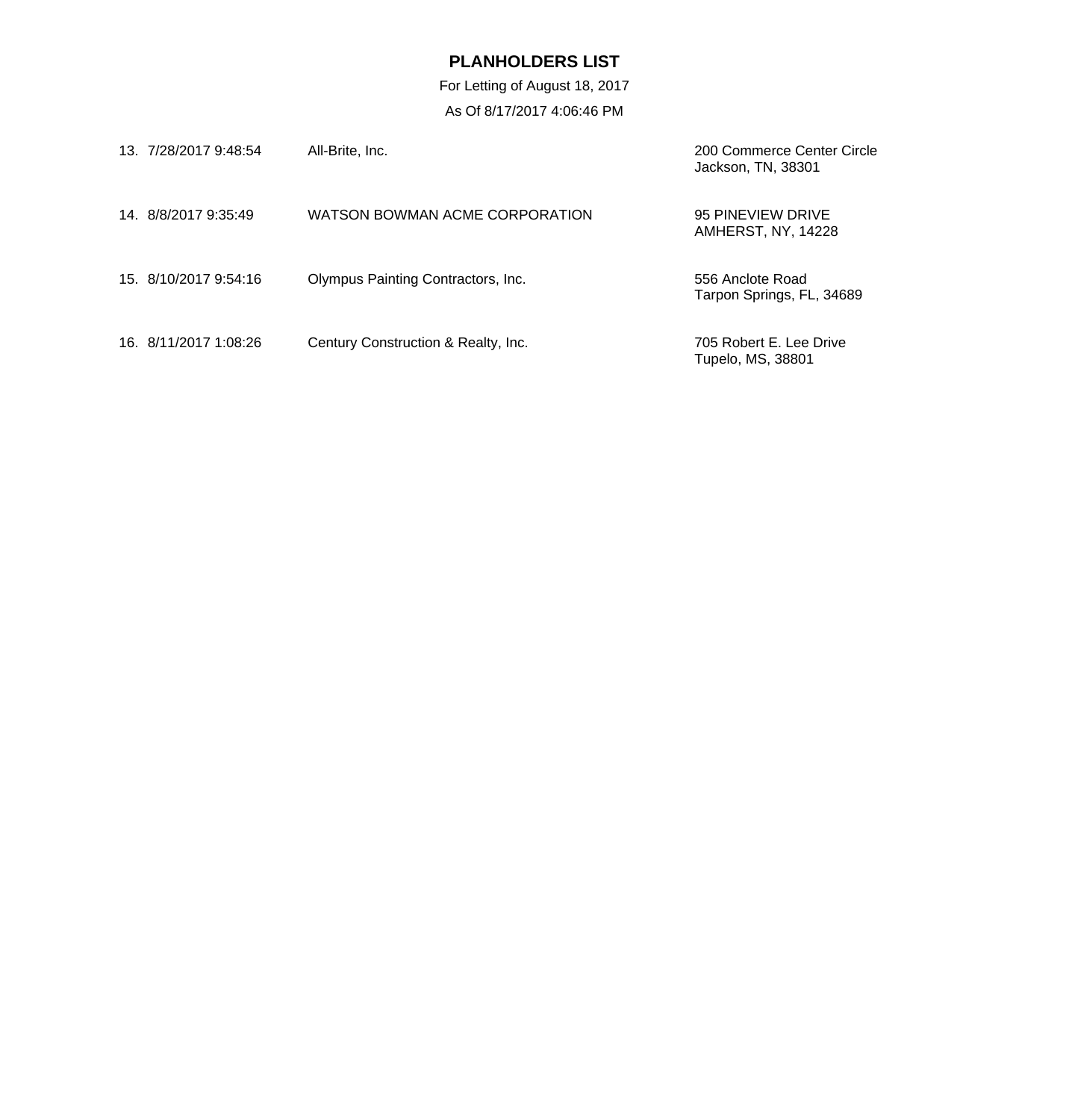# PLANHOLDERS LIST

For Letting of August 18, 2017

As Of 8/17/2017 4:06:46 PM

| No. | Date/Time | Company | Address |
| --- | --- | --- | --- |
| 13. | 7/28/2017 9:48:54 | All-Brite, Inc. | 200 Commerce Center Circle<br>Jackson, TN, 38301 |
| 14. | 8/8/2017 9:35:49 | WATSON BOWMAN ACME CORPORATION | 95 PINEVIEW DRIVE<br>AMHERST, NY, 14228 |
| 15. | 8/10/2017 9:54:16 | Olympus Painting Contractors, Inc. | 556 Anclote Road<br>Tarpon Springs, FL, 34689 |
| 16. | 8/11/2017 1:08:26 | Century Construction & Realty, Inc. | 705 Robert E. Lee Drive<br>Tupelo, MS, 38801 |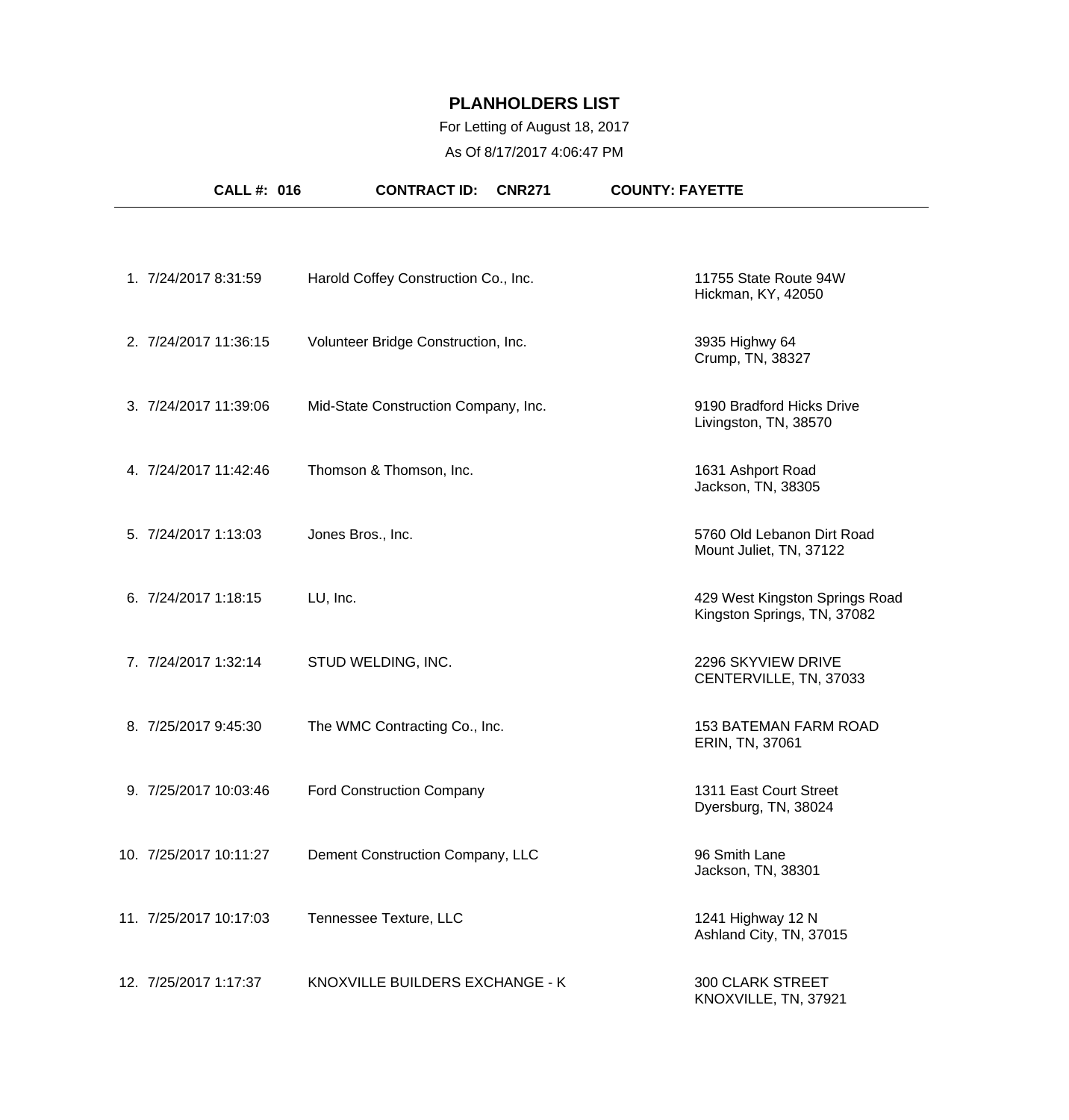# PLANHOLDERS LIST

For Letting of August 18, 2017

As Of 8/17/2017 4:06:47 PM

**CALL #: 016** **CONTRACT ID: CNR271** **COUNTY: FAYETTE**

| # | Date/Time | Company | Address |
|---|---|---|---|
| 1. | 7/24/2017 8:31:59 | Harold Coffey Construction Co., Inc. | 11755 State Route 94W<br>Hickman, KY, 42050 |
| 2. | 7/24/2017 11:36:15 | Volunteer Bridge Construction, Inc. | 3935 Highwy 64<br>Crump, TN, 38327 |
| 3. | 7/24/2017 11:39:06 | Mid-State Construction Company, Inc. | 9190 Bradford Hicks Drive<br>Livingston, TN, 38570 |
| 4. | 7/24/2017 11:42:46 | Thomson & Thomson, Inc. | 1631 Ashport Road<br>Jackson, TN, 38305 |
| 5. | 7/24/2017 1:13:03 | Jones Bros., Inc. | 5760 Old Lebanon Dirt Road<br>Mount Juliet, TN, 37122 |
| 6. | 7/24/2017 1:18:15 | LU, Inc. | 429 West Kingston Springs Road<br>Kingston Springs, TN, 37082 |
| 7. | 7/24/2017 1:32:14 | STUD WELDING, INC. | 2296 SKYVIEW DRIVE<br>CENTERVILLE, TN, 37033 |
| 8. | 7/25/2017 9:45:30 | The WMC Contracting Co., Inc. | 153 BATEMAN FARM ROAD<br>ERIN, TN, 37061 |
| 9. | 7/25/2017 10:03:46 | Ford Construction Company | 1311 East Court Street<br>Dyersburg, TN, 38024 |
| 10. | 7/25/2017 10:11:27 | Dement Construction Company, LLC | 96 Smith Lane<br>Jackson, TN, 38301 |
| 11. | 7/25/2017 10:17:03 | Tennessee Texture, LLC | 1241 Highway 12 N<br>Ashland City, TN, 37015 |
| 12. | 7/25/2017 1:17:37 | KNOXVILLE BUILDERS EXCHANGE - K | 300 CLARK STREET<br>KNOXVILLE, TN, 37921 |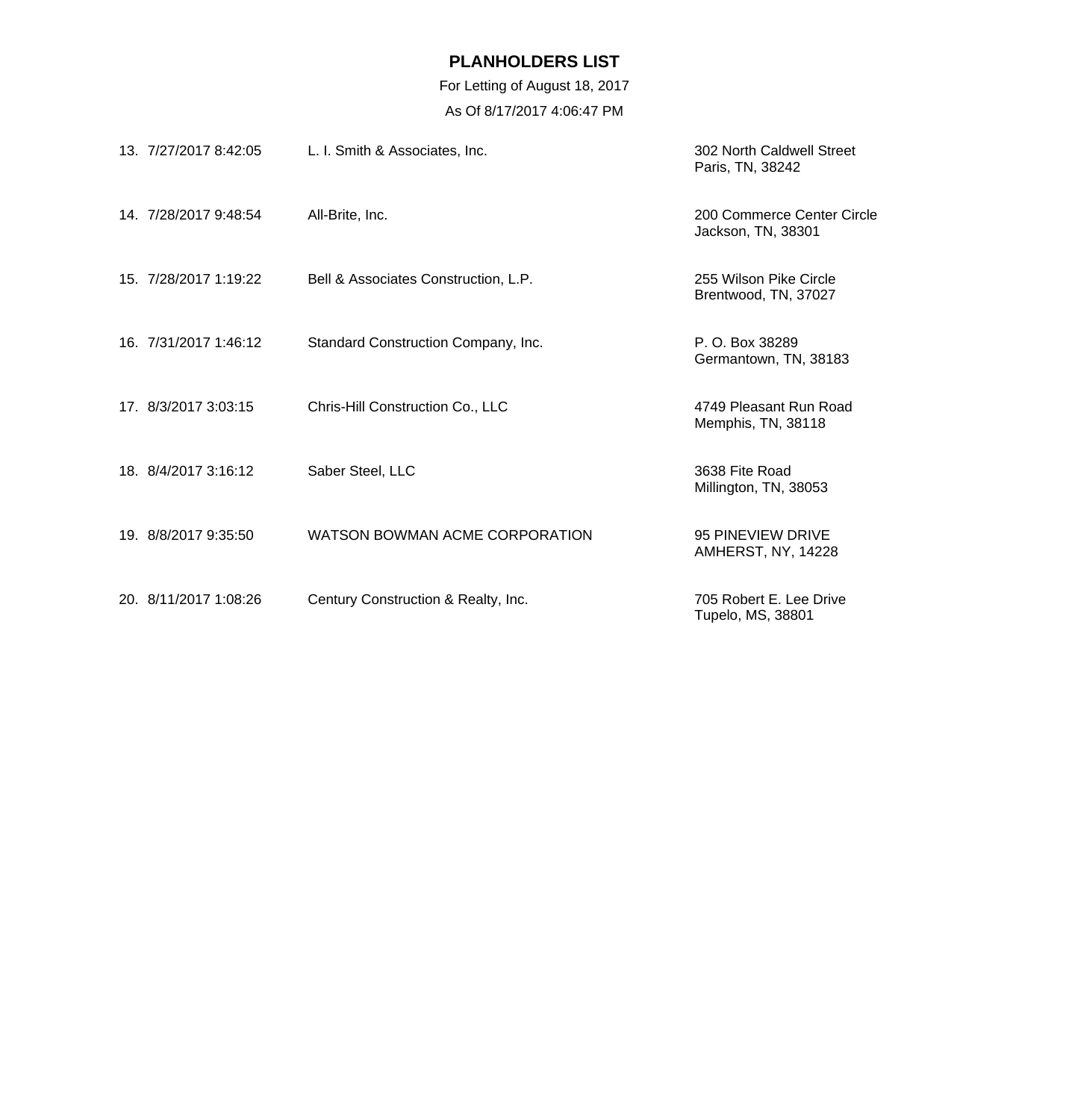## PLANHOLDERS LIST

For Letting of August 18, 2017

As Of 8/17/2017 4:06:47 PM

| No. | Date/Time | Planholder | Address |
|---|---|---|---|
| 13. | 7/27/2017 8:42:05 | L. I. Smith & Associates, Inc. | 302 North Caldwell Street<br>Paris, TN, 38242 |
| 14. | 7/28/2017 9:48:54 | All-Brite, Inc. | 200 Commerce Center Circle<br>Jackson, TN, 38301 |
| 15. | 7/28/2017 1:19:22 | Bell & Associates Construction, L.P. | 255 Wilson Pike Circle<br>Brentwood, TN, 37027 |
| 16. | 7/31/2017 1:46:12 | Standard Construction Company, Inc. | P. O. Box 38289<br>Germantown, TN, 38183 |
| 17. | 8/3/2017 3:03:15 | Chris-Hill Construction Co., LLC | 4749 Pleasant Run Road<br>Memphis, TN, 38118 |
| 18. | 8/4/2017 3:16:12 | Saber Steel, LLC | 3638 Fite Road<br>Millington, TN, 38053 |
| 19. | 8/8/2017 9:35:50 | WATSON BOWMAN ACME CORPORATION | 95 PINEVIEW DRIVE<br>AMHERST, NY, 14228 |
| 20. | 8/11/2017 1:08:26 | Century Construction & Realty, Inc. | 705 Robert E. Lee Drive<br>Tupelo, MS, 38801 |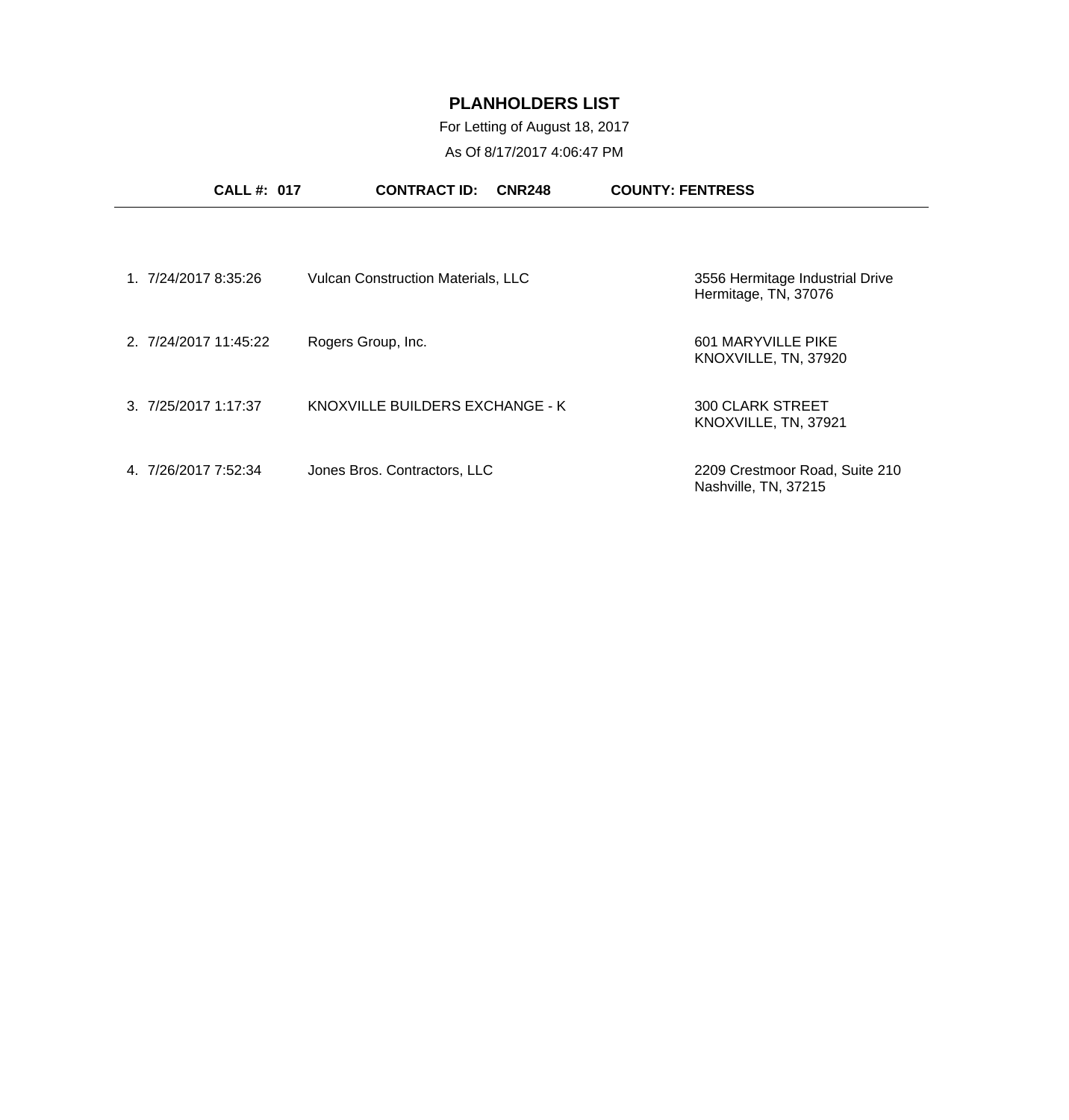# PLANHOLDERS LIST

For Letting of August 18, 2017

As Of 8/17/2017 4:06:47 PM

**CALL #: 017** **CONTRACT ID: CNR248** **COUNTY: FENTRESS**

| | Date/Time | Planholder | Address |
|---|---|---|---|
| 1. | 7/24/2017 8:35:26 | Vulcan Construction Materials, LLC | 3556 Hermitage Industrial Drive<br>Hermitage, TN, 37076 |
| 2. | 7/24/2017 11:45:22 | Rogers Group, Inc. | 601 MARYVILLE PIKE<br>KNOXVILLE, TN, 37920 |
| 3. | 7/25/2017 1:17:37 | KNOXVILLE BUILDERS EXCHANGE - K | 300 CLARK STREET<br>KNOXVILLE, TN, 37921 |
| 4. | 7/26/2017 7:52:34 | Jones Bros. Contractors, LLC | 2209 Crestmoor Road, Suite 210<br>Nashville, TN, 37215 |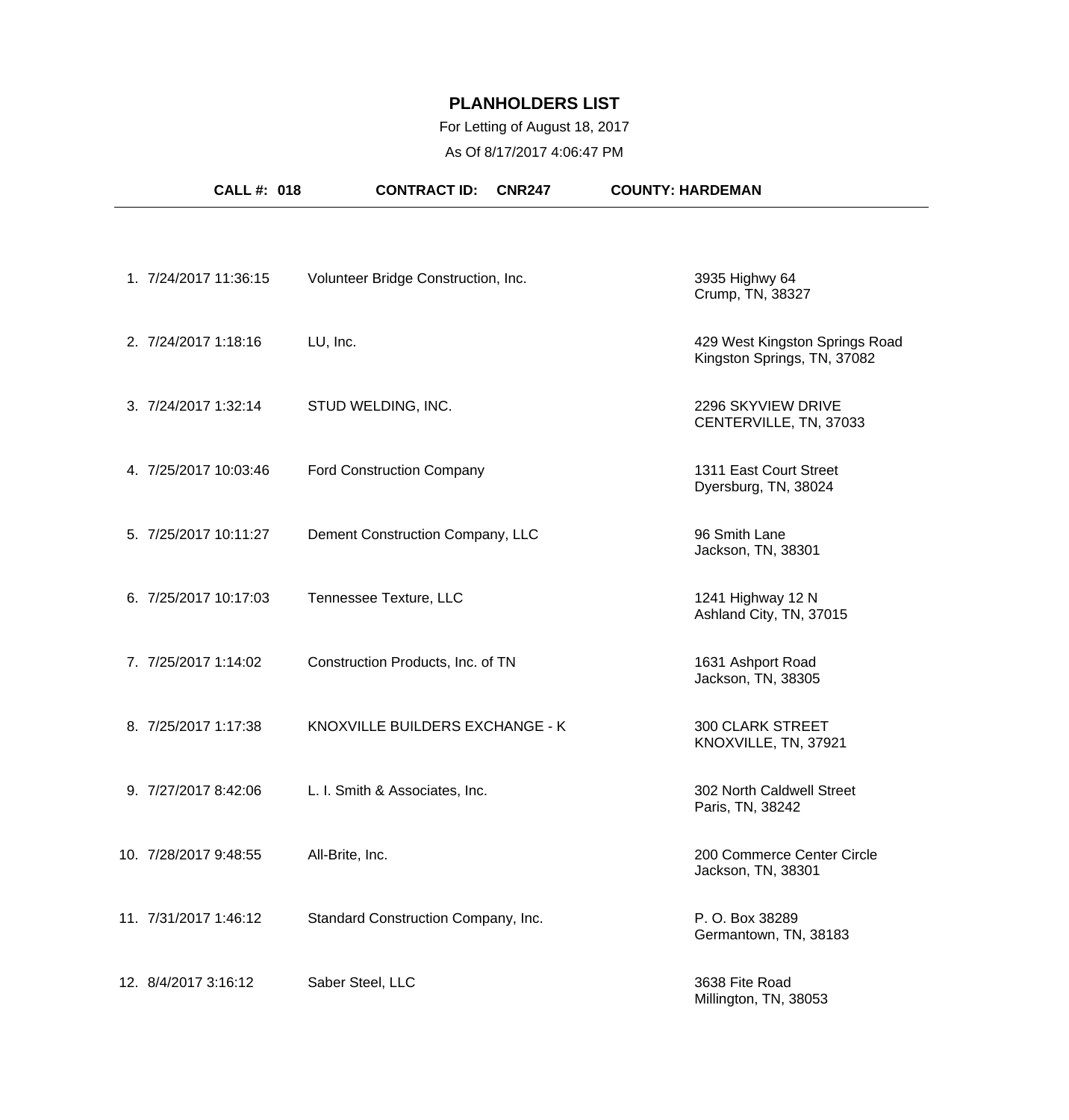# PLANHOLDERS LIST

For Letting of August 18, 2017

As Of 8/17/2017 4:06:47 PM

**CALL #: 018** **CONTRACT ID: CNR247** **COUNTY: HARDEMAN**

| # | Date/Time | Company | Address |
|---|---|---|---|
| 1. | 7/24/2017 11:36:15 | Volunteer Bridge Construction, Inc. | 3935 Highwy 64<br>Crump, TN, 38327 |
| 2. | 7/24/2017 1:18:16 | LU, Inc. | 429 West Kingston Springs Road<br>Kingston Springs, TN, 37082 |
| 3. | 7/24/2017 1:32:14 | STUD WELDING, INC. | 2296 SKYVIEW DRIVE<br>CENTERVILLE, TN, 37033 |
| 4. | 7/25/2017 10:03:46 | Ford Construction Company | 1311 East Court Street<br>Dyersburg, TN, 38024 |
| 5. | 7/25/2017 10:11:27 | Dement Construction Company, LLC | 96 Smith Lane<br>Jackson, TN, 38301 |
| 6. | 7/25/2017 10:17:03 | Tennessee Texture, LLC | 1241 Highway 12 N<br>Ashland City, TN, 37015 |
| 7. | 7/25/2017 1:14:02 | Construction Products, Inc. of TN | 1631 Ashport Road<br>Jackson, TN, 38305 |
| 8. | 7/25/2017 1:17:38 | KNOXVILLE BUILDERS EXCHANGE - K | 300 CLARK STREET<br>KNOXVILLE, TN, 37921 |
| 9. | 7/27/2017 8:42:06 | L. I. Smith & Associates, Inc. | 302 North Caldwell Street<br>Paris, TN, 38242 |
| 10. | 7/28/2017 9:48:55 | All-Brite, Inc. | 200 Commerce Center Circle<br>Jackson, TN, 38301 |
| 11. | 7/31/2017 1:46:12 | Standard Construction Company, Inc. | P. O. Box 38289<br>Germantown, TN, 38183 |
| 12. | 8/4/2017 3:16:12 | Saber Steel, LLC | 3638 Fite Road<br>Millington, TN, 38053 |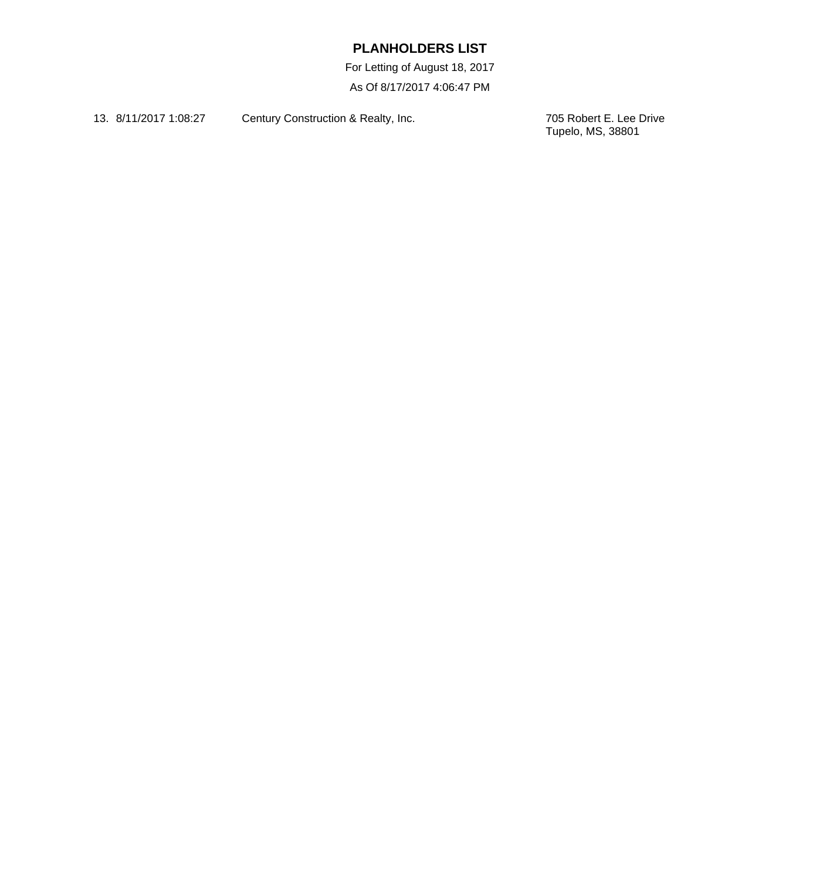**PLANHOLDERS LIST**

For Letting of August 18, 2017

As Of 8/17/2017 4:06:47 PM

| | | | |
|---|---|---|---|
| 13. | 8/11/2017 1:08:27 | Century Construction & Realty, Inc. | 705 Robert E. Lee Drive<br>Tupelo, MS, 38801 |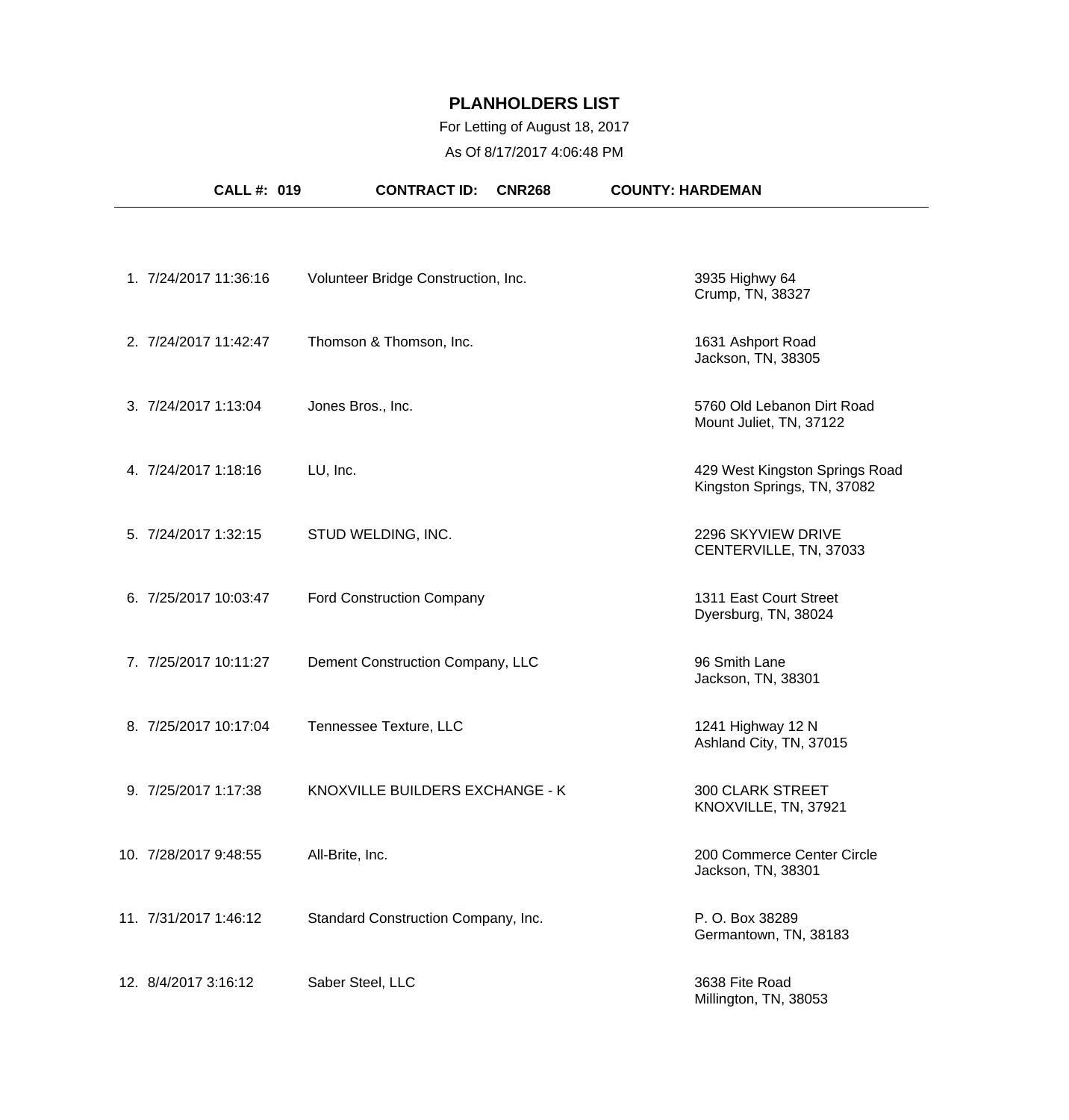# PLANHOLDERS LIST

For Letting of August 18, 2017

As Of 8/17/2017 4:06:48 PM

**CALL #: 019** **CONTRACT ID: CNR268** **COUNTY: HARDEMAN**

| # | Date/Time | Company | Address |
|---|---|---|---|
| 1. | 7/24/2017 11:36:16 | Volunteer Bridge Construction, Inc. | 3935 Highwy 64<br>Crump, TN, 38327 |
| 2. | 7/24/2017 11:42:47 | Thomson & Thomson, Inc. | 1631 Ashport Road<br>Jackson, TN, 38305 |
| 3. | 7/24/2017 1:13:04 | Jones Bros., Inc. | 5760 Old Lebanon Dirt Road<br>Mount Juliet, TN, 37122 |
| 4. | 7/24/2017 1:18:16 | LU, Inc. | 429 West Kingston Springs Road<br>Kingston Springs, TN, 37082 |
| 5. | 7/24/2017 1:32:15 | STUD WELDING, INC. | 2296 SKYVIEW DRIVE<br>CENTERVILLE, TN, 37033 |
| 6. | 7/25/2017 10:03:47 | Ford Construction Company | 1311 East Court Street<br>Dyersburg, TN, 38024 |
| 7. | 7/25/2017 10:11:27 | Dement Construction Company, LLC | 96 Smith Lane<br>Jackson, TN, 38301 |
| 8. | 7/25/2017 10:17:04 | Tennessee Texture, LLC | 1241 Highway 12 N<br>Ashland City, TN, 37015 |
| 9. | 7/25/2017 1:17:38 | KNOXVILLE BUILDERS EXCHANGE - K | 300 CLARK STREET<br>KNOXVILLE, TN, 37921 |
| 10. | 7/28/2017 9:48:55 | All-Brite, Inc. | 200 Commerce Center Circle<br>Jackson, TN, 38301 |
| 11. | 7/31/2017 1:46:12 | Standard Construction Company, Inc. | P. O. Box 38289<br>Germantown, TN, 38183 |
| 12. | 8/4/2017 3:16:12 | Saber Steel, LLC | 3638 Fite Road<br>Millington, TN, 38053 |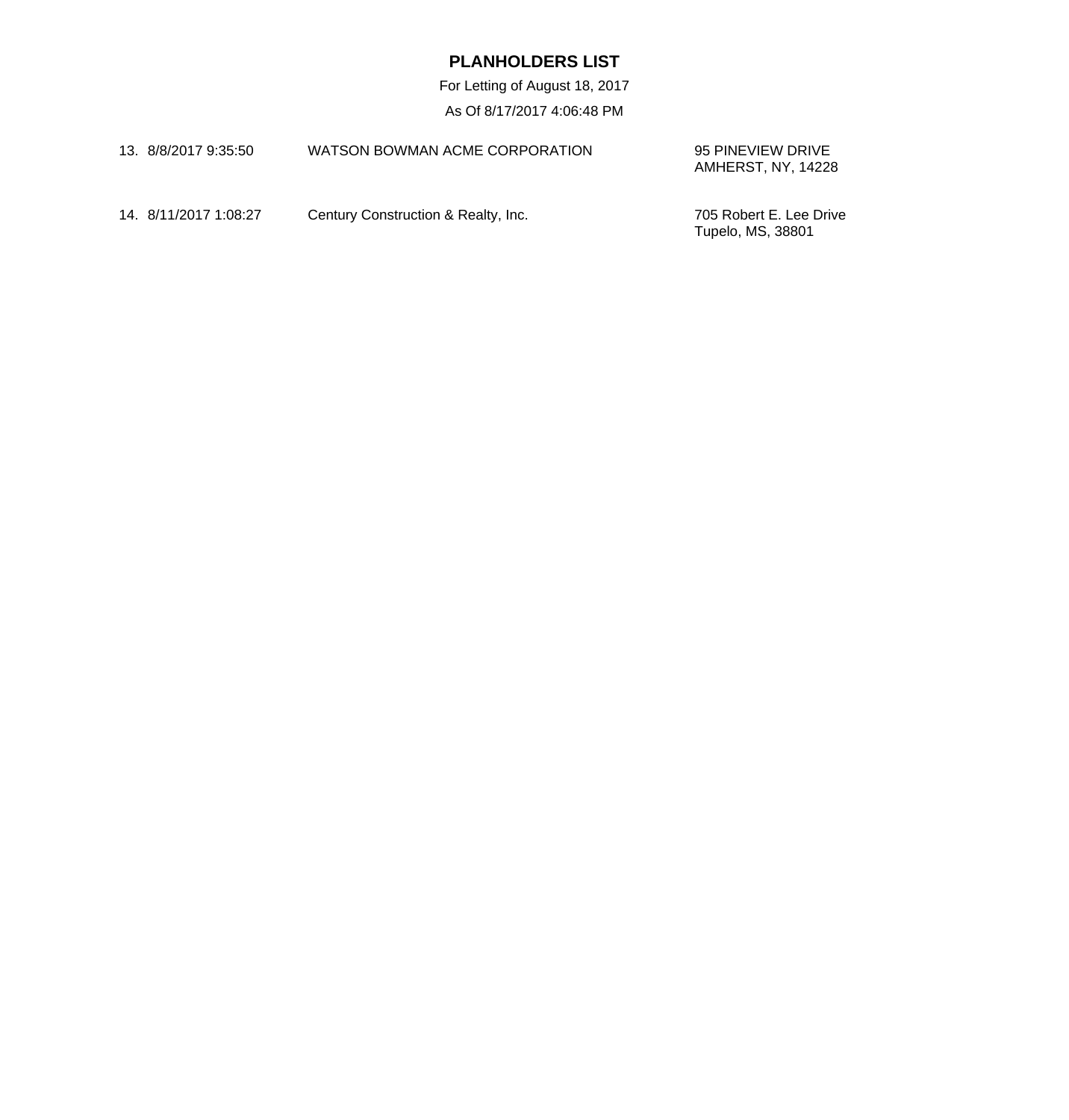**PLANHOLDERS LIST**

For Letting of August 18, 2017

As Of 8/17/2017 4:06:48 PM

| # | Date/Time | Name | Address |
|---|---|---|---|
| 13. | 8/8/2017 9:35:50 | WATSON BOWMAN ACME CORPORATION | 95 PINEVIEW DRIVE<br>AMHERST, NY, 14228 |
| 14. | 8/11/2017 1:08:27 | Century Construction & Realty, Inc. | 705 Robert E. Lee Drive<br>Tupelo, MS, 38801 |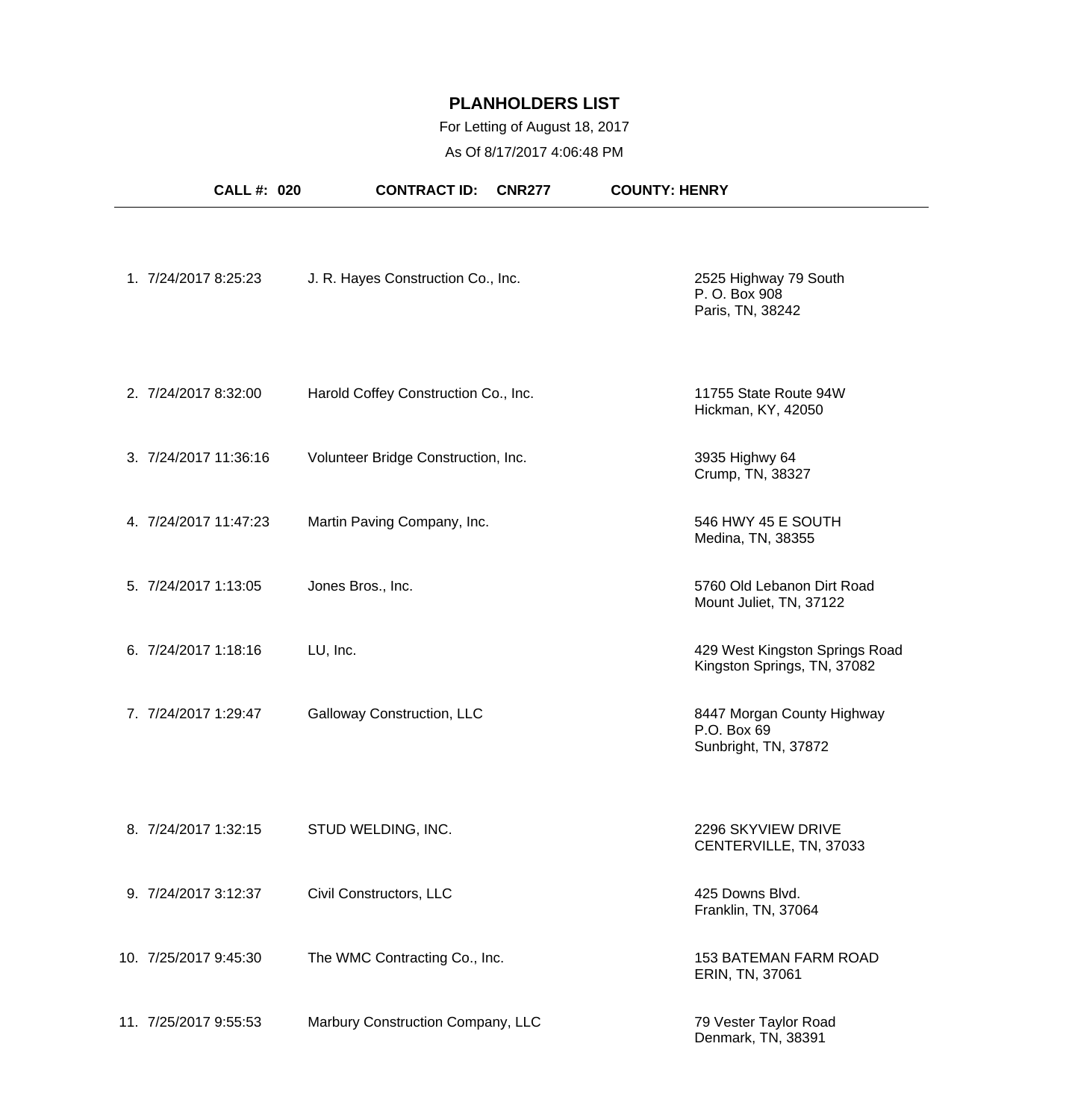# PLANHOLDERS LIST

For Letting of August 18, 2017

As Of 8/17/2017 4:06:48 PM

**CALL #: 020** **CONTRACT ID: CNR277** **COUNTY: HENRY**

| # | Date/Time | Company | Address |
|---|---|---|---|
| 1. | 7/24/2017 8:25:23 | J. R. Hayes Construction Co., Inc. | 2525 Highway 79 South<br>P. O. Box 908<br>Paris, TN, 38242 |
| 2. | 7/24/2017 8:32:00 | Harold Coffey Construction Co., Inc. | 11755 State Route 94W<br>Hickman, KY, 42050 |
| 3. | 7/24/2017 11:36:16 | Volunteer Bridge Construction, Inc. | 3935 Highwy 64<br>Crump, TN, 38327 |
| 4. | 7/24/2017 11:47:23 | Martin Paving Company, Inc. | 546 HWY 45 E SOUTH<br>Medina, TN, 38355 |
| 5. | 7/24/2017 1:13:05 | Jones Bros., Inc. | 5760 Old Lebanon Dirt Road<br>Mount Juliet, TN, 37122 |
| 6. | 7/24/2017 1:18:16 | LU, Inc. | 429 West Kingston Springs Road<br>Kingston Springs, TN, 37082 |
| 7. | 7/24/2017 1:29:47 | Galloway Construction, LLC | 8447 Morgan County Highway<br>P.O. Box 69<br>Sunbright, TN, 37872 |
| 8. | 7/24/2017 1:32:15 | STUD WELDING, INC. | 2296 SKYVIEW DRIVE<br>CENTERVILLE, TN, 37033 |
| 9. | 7/24/2017 3:12:37 | Civil Constructors, LLC | 425 Downs Blvd.<br>Franklin, TN, 37064 |
| 10. | 7/25/2017 9:45:30 | The WMC Contracting Co., Inc. | 153 BATEMAN FARM ROAD<br>ERIN, TN, 37061 |
| 11. | 7/25/2017 9:55:53 | Marbury Construction Company, LLC | 79 Vester Taylor Road<br>Denmark, TN, 38391 |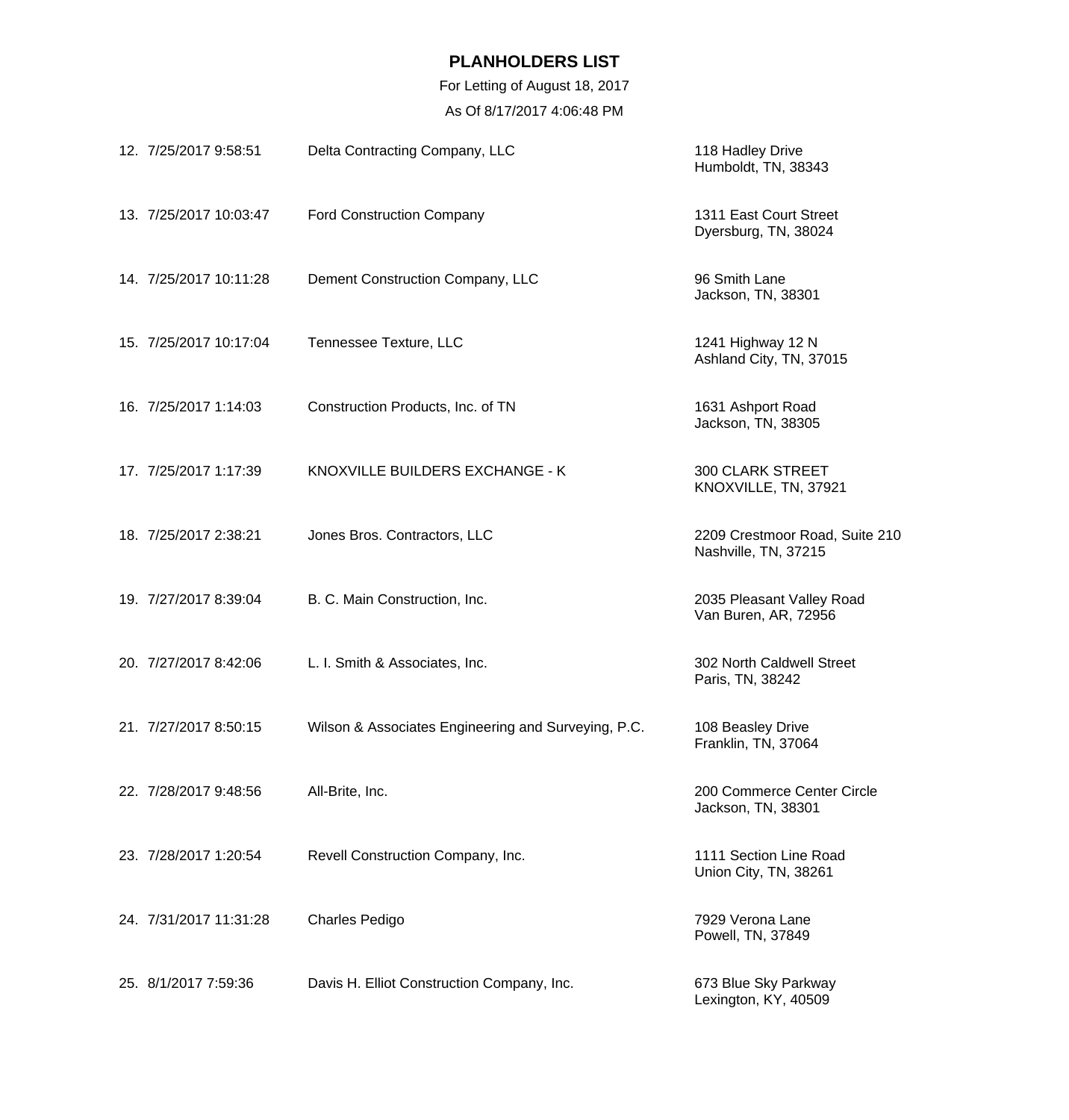# PLANHOLDERS LIST

For Letting of August 18, 2017

As Of 8/17/2017 4:06:48 PM

| No. | Date/Time | Name | Address |
|---|---|---|---|
| 12. | 7/25/2017 9:58:51 | Delta Contracting Company, LLC | 118 Hadley Drive<br>Humboldt, TN, 38343 |
| 13. | 7/25/2017 10:03:47 | Ford Construction Company | 1311 East Court Street<br>Dyersburg, TN, 38024 |
| 14. | 7/25/2017 10:11:28 | Dement Construction Company, LLC | 96 Smith Lane<br>Jackson, TN, 38301 |
| 15. | 7/25/2017 10:17:04 | Tennessee Texture, LLC | 1241 Highway 12 N<br>Ashland City, TN, 37015 |
| 16. | 7/25/2017 1:14:03 | Construction Products, Inc. of TN | 1631 Ashport Road<br>Jackson, TN, 38305 |
| 17. | 7/25/2017 1:17:39 | KNOXVILLE BUILDERS EXCHANGE - K | 300 CLARK STREET<br>KNOXVILLE, TN, 37921 |
| 18. | 7/25/2017 2:38:21 | Jones Bros. Contractors, LLC | 2209 Crestmoor Road, Suite 210<br>Nashville, TN, 37215 |
| 19. | 7/27/2017 8:39:04 | B. C. Main Construction, Inc. | 2035 Pleasant Valley Road<br>Van Buren, AR, 72956 |
| 20. | 7/27/2017 8:42:06 | L. I. Smith & Associates, Inc. | 302 North Caldwell Street<br>Paris, TN, 38242 |
| 21. | 7/27/2017 8:50:15 | Wilson & Associates Engineering and Surveying, P.C. | 108 Beasley Drive<br>Franklin, TN, 37064 |
| 22. | 7/28/2017 9:48:56 | All-Brite, Inc. | 200 Commerce Center Circle<br>Jackson, TN, 38301 |
| 23. | 7/28/2017 1:20:54 | Revell Construction Company, Inc. | 1111 Section Line Road<br>Union City, TN, 38261 |
| 24. | 7/31/2017 11:31:28 | Charles Pedigo | 7929 Verona Lane<br>Powell, TN, 37849 |
| 25. | 8/1/2017 7:59:36 | Davis H. Elliot Construction Company, Inc. | 673 Blue Sky Parkway<br>Lexington, KY, 40509 |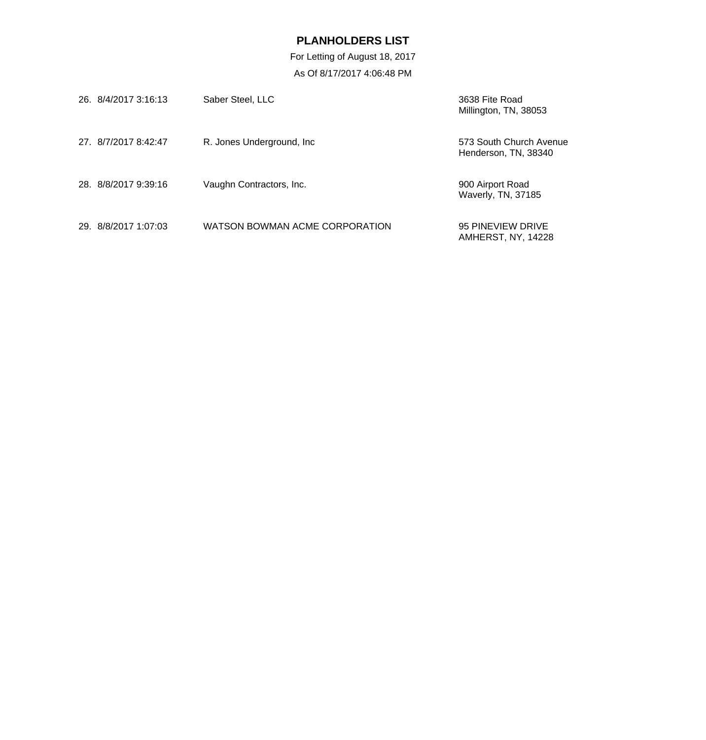# PLANHOLDERS LIST

For Letting of August 18, 2017

As Of 8/17/2017 4:06:48 PM

| No. | Date/Time | Name | Address |
|---|---|---|---|
| 26. | 8/4/2017 3:16:13 | Saber Steel, LLC | 3638 Fite Road<br>Millington, TN, 38053 |
| 27. | 8/7/2017 8:42:47 | R. Jones Underground, Inc | 573 South Church Avenue<br>Henderson, TN, 38340 |
| 28. | 8/8/2017 9:39:16 | Vaughn Contractors, Inc. | 900 Airport Road<br>Waverly, TN, 37185 |
| 29. | 8/8/2017 1:07:03 | WATSON BOWMAN ACME CORPORATION | 95 PINEVIEW DRIVE<br>AMHERST, NY, 14228 |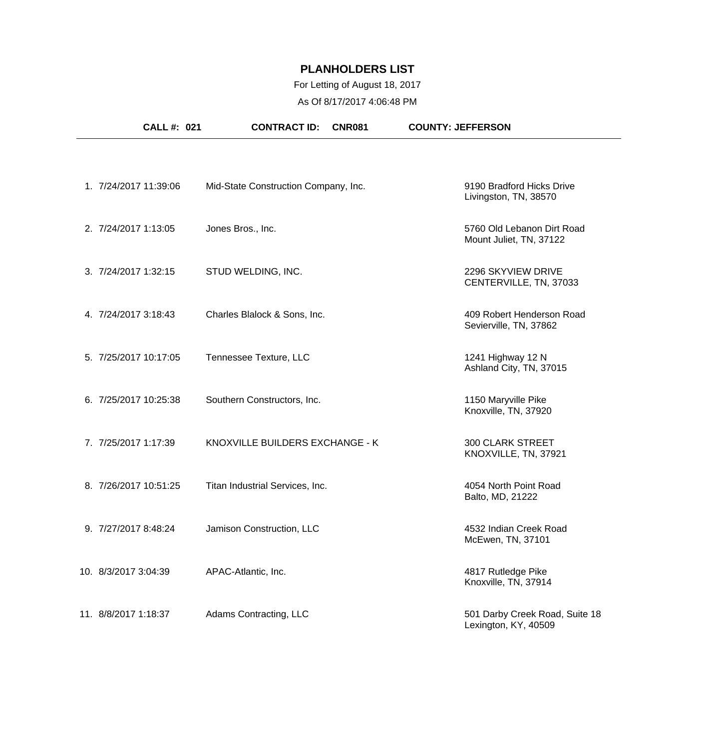# PLANHOLDERS LIST

For Letting of August 18, 2017

As Of 8/17/2017 4:06:48 PM

**CALL #: 021** **CONTRACT ID: CNR081** **COUNTY: JEFFERSON**

---

| # | Date/Time | Name | Address |
|---|---|---|---|
| 1. | 7/24/2017 11:39:06 | Mid-State Construction Company, Inc. | 9190 Bradford Hicks Drive<br>Livingston, TN, 38570 |
| 2. | 7/24/2017 1:13:05 | Jones Bros., Inc. | 5760 Old Lebanon Dirt Road<br>Mount Juliet, TN, 37122 |
| 3. | 7/24/2017 1:32:15 | STUD WELDING, INC. | 2296 SKYVIEW DRIVE<br>CENTERVILLE, TN, 37033 |
| 4. | 7/24/2017 3:18:43 | Charles Blalock & Sons, Inc. | 409 Robert Henderson Road<br>Sevierville, TN, 37862 |
| 5. | 7/25/2017 10:17:05 | Tennessee Texture, LLC | 1241 Highway 12 N<br>Ashland City, TN, 37015 |
| 6. | 7/25/2017 10:25:38 | Southern Constructors, Inc. | 1150 Maryville Pike<br>Knoxville, TN, 37920 |
| 7. | 7/25/2017 1:17:39 | KNOXVILLE BUILDERS EXCHANGE - K | 300 CLARK STREET<br>KNOXVILLE, TN, 37921 |
| 8. | 7/26/2017 10:51:25 | Titan Industrial Services, Inc. | 4054 North Point Road<br>Balto, MD, 21222 |
| 9. | 7/27/2017 8:48:24 | Jamison Construction, LLC | 4532 Indian Creek Road<br>McEwen, TN, 37101 |
| 10. | 8/3/2017 3:04:39 | APAC-Atlantic, Inc. | 4817 Rutledge Pike<br>Knoxville, TN, 37914 |
| 11. | 8/8/2017 1:18:37 | Adams Contracting, LLC | 501 Darby Creek Road, Suite 18<br>Lexington, KY, 40509 |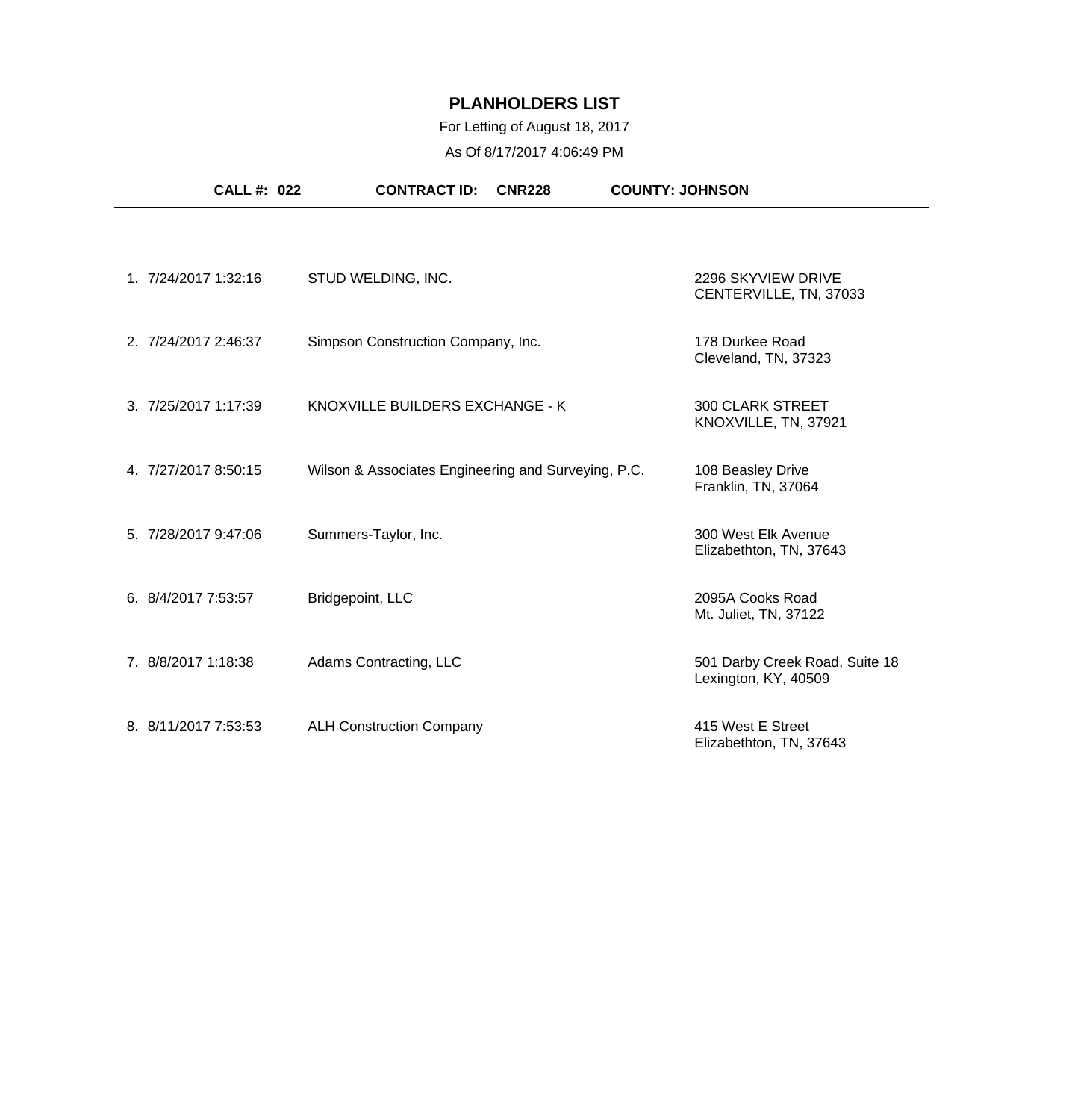# PLANHOLDERS LIST

For Letting of August 18, 2017

As Of 8/17/2017 4:06:49 PM

**CALL #: 022** **CONTRACT ID: CNR228** **COUNTY: JOHNSON**

| # | Date/Time | Planholder | Address |
|---|---|---|---|
| 1. | 7/24/2017 1:32:16 | STUD WELDING, INC. | 2296 SKYVIEW DRIVE<br>CENTERVILLE, TN, 37033 |
| 2. | 7/24/2017 2:46:37 | Simpson Construction Company, Inc. | 178 Durkee Road<br>Cleveland, TN, 37323 |
| 3. | 7/25/2017 1:17:39 | KNOXVILLE BUILDERS EXCHANGE - K | 300 CLARK STREET<br>KNOXVILLE, TN, 37921 |
| 4. | 7/27/2017 8:50:15 | Wilson & Associates Engineering and Surveying, P.C. | 108 Beasley Drive<br>Franklin, TN, 37064 |
| 5. | 7/28/2017 9:47:06 | Summers-Taylor, Inc. | 300 West Elk Avenue<br>Elizabethton, TN, 37643 |
| 6. | 8/4/2017 7:53:57 | Bridgepoint, LLC | 2095A Cooks Road<br>Mt. Juliet, TN, 37122 |
| 7. | 8/8/2017 1:18:38 | Adams Contracting, LLC | 501 Darby Creek Road, Suite 18<br>Lexington, KY, 40509 |
| 8. | 8/11/2017 7:53:53 | ALH Construction Company | 415 West E Street<br>Elizabethton, TN, 37643 |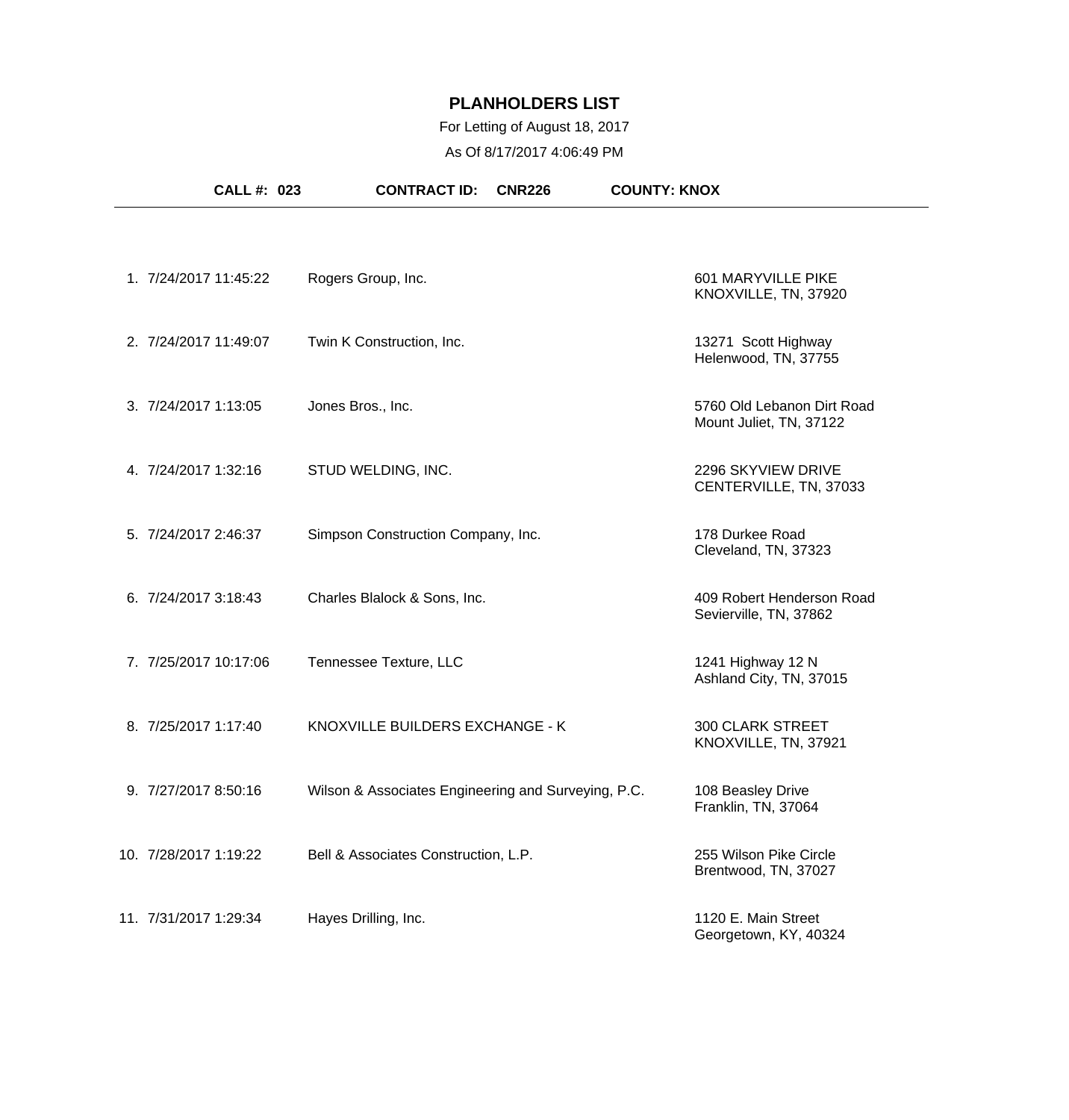# PLANHOLDERS LIST

For Letting of August 18, 2017

As Of 8/17/2017 4:06:49 PM

**CALL #: 023** **CONTRACT ID: CNR226** **COUNTY: KNOX**

| # | Date/Time | Planholder | Address |
|---|---|---|---|
| 1. | 7/24/2017 11:45:22 | Rogers Group, Inc. | 601 MARYVILLE PIKE<br>KNOXVILLE, TN, 37920 |
| 2. | 7/24/2017 11:49:07 | Twin K Construction, Inc. | 13271 Scott Highway<br>Helenwood, TN, 37755 |
| 3. | 7/24/2017 1:13:05 | Jones Bros., Inc. | 5760 Old Lebanon Dirt Road<br>Mount Juliet, TN, 37122 |
| 4. | 7/24/2017 1:32:16 | STUD WELDING, INC. | 2296 SKYVIEW DRIVE<br>CENTERVILLE, TN, 37033 |
| 5. | 7/24/2017 2:46:37 | Simpson Construction Company, Inc. | 178 Durkee Road<br>Cleveland, TN, 37323 |
| 6. | 7/24/2017 3:18:43 | Charles Blalock & Sons, Inc. | 409 Robert Henderson Road<br>Sevierville, TN, 37862 |
| 7. | 7/25/2017 10:17:06 | Tennessee Texture, LLC | 1241 Highway 12 N<br>Ashland City, TN, 37015 |
| 8. | 7/25/2017 1:17:40 | KNOXVILLE BUILDERS EXCHANGE - K | 300 CLARK STREET<br>KNOXVILLE, TN, 37921 |
| 9. | 7/27/2017 8:50:16 | Wilson & Associates Engineering and Surveying, P.C. | 108 Beasley Drive<br>Franklin, TN, 37064 |
| 10. | 7/28/2017 1:19:22 | Bell & Associates Construction, L.P. | 255 Wilson Pike Circle<br>Brentwood, TN, 37027 |
| 11. | 7/31/2017 1:29:34 | Hayes Drilling, Inc. | 1120 E. Main Street<br>Georgetown, KY, 40324 |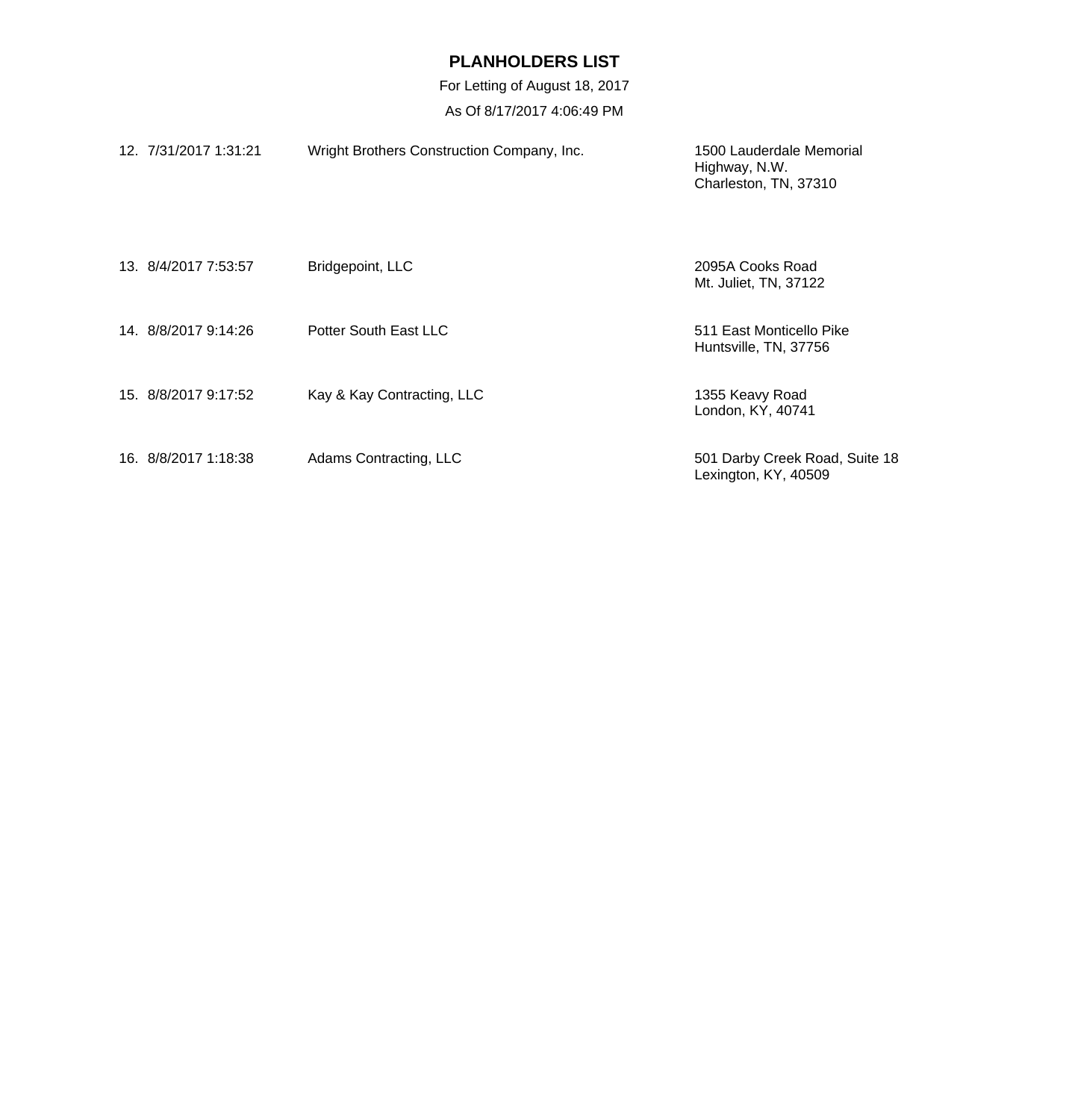# PLANHOLDERS LIST

For Letting of August 18, 2017

As Of 8/17/2017 4:06:49 PM

| | | | |
|---|---|---|---|
| 12. | 7/31/2017 1:31:21 | Wright Brothers Construction Company, Inc. | 1500 Lauderdale Memorial Highway, N.W. Charleston, TN, 37310 |
| 13. | 8/4/2017 7:53:57 | Bridgepoint, LLC | 2095A Cooks Road Mt. Juliet, TN, 37122 |
| 14. | 8/8/2017 9:14:26 | Potter South East LLC | 511 East Monticello Pike Huntsville, TN, 37756 |
| 15. | 8/8/2017 9:17:52 | Kay & Kay Contracting, LLC | 1355 Keavy Road London, KY, 40741 |
| 16. | 8/8/2017 1:18:38 | Adams Contracting, LLC | 501 Darby Creek Road, Suite 18 Lexington, KY, 40509 |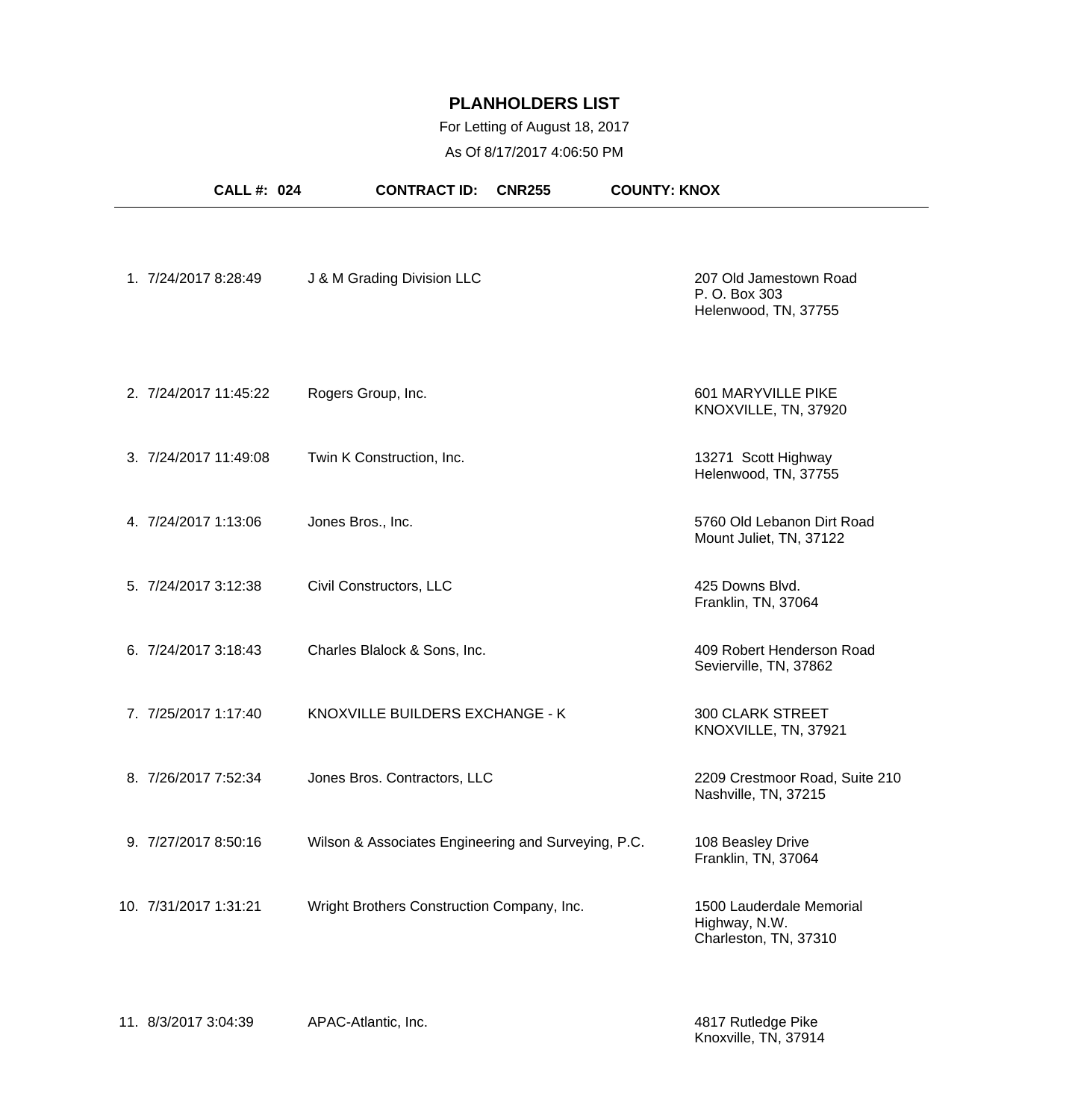# PLANHOLDERS LIST

For Letting of August 18, 2017

As Of 8/17/2017 4:06:50 PM

**CALL #: 024** **CONTRACT ID: CNR255** **COUNTY: KNOX**

| # | Date/Time | Name | Address |
|---|---|---|---|
| 1. | 7/24/2017 8:28:49 | J & M Grading Division LLC | 207 Old Jamestown Road<br>P. O. Box 303<br>Helenwood, TN, 37755 |
| 2. | 7/24/2017 11:45:22 | Rogers Group, Inc. | 601 MARYVILLE PIKE<br>KNOXVILLE, TN, 37920 |
| 3. | 7/24/2017 11:49:08 | Twin K Construction, Inc. | 13271 Scott Highway<br>Helenwood, TN, 37755 |
| 4. | 7/24/2017 1:13:06 | Jones Bros., Inc. | 5760 Old Lebanon Dirt Road<br>Mount Juliet, TN, 37122 |
| 5. | 7/24/2017 3:12:38 | Civil Constructors, LLC | 425 Downs Blvd.<br>Franklin, TN, 37064 |
| 6. | 7/24/2017 3:18:43 | Charles Blalock & Sons, Inc. | 409 Robert Henderson Road<br>Sevierville, TN, 37862 |
| 7. | 7/25/2017 1:17:40 | KNOXVILLE BUILDERS EXCHANGE - K | 300 CLARK STREET<br>KNOXVILLE, TN, 37921 |
| 8. | 7/26/2017 7:52:34 | Jones Bros. Contractors, LLC | 2209 Crestmoor Road, Suite 210<br>Nashville, TN, 37215 |
| 9. | 7/27/2017 8:50:16 | Wilson & Associates Engineering and Surveying, P.C. | 108 Beasley Drive<br>Franklin, TN, 37064 |
| 10. | 7/31/2017 1:31:21 | Wright Brothers Construction Company, Inc. | 1500 Lauderdale Memorial Highway, N.W.<br>Charleston, TN, 37310 |
| 11. | 8/3/2017 3:04:39 | APAC-Atlantic, Inc. | 4817 Rutledge Pike<br>Knoxville, TN, 37914 |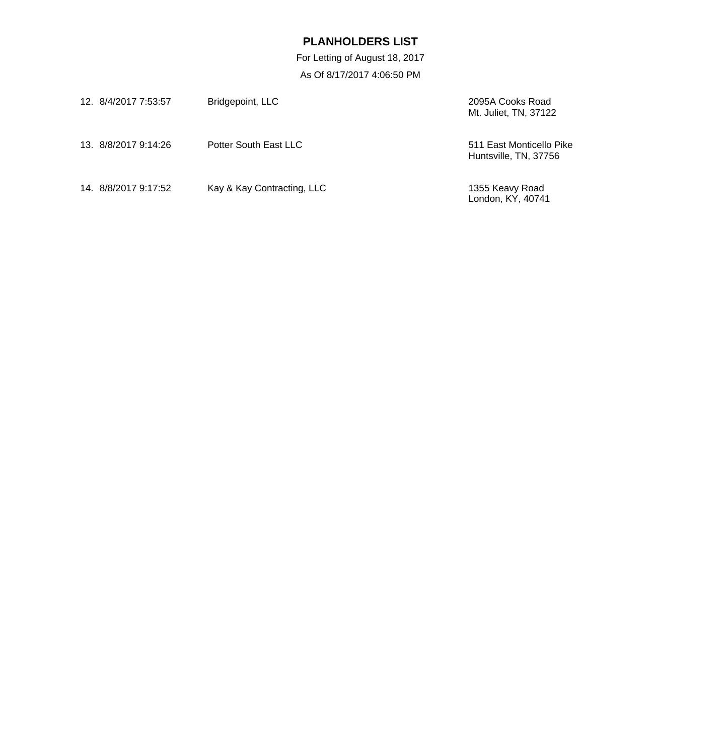# PLANHOLDERS LIST

For Letting of August 18, 2017

As Of 8/17/2017 4:06:50 PM

| # | Date/Time | Company | Address |
|---|---|---|---|
| 12. | 8/4/2017 7:53:57 | Bridgepoint, LLC | 2095A Cooks Road<br>Mt. Juliet, TN, 37122 |
| 13. | 8/8/2017 9:14:26 | Potter South East LLC | 511 East Monticello Pike<br>Huntsville, TN, 37756 |
| 14. | 8/8/2017 9:17:52 | Kay & Kay Contracting, LLC | 1355 Keavy Road<br>London, KY, 40741 |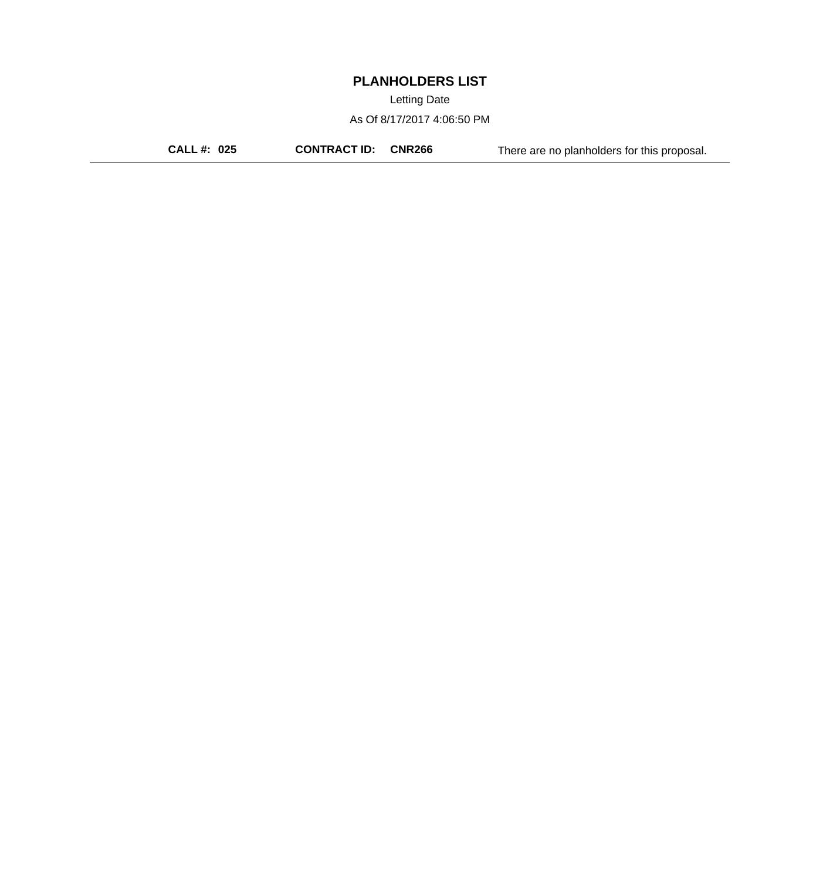# PLANHOLDERS LIST

Letting Date

As Of 8/17/2017 4:06:50 PM

**CALL #: 025** **CONTRACT ID: CNR266** There are no planholders for this proposal.

---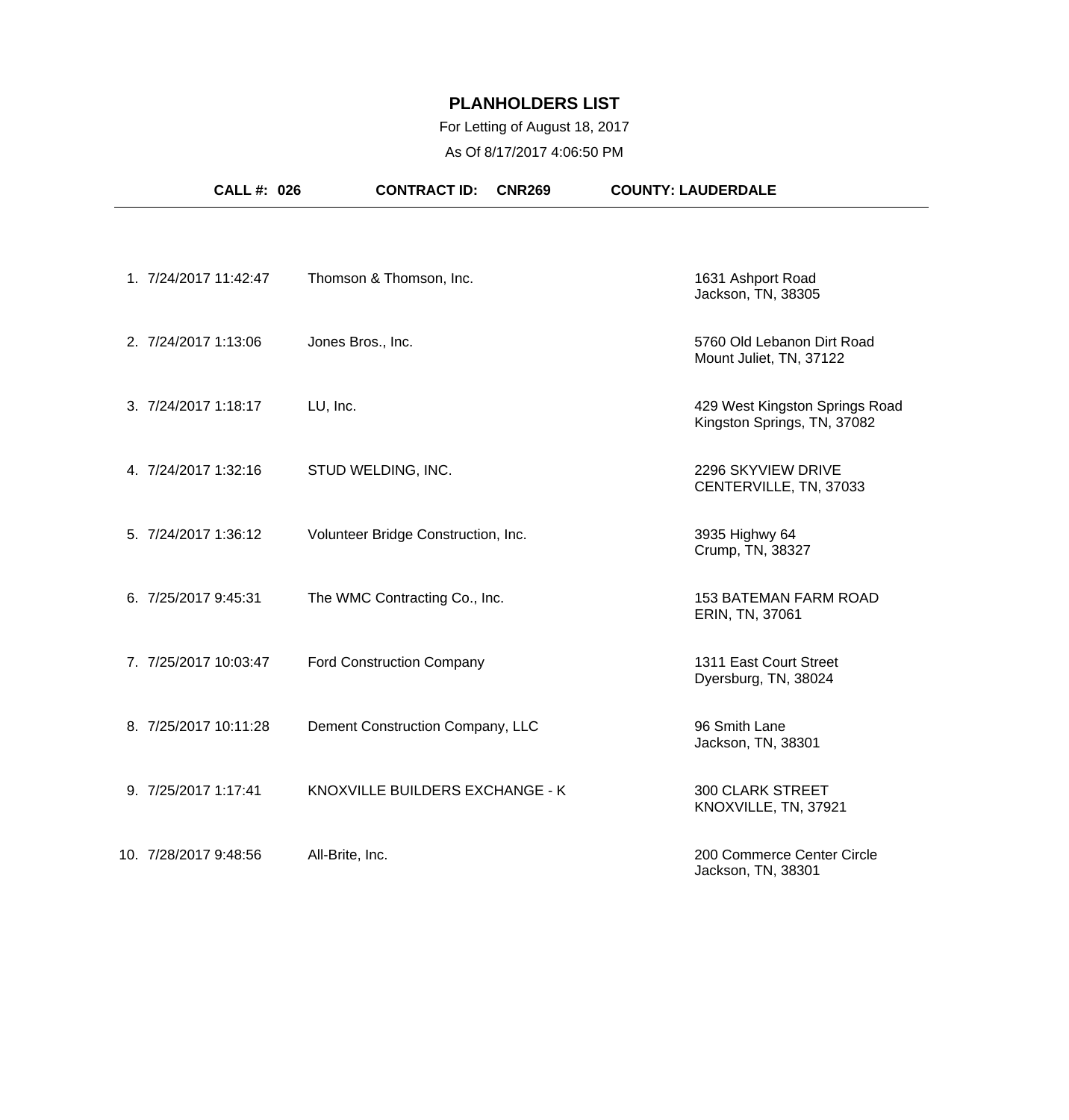# PLANHOLDERS LIST

For Letting of August 18, 2017

As Of 8/17/2017 4:06:50 PM

**CALL #: 026** **CONTRACT ID: CNR269** **COUNTY: LAUDERDALE**

| # | Date/Time | Company | Address |
|---|---|---|---|
| 1. | 7/24/2017 11:42:47 | Thomson & Thomson, Inc. | 1631 Ashport Road<br>Jackson, TN, 38305 |
| 2. | 7/24/2017 1:13:06 | Jones Bros., Inc. | 5760 Old Lebanon Dirt Road<br>Mount Juliet, TN, 37122 |
| 3. | 7/24/2017 1:18:17 | LU, Inc. | 429 West Kingston Springs Road<br>Kingston Springs, TN, 37082 |
| 4. | 7/24/2017 1:32:16 | STUD WELDING, INC. | 2296 SKYVIEW DRIVE<br>CENTERVILLE, TN, 37033 |
| 5. | 7/24/2017 1:36:12 | Volunteer Bridge Construction, Inc. | 3935 Highwy 64<br>Crump, TN, 38327 |
| 6. | 7/25/2017 9:45:31 | The WMC Contracting Co., Inc. | 153 BATEMAN FARM ROAD<br>ERIN, TN, 37061 |
| 7. | 7/25/2017 10:03:47 | Ford Construction Company | 1311 East Court Street<br>Dyersburg, TN, 38024 |
| 8. | 7/25/2017 10:11:28 | Dement Construction Company, LLC | 96 Smith Lane<br>Jackson, TN, 38301 |
| 9. | 7/25/2017 1:17:41 | KNOXVILLE BUILDERS EXCHANGE - K | 300 CLARK STREET<br>KNOXVILLE, TN, 37921 |
| 10. | 7/28/2017 9:48:56 | All-Brite, Inc. | 200 Commerce Center Circle<br>Jackson, TN, 38301 |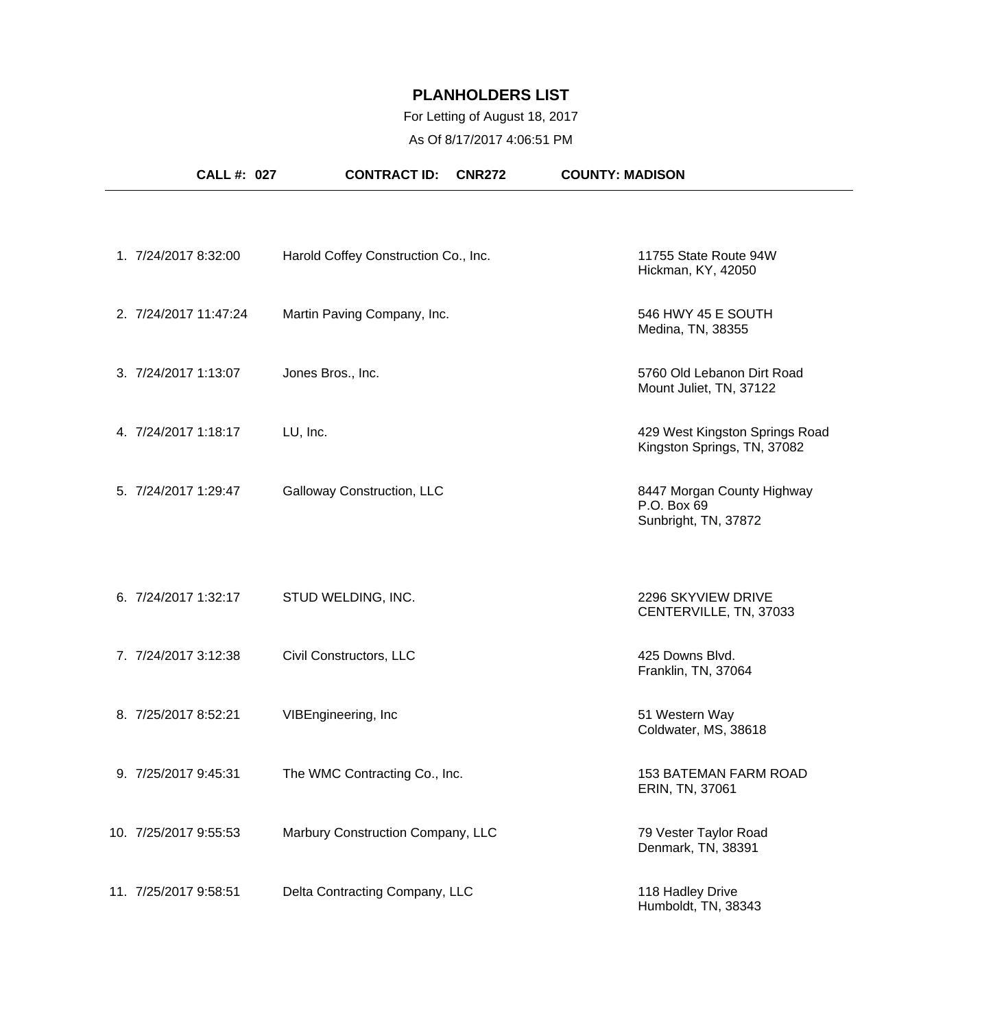# PLANHOLDERS LIST

For Letting of August 18, 2017

As Of 8/17/2017 4:06:51 PM

**CALL #: 027** **CONTRACT ID: CNR272** **COUNTY: MADISON**

---

| # | Date/Time | Company | Address |
|---|---|---|---|
| 1. | 7/24/2017 8:32:00 | Harold Coffey Construction Co., Inc. | 11755 State Route 94W<br>Hickman, KY, 42050 |
| 2. | 7/24/2017 11:47:24 | Martin Paving Company, Inc. | 546 HWY 45 E SOUTH<br>Medina, TN, 38355 |
| 3. | 7/24/2017 1:13:07 | Jones Bros., Inc. | 5760 Old Lebanon Dirt Road<br>Mount Juliet, TN, 37122 |
| 4. | 7/24/2017 1:18:17 | LU, Inc. | 429 West Kingston Springs Road<br>Kingston Springs, TN, 37082 |
| 5. | 7/24/2017 1:29:47 | Galloway Construction, LLC | 8447 Morgan County Highway<br>P.O. Box 69<br>Sunbright, TN, 37872 |
| 6. | 7/24/2017 1:32:17 | STUD WELDING, INC. | 2296 SKYVIEW DRIVE<br>CENTERVILLE, TN, 37033 |
| 7. | 7/24/2017 3:12:38 | Civil Constructors, LLC | 425 Downs Blvd.<br>Franklin, TN, 37064 |
| 8. | 7/25/2017 8:52:21 | VIBEngineering, Inc | 51 Western Way<br>Coldwater, MS, 38618 |
| 9. | 7/25/2017 9:45:31 | The WMC Contracting Co., Inc. | 153 BATEMAN FARM ROAD<br>ERIN, TN, 37061 |
| 10. | 7/25/2017 9:55:53 | Marbury Construction Company, LLC | 79 Vester Taylor Road<br>Denmark, TN, 38391 |
| 11. | 7/25/2017 9:58:51 | Delta Contracting Company, LLC | 118 Hadley Drive<br>Humboldt, TN, 38343 |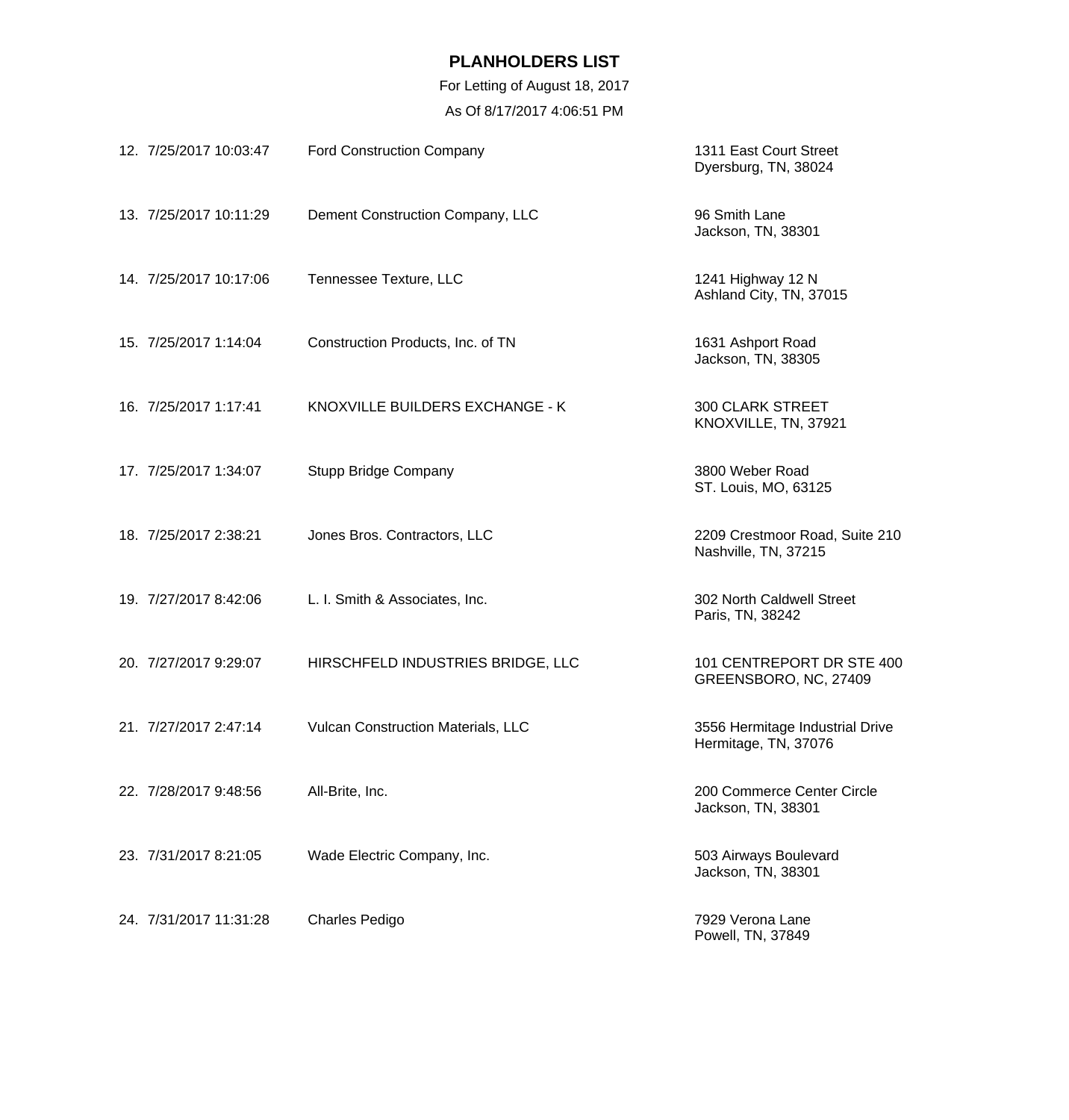# PLANHOLDERS LIST

For Letting of August 18, 2017

As Of 8/17/2017 4:06:51 PM

| # | Date/Time | Company | Address |
|---|---|---|---|
| 12. | 7/25/2017 10:03:47 | Ford Construction Company | 1311 East Court Street<br>Dyersburg, TN, 38024 |
| 13. | 7/25/2017 10:11:29 | Dement Construction Company, LLC | 96 Smith Lane<br>Jackson, TN, 38301 |
| 14. | 7/25/2017 10:17:06 | Tennessee Texture, LLC | 1241 Highway 12 N<br>Ashland City, TN, 37015 |
| 15. | 7/25/2017 1:14:04 | Construction Products, Inc. of TN | 1631 Ashport Road<br>Jackson, TN, 38305 |
| 16. | 7/25/2017 1:17:41 | KNOXVILLE BUILDERS EXCHANGE - K | 300 CLARK STREET<br>KNOXVILLE, TN, 37921 |
| 17. | 7/25/2017 1:34:07 | Stupp Bridge Company | 3800 Weber Road<br>ST. Louis, MO, 63125 |
| 18. | 7/25/2017 2:38:21 | Jones Bros. Contractors, LLC | 2209 Crestmoor Road, Suite 210<br>Nashville, TN, 37215 |
| 19. | 7/27/2017 8:42:06 | L. I. Smith & Associates, Inc. | 302 North Caldwell Street<br>Paris, TN, 38242 |
| 20. | 7/27/2017 9:29:07 | HIRSCHFELD INDUSTRIES BRIDGE, LLC | 101 CENTREPORT DR STE 400<br>GREENSBORO, NC, 27409 |
| 21. | 7/27/2017 2:47:14 | Vulcan Construction Materials, LLC | 3556 Hermitage Industrial Drive<br>Hermitage, TN, 37076 |
| 22. | 7/28/2017 9:48:56 | All-Brite, Inc. | 200 Commerce Center Circle<br>Jackson, TN, 38301 |
| 23. | 7/31/2017 8:21:05 | Wade Electric Company, Inc. | 503 Airways Boulevard<br>Jackson, TN, 38301 |
| 24. | 7/31/2017 11:31:28 | Charles Pedigo | 7929 Verona Lane<br>Powell, TN, 37849 |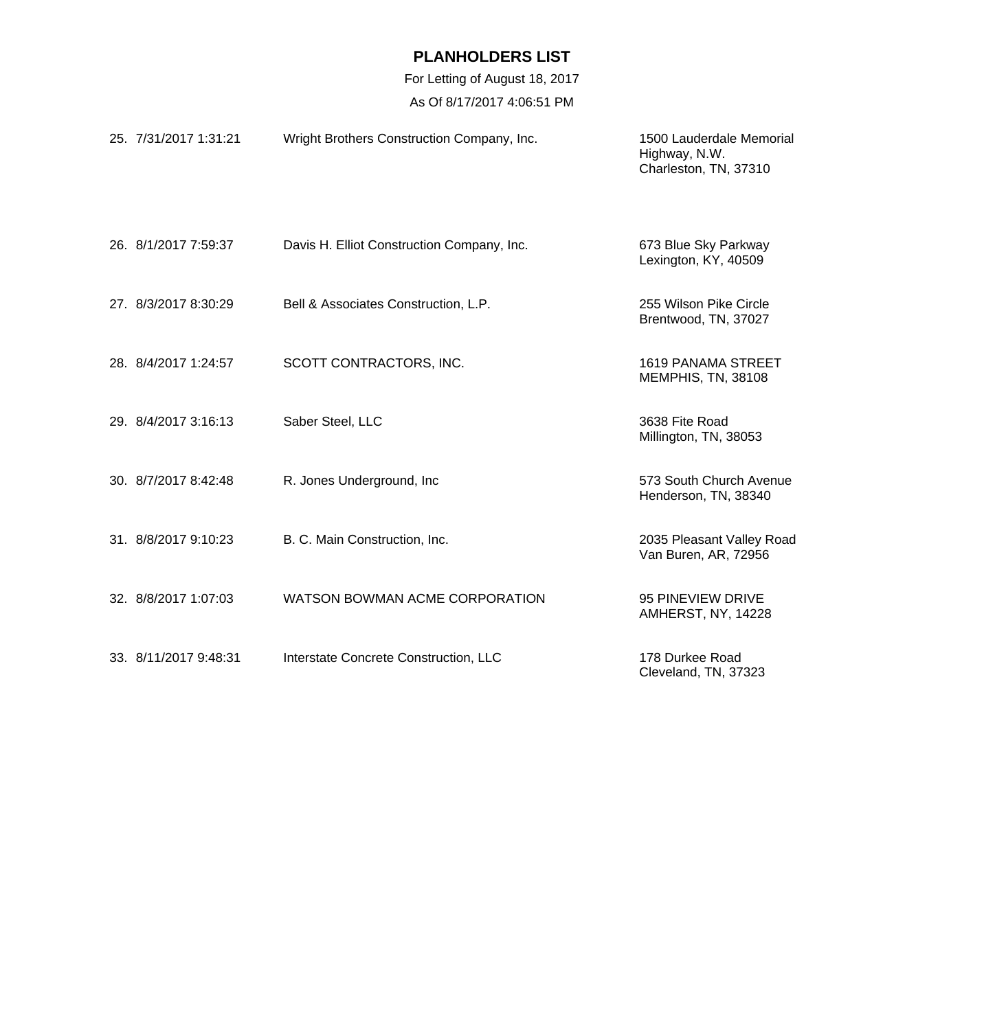# PLANHOLDERS LIST

For Letting of August 18, 2017

As Of 8/17/2017 4:06:51 PM

| # | Date/Time | Company | Address |
|---|---|---|---|
| 25. | 7/31/2017 1:31:21 | Wright Brothers Construction Company, Inc. | 1500 Lauderdale Memorial Highway, N.W.<br>Charleston, TN, 37310 |
| 26. | 8/1/2017 7:59:37 | Davis H. Elliot Construction Company, Inc. | 673 Blue Sky Parkway<br>Lexington, KY, 40509 |
| 27. | 8/3/2017 8:30:29 | Bell & Associates Construction, L.P. | 255 Wilson Pike Circle<br>Brentwood, TN, 37027 |
| 28. | 8/4/2017 1:24:57 | SCOTT CONTRACTORS, INC. | 1619 PANAMA STREET<br>MEMPHIS, TN, 38108 |
| 29. | 8/4/2017 3:16:13 | Saber Steel, LLC | 3638 Fite Road<br>Millington, TN, 38053 |
| 30. | 8/7/2017 8:42:48 | R. Jones Underground, Inc | 573 South Church Avenue<br>Henderson, TN, 38340 |
| 31. | 8/8/2017 9:10:23 | B. C. Main Construction, Inc. | 2035 Pleasant Valley Road<br>Van Buren, AR, 72956 |
| 32. | 8/8/2017 1:07:03 | WATSON BOWMAN ACME CORPORATION | 95 PINEVIEW DRIVE<br>AMHERST, NY, 14228 |
| 33. | 8/11/2017 9:48:31 | Interstate Concrete Construction, LLC | 178 Durkee Road<br>Cleveland, TN, 37323 |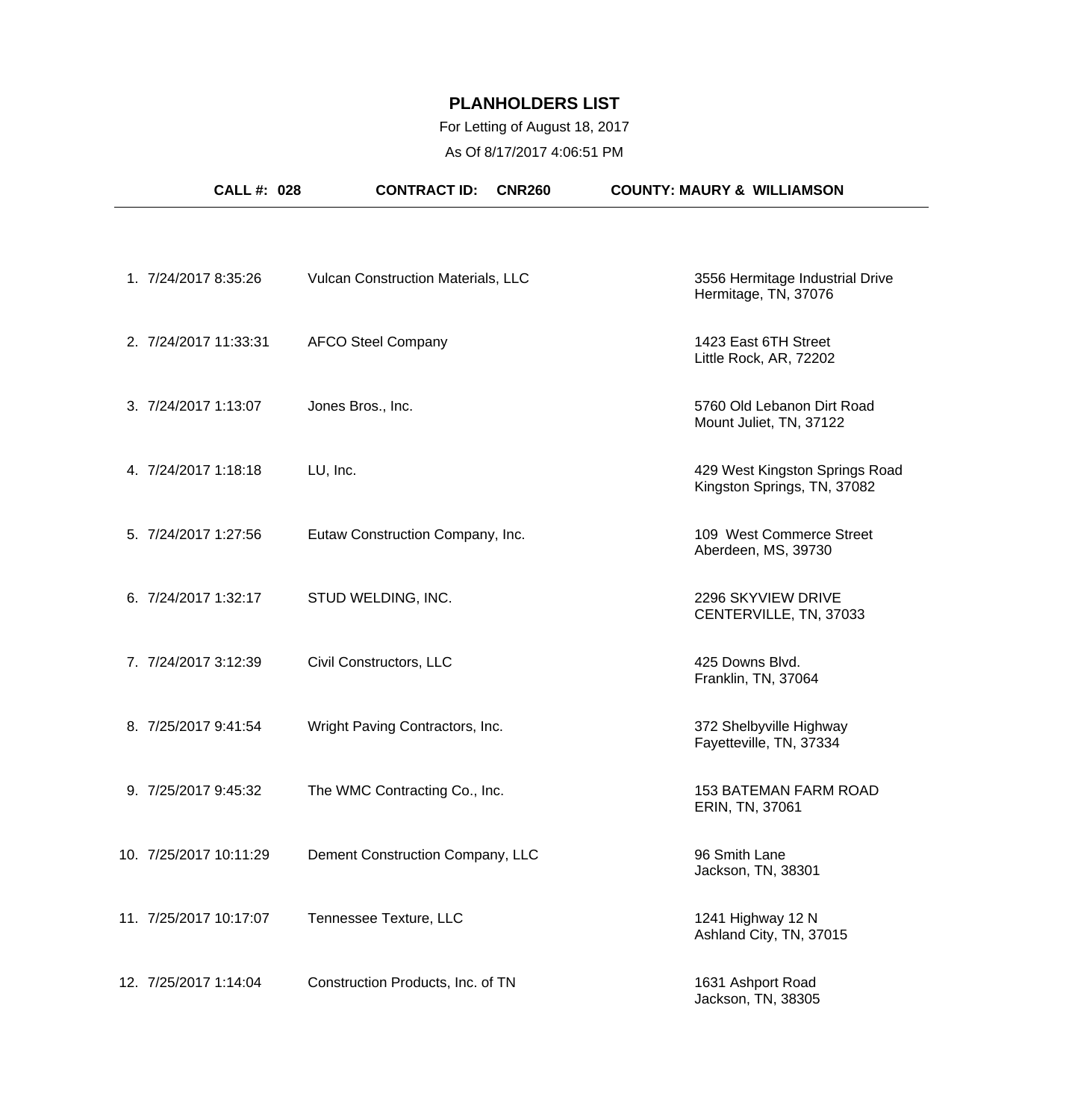# PLANHOLDERS LIST

For Letting of August 18, 2017

As Of 8/17/2017 4:06:51 PM

**CALL #: 028** **CONTRACT ID: CNR260** **COUNTY: MAURY & WILLIAMSON**

| # | Date/Time | Company | Address |
|---|---|---|---|
| 1. | 7/24/2017 8:35:26 | Vulcan Construction Materials, LLC | 3556 Hermitage Industrial Drive<br>Hermitage, TN, 37076 |
| 2. | 7/24/2017 11:33:31 | AFCO Steel Company | 1423 East 6TH Street<br>Little Rock, AR, 72202 |
| 3. | 7/24/2017 1:13:07 | Jones Bros., Inc. | 5760 Old Lebanon Dirt Road<br>Mount Juliet, TN, 37122 |
| 4. | 7/24/2017 1:18:18 | LU, Inc. | 429 West Kingston Springs Road<br>Kingston Springs, TN, 37082 |
| 5. | 7/24/2017 1:27:56 | Eutaw Construction Company, Inc. | 109 West Commerce Street<br>Aberdeen, MS, 39730 |
| 6. | 7/24/2017 1:32:17 | STUD WELDING, INC. | 2296 SKYVIEW DRIVE<br>CENTERVILLE, TN, 37033 |
| 7. | 7/24/2017 3:12:39 | Civil Constructors, LLC | 425 Downs Blvd.<br>Franklin, TN, 37064 |
| 8. | 7/25/2017 9:41:54 | Wright Paving Contractors, Inc. | 372 Shelbyville Highway<br>Fayetteville, TN, 37334 |
| 9. | 7/25/2017 9:45:32 | The WMC Contracting Co., Inc. | 153 BATEMAN FARM ROAD<br>ERIN, TN, 37061 |
| 10. | 7/25/2017 10:11:29 | Dement Construction Company, LLC | 96 Smith Lane<br>Jackson, TN, 38301 |
| 11. | 7/25/2017 10:17:07 | Tennessee Texture, LLC | 1241 Highway 12 N<br>Ashland City, TN, 37015 |
| 12. | 7/25/2017 1:14:04 | Construction Products, Inc. of TN | 1631 Ashport Road<br>Jackson, TN, 38305 |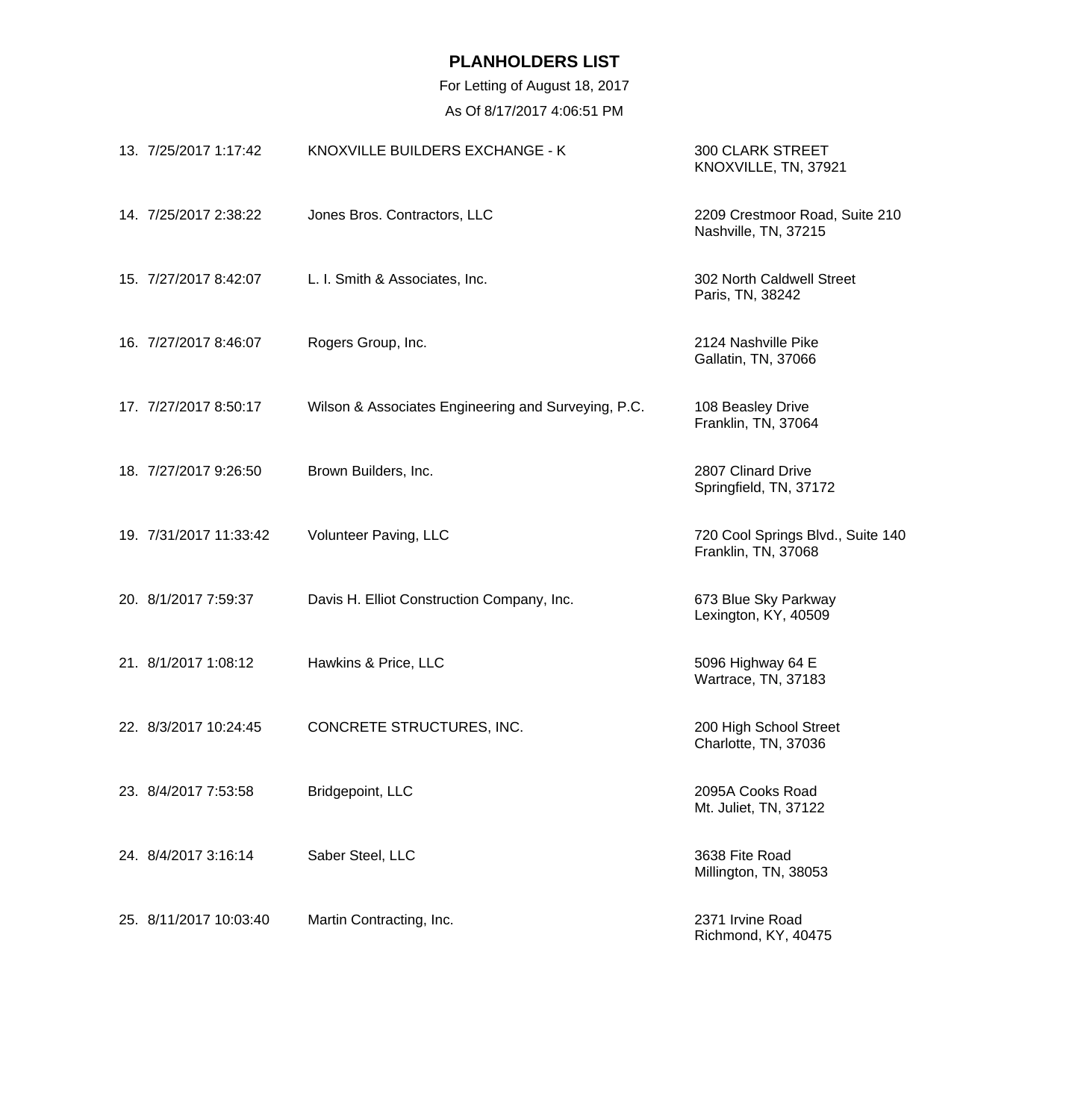# PLANHOLDERS LIST

For Letting of August 18, 2017

As Of 8/17/2017 4:06:51 PM

| # | Date/Time | Company | Address |
|---|---|---|---|
| 13. | 7/25/2017 1:17:42 | KNOXVILLE BUILDERS EXCHANGE - K | 300 CLARK STREET<br>KNOXVILLE, TN, 37921 |
| 14. | 7/25/2017 2:38:22 | Jones Bros. Contractors, LLC | 2209 Crestmoor Road, Suite 210<br>Nashville, TN, 37215 |
| 15. | 7/27/2017 8:42:07 | L. I. Smith & Associates, Inc. | 302 North Caldwell Street<br>Paris, TN, 38242 |
| 16. | 7/27/2017 8:46:07 | Rogers Group, Inc. | 2124 Nashville Pike<br>Gallatin, TN, 37066 |
| 17. | 7/27/2017 8:50:17 | Wilson & Associates Engineering and Surveying, P.C. | 108 Beasley Drive<br>Franklin, TN, 37064 |
| 18. | 7/27/2017 9:26:50 | Brown Builders, Inc. | 2807 Clinard Drive<br>Springfield, TN, 37172 |
| 19. | 7/31/2017 11:33:42 | Volunteer Paving, LLC | 720 Cool Springs Blvd., Suite 140<br>Franklin, TN, 37068 |
| 20. | 8/1/2017 7:59:37 | Davis H. Elliot Construction Company, Inc. | 673 Blue Sky Parkway<br>Lexington, KY, 40509 |
| 21. | 8/1/2017 1:08:12 | Hawkins & Price, LLC | 5096 Highway 64 E<br>Wartrace, TN, 37183 |
| 22. | 8/3/2017 10:24:45 | CONCRETE STRUCTURES, INC. | 200 High School Street<br>Charlotte, TN, 37036 |
| 23. | 8/4/2017 7:53:58 | Bridgepoint, LLC | 2095A Cooks Road<br>Mt. Juliet, TN, 37122 |
| 24. | 8/4/2017 3:16:14 | Saber Steel, LLC | 3638 Fite Road<br>Millington, TN, 38053 |
| 25. | 8/11/2017 10:03:40 | Martin Contracting, Inc. | 2371 Irvine Road<br>Richmond, KY, 40475 |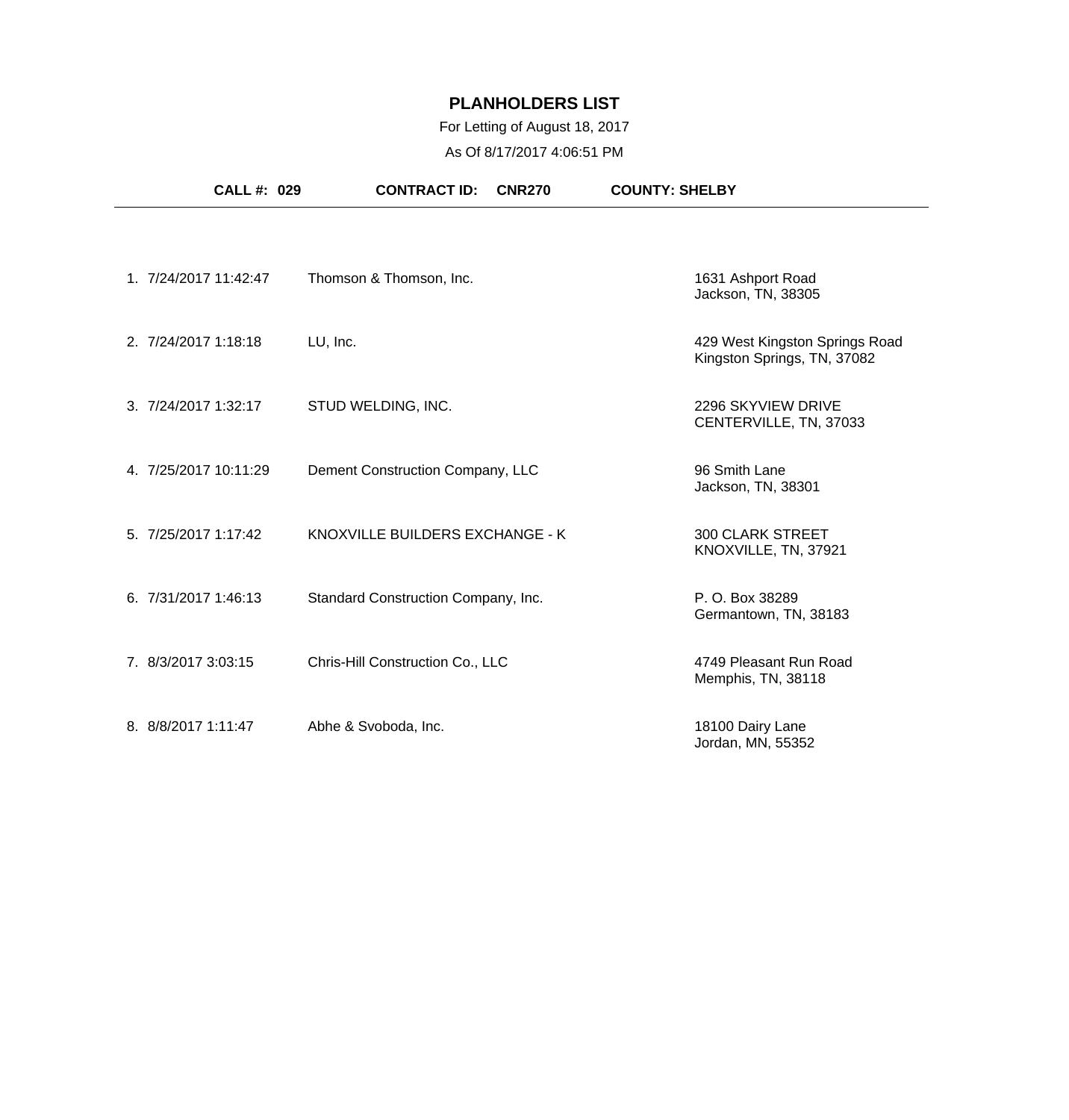# PLANHOLDERS LIST

For Letting of August 18, 2017

As Of 8/17/2017 4:06:51 PM

**CALL #: 029** **CONTRACT ID: CNR270** **COUNTY: SHELBY**

| # | Date/Time | Company | Address |
|---|---|---|---|
| 1. | 7/24/2017 11:42:47 | Thomson & Thomson, Inc. | 1631 Ashport Road<br>Jackson, TN, 38305 |
| 2. | 7/24/2017 1:18:18 | LU, Inc. | 429 West Kingston Springs Road<br>Kingston Springs, TN, 37082 |
| 3. | 7/24/2017 1:32:17 | STUD WELDING, INC. | 2296 SKYVIEW DRIVE<br>CENTERVILLE, TN, 37033 |
| 4. | 7/25/2017 10:11:29 | Dement Construction Company, LLC | 96 Smith Lane<br>Jackson, TN, 38301 |
| 5. | 7/25/2017 1:17:42 | KNOXVILLE BUILDERS EXCHANGE - K | 300 CLARK STREET<br>KNOXVILLE, TN, 37921 |
| 6. | 7/31/2017 1:46:13 | Standard Construction Company, Inc. | P. O. Box 38289<br>Germantown, TN, 38183 |
| 7. | 8/3/2017 3:03:15 | Chris-Hill Construction Co., LLC | 4749 Pleasant Run Road<br>Memphis, TN, 38118 |
| 8. | 8/8/2017 1:11:47 | Abhe & Svoboda, Inc. | 18100 Dairy Lane<br>Jordan, MN, 55352 |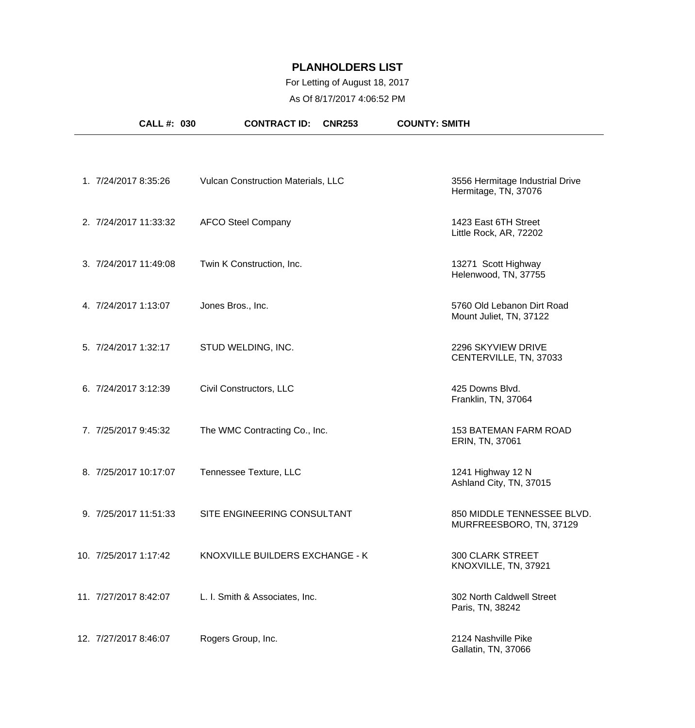# PLANHOLDERS LIST

For Letting of August 18, 2017

As Of 8/17/2017 4:06:52 PM

**CALL #: 030** **CONTRACT ID: CNR253** **COUNTY: SMITH**

| # | Date/Time | Company | Address |
|---|---|---|---|
| 1. | 7/24/2017 8:35:26 | Vulcan Construction Materials, LLC | 3556 Hermitage Industrial Drive<br>Hermitage, TN, 37076 |
| 2. | 7/24/2017 11:33:32 | AFCO Steel Company | 1423 East 6TH Street<br>Little Rock, AR, 72202 |
| 3. | 7/24/2017 11:49:08 | Twin K Construction, Inc. | 13271 Scott Highway<br>Helenwood, TN, 37755 |
| 4. | 7/24/2017 1:13:07 | Jones Bros., Inc. | 5760 Old Lebanon Dirt Road<br>Mount Juliet, TN, 37122 |
| 5. | 7/24/2017 1:32:17 | STUD WELDING, INC. | 2296 SKYVIEW DRIVE<br>CENTERVILLE, TN, 37033 |
| 6. | 7/24/2017 3:12:39 | Civil Constructors, LLC | 425 Downs Blvd.<br>Franklin, TN, 37064 |
| 7. | 7/25/2017 9:45:32 | The WMC Contracting Co., Inc. | 153 BATEMAN FARM ROAD<br>ERIN, TN, 37061 |
| 8. | 7/25/2017 10:17:07 | Tennessee Texture, LLC | 1241 Highway 12 N<br>Ashland City, TN, 37015 |
| 9. | 7/25/2017 11:51:33 | SITE ENGINEERING CONSULTANT | 850 MIDDLE TENNESSEE BLVD.<br>MURFREESBORO, TN, 37129 |
| 10. | 7/25/2017 1:17:42 | KNOXVILLE BUILDERS EXCHANGE - K | 300 CLARK STREET<br>KNOXVILLE, TN, 37921 |
| 11. | 7/27/2017 8:42:07 | L. I. Smith & Associates, Inc. | 302 North Caldwell Street<br>Paris, TN, 38242 |
| 12. | 7/27/2017 8:46:07 | Rogers Group, Inc. | 2124 Nashville Pike<br>Gallatin, TN, 37066 |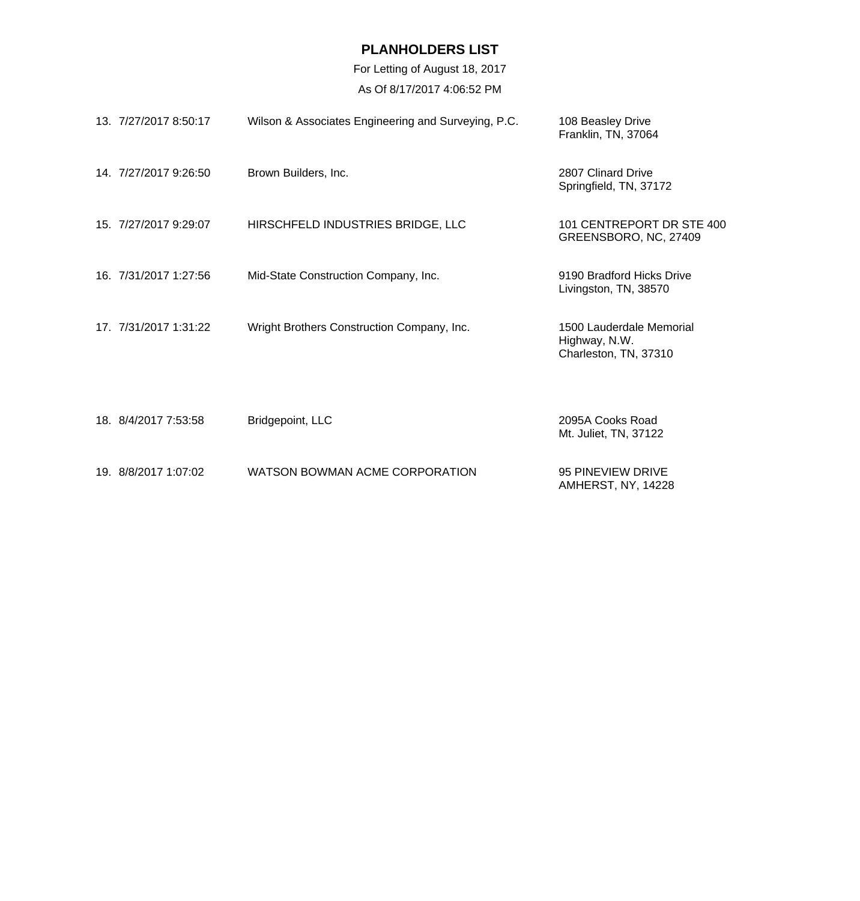## PLANHOLDERS LIST

For Letting of August 18, 2017

As Of 8/17/2017 4:06:52 PM

| | | | |
|---|---|---|---|
| 13. | 7/27/2017 8:50:17 | Wilson & Associates Engineering and Surveying, P.C. | 108 Beasley Drive<br>Franklin, TN, 37064 |
| 14. | 7/27/2017 9:26:50 | Brown Builders, Inc. | 2807 Clinard Drive<br>Springfield, TN, 37172 |
| 15. | 7/27/2017 9:29:07 | HIRSCHFELD INDUSTRIES BRIDGE, LLC | 101 CENTREPORT DR STE 400<br>GREENSBORO, NC, 27409 |
| 16. | 7/31/2017 1:27:56 | Mid-State Construction Company, Inc. | 9190 Bradford Hicks Drive<br>Livingston, TN, 38570 |
| 17. | 7/31/2017 1:31:22 | Wright Brothers Construction Company, Inc. | 1500 Lauderdale Memorial Highway, N.W.<br>Charleston, TN, 37310 |
| 18. | 8/4/2017 7:53:58 | Bridgepoint, LLC | 2095A Cooks Road<br>Mt. Juliet, TN, 37122 |
| 19. | 8/8/2017 1:07:02 | WATSON BOWMAN ACME CORPORATION | 95 PINEVIEW DRIVE<br>AMHERST, NY, 14228 |